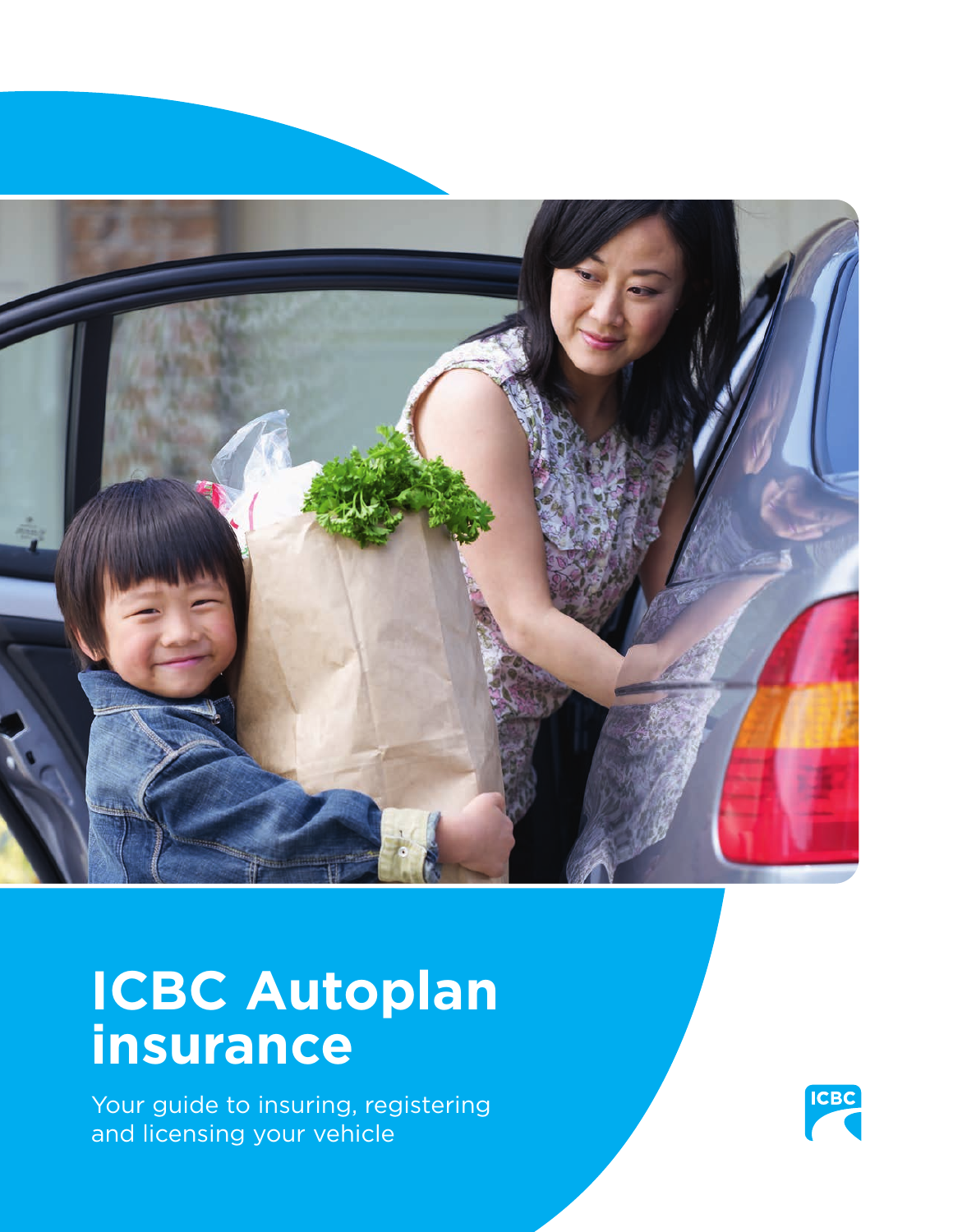# ICBC Autoplan insurance

Your guide to insuring, registering and licensing your vehicle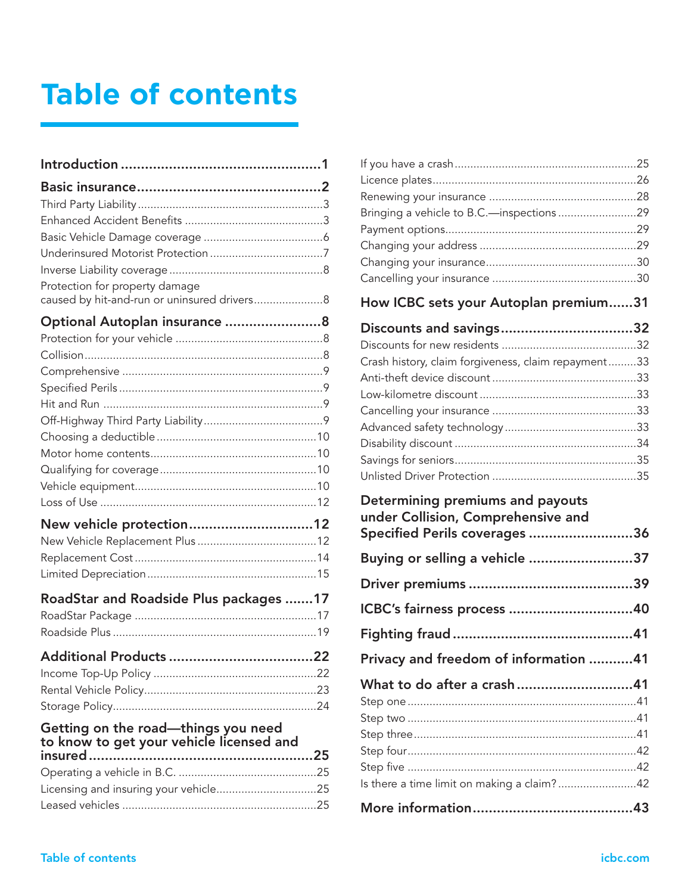# Table of contents

**Introduction** .................................................1

**Basic insurance** .............................................2

- Third Party Liability ...........................................3
- Enhanced Accident Benefits ............................3
- Basic Vehicle Damage coverage ......................6
- Underinsured Motorist Protection ....................7
- Inverse Liability coverage .................................8
- Protection for property damage caused by hit-and-run or uninsured drivers ......................8

**Optional Autoplan insurance** ........................8

- Protection for your vehicle ...............................8
- Collision ............................................................8
- Comprehensive ................................................9
- Specified Perils .................................................9
- Hit and Run ......................................................9
- Off-Highway Third Party Liability ......................9
- Choosing a deductible ...................................10
- Motor home contents .....................................10
- Qualifying for coverage ..................................10
- Vehicle equipment ..........................................10
- Loss of Use .....................................................12

**New vehicle protection** ..............................12

- New Vehicle Replacement Plus ......................12
- Replacement Cost ..........................................14
- Limited Depreciation ......................................15

**RoadStar and Roadside Plus packages** .......17

- RoadStar Package ..........................................17
- Roadside Plus .................................................19

**Additional Products** ....................................22

- Income Top-Up Policy ....................................22
- Rental Vehicle Policy .......................................23
- Storage Policy .................................................24

**Getting on the road—things you need to know to get your vehicle licensed and insured** .......................................................25

- Operating a vehicle in B.C. ............................25
- Licensing and insuring your vehicle ................25
- Leased vehicles ..............................................25
- If you have a crash .........................................25
- Licence plates .................................................26
- Renewing your insurance ...............................28
- Bringing a vehicle to B.C.—inspections .........29
- Payment options .............................................29
- Changing your address ..................................29
- Changing your insurance ................................30
- Cancelling your insurance ..............................30

**How ICBC sets your Autoplan premium** ......31

**Discounts and savings** .................................32

- Discounts for new residents ...........................32
- Crash history, claim forgiveness, claim repayment .........33
- Anti-theft device discount ..............................33
- Low-kilometre discount ..................................33
- Cancelling your insurance ..............................33
- Advanced safety technology ..........................33
- Disability discount ..........................................34
- Savings for seniors ..........................................35
- Unlisted Driver Protection ..............................35

**Determining premiums and payouts under Collision, Comprehensive and Specified Perils coverages** ..........................36

**Buying or selling a vehicle** ..........................37

**Driver premiums** .........................................39

**ICBC's fairness process** ...............................40

**Fighting fraud** .............................................41

**Privacy and freedom of information** ...........41

**What to do after a crash** .............................41

- Step one ........................................................41
- Step two ........................................................41
- Step three ......................................................41
- Step four ........................................................42
- Step five ........................................................42
- Is there a time limit on making a claim? .........42

**More information** ........................................43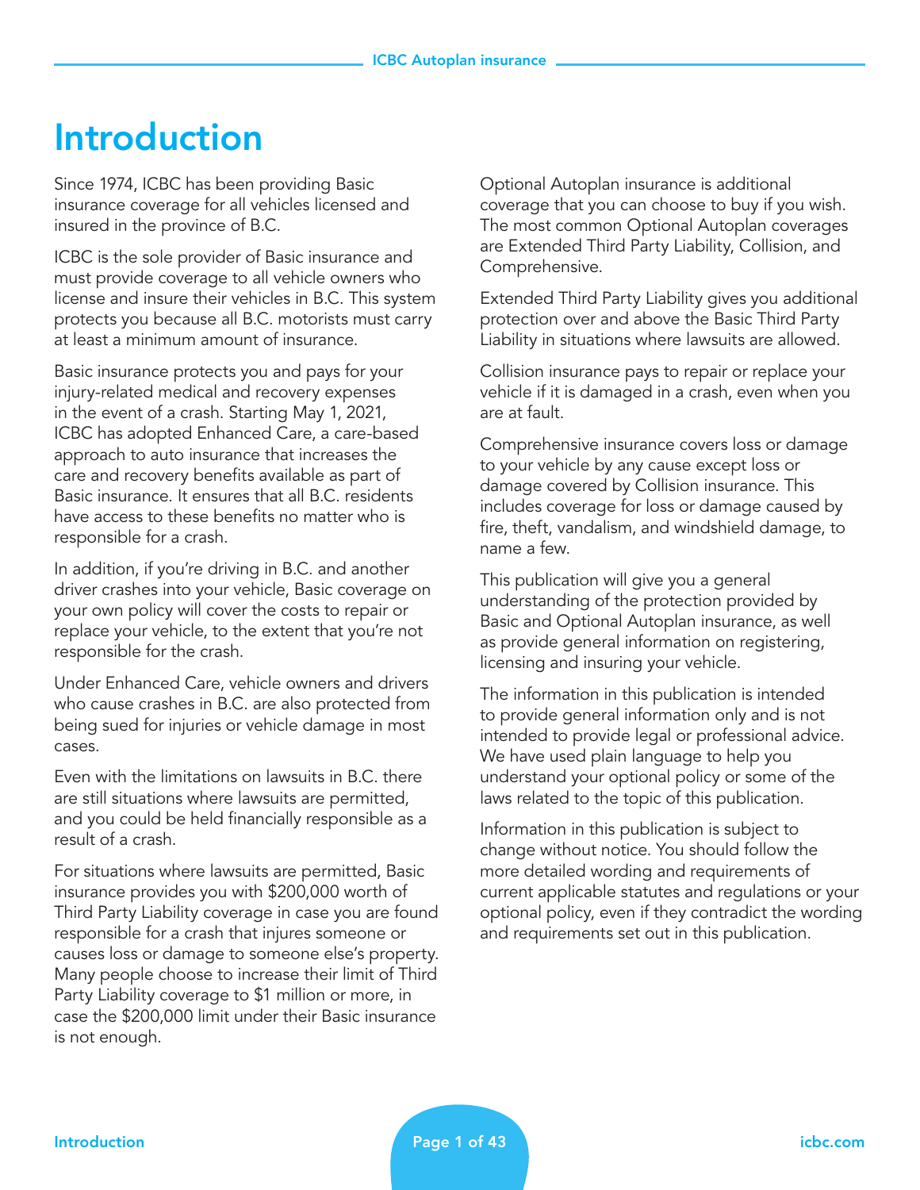# Introduction

Since 1974, ICBC has been providing Basic insurance coverage for all vehicles licensed and insured in the province of B.C.

ICBC is the sole provider of Basic insurance and must provide coverage to all vehicle owners who license and insure their vehicles in B.C. This system protects you because all B.C. motorists must carry at least a minimum amount of insurance.

Basic insurance protects you and pays for your injury-related medical and recovery expenses in the event of a crash. Starting May 1, 2021, ICBC has adopted Enhanced Care, a care-based approach to auto insurance that increases the care and recovery benefits available as part of Basic insurance. It ensures that all B.C. residents have access to these benefits no matter who is responsible for a crash.

In addition, if you're driving in B.C. and another driver crashes into your vehicle, Basic coverage on your own policy will cover the costs to repair or replace your vehicle, to the extent that you're not responsible for the crash.

Under Enhanced Care, vehicle owners and drivers who cause crashes in B.C. are also protected from being sued for injuries or vehicle damage in most cases.

Even with the limitations on lawsuits in B.C. there are still situations where lawsuits are permitted, and you could be held financially responsible as a result of a crash.

For situations where lawsuits are permitted, Basic insurance provides you with $200,000 worth of Third Party Liability coverage in case you are found responsible for a crash that injures someone or causes loss or damage to someone else's property. Many people choose to increase their limit of Third Party Liability coverage to $1 million or more, in case the $200,000 limit under their Basic insurance is not enough.

Optional Autoplan insurance is additional coverage that you can choose to buy if you wish. The most common Optional Autoplan coverages are Extended Third Party Liability, Collision, and Comprehensive.

Extended Third Party Liability gives you additional protection over and above the Basic Third Party Liability in situations where lawsuits are allowed.

Collision insurance pays to repair or replace your vehicle if it is damaged in a crash, even when you are at fault.

Comprehensive insurance covers loss or damage to your vehicle by any cause except loss or damage covered by Collision insurance. This includes coverage for loss or damage caused by fire, theft, vandalism, and windshield damage, to name a few.

This publication will give you a general understanding of the protection provided by Basic and Optional Autoplan insurance, as well as provide general information on registering, licensing and insuring your vehicle.

The information in this publication is intended to provide general information only and is not intended to provide legal or professional advice. We have used plain language to help you understand your optional policy or some of the laws related to the topic of this publication.

Information in this publication is subject to change without notice. You should follow the more detailed wording and requirements of current applicable statutes and regulations or your optional policy, even if they contradict the wording and requirements set out in this publication.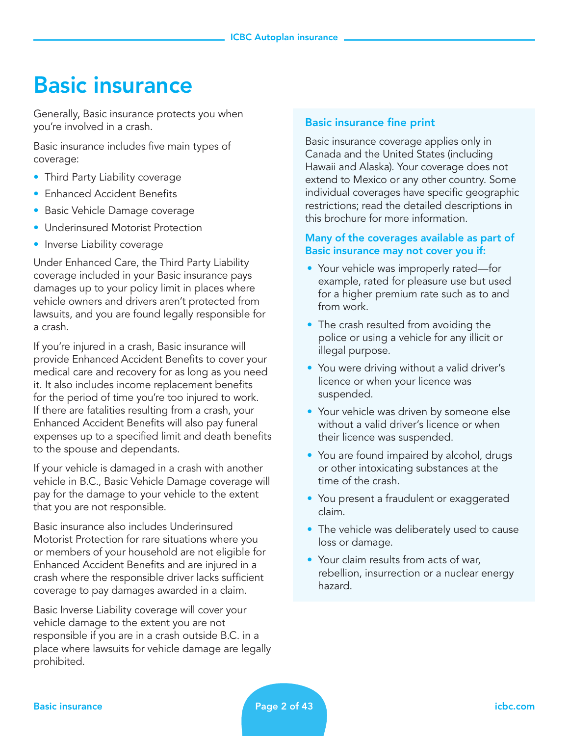# Basic insurance

Generally, Basic insurance protects you when you're involved in a crash.

Basic insurance includes five main types of coverage:

- Third Party Liability coverage
- Enhanced Accident Benefits
- Basic Vehicle Damage coverage
- Underinsured Motorist Protection
- Inverse Liability coverage

Under Enhanced Care, the Third Party Liability coverage included in your Basic insurance pays damages up to your policy limit in places where vehicle owners and drivers aren't protected from lawsuits, and you are found legally responsible for a crash.

If you're injured in a crash, Basic insurance will provide Enhanced Accident Benefits to cover your medical care and recovery for as long as you need it. It also includes income replacement benefits for the period of time you're too injured to work. If there are fatalities resulting from a crash, your Enhanced Accident Benefits will also pay funeral expenses up to a specified limit and death benefits to the spouse and dependants.

If your vehicle is damaged in a crash with another vehicle in B.C., Basic Vehicle Damage coverage will pay for the damage to your vehicle to the extent that you are not responsible.

Basic insurance also includes Underinsured Motorist Protection for rare situations where you or members of your household are not eligible for Enhanced Accident Benefits and are injured in a crash where the responsible driver lacks sufficient coverage to pay damages awarded in a claim.

Basic Inverse Liability coverage will cover your vehicle damage to the extent you are not responsible if you are in a crash outside B.C. in a place where lawsuits for vehicle damage are legally prohibited.

### Basic insurance fine print

Basic insurance coverage applies only in Canada and the United States (including Hawaii and Alaska). Your coverage does not extend to Mexico or any other country. Some individual coverages have specific geographic restrictions; read the detailed descriptions in this brochure for more information.

**Many of the coverages available as part of Basic insurance may not cover you if:**

- Your vehicle was improperly rated—for example, rated for pleasure use but used for a higher premium rate such as to and from work.
- The crash resulted from avoiding the police or using a vehicle for any illicit or illegal purpose.
- You were driving without a valid driver's licence or when your licence was suspended.
- Your vehicle was driven by someone else without a valid driver's licence or when their licence was suspended.
- You are found impaired by alcohol, drugs or other intoxicating substances at the time of the crash.
- You present a fraudulent or exaggerated claim.
- The vehicle was deliberately used to cause loss or damage.
- Your claim results from acts of war, rebellion, insurrection or a nuclear energy hazard.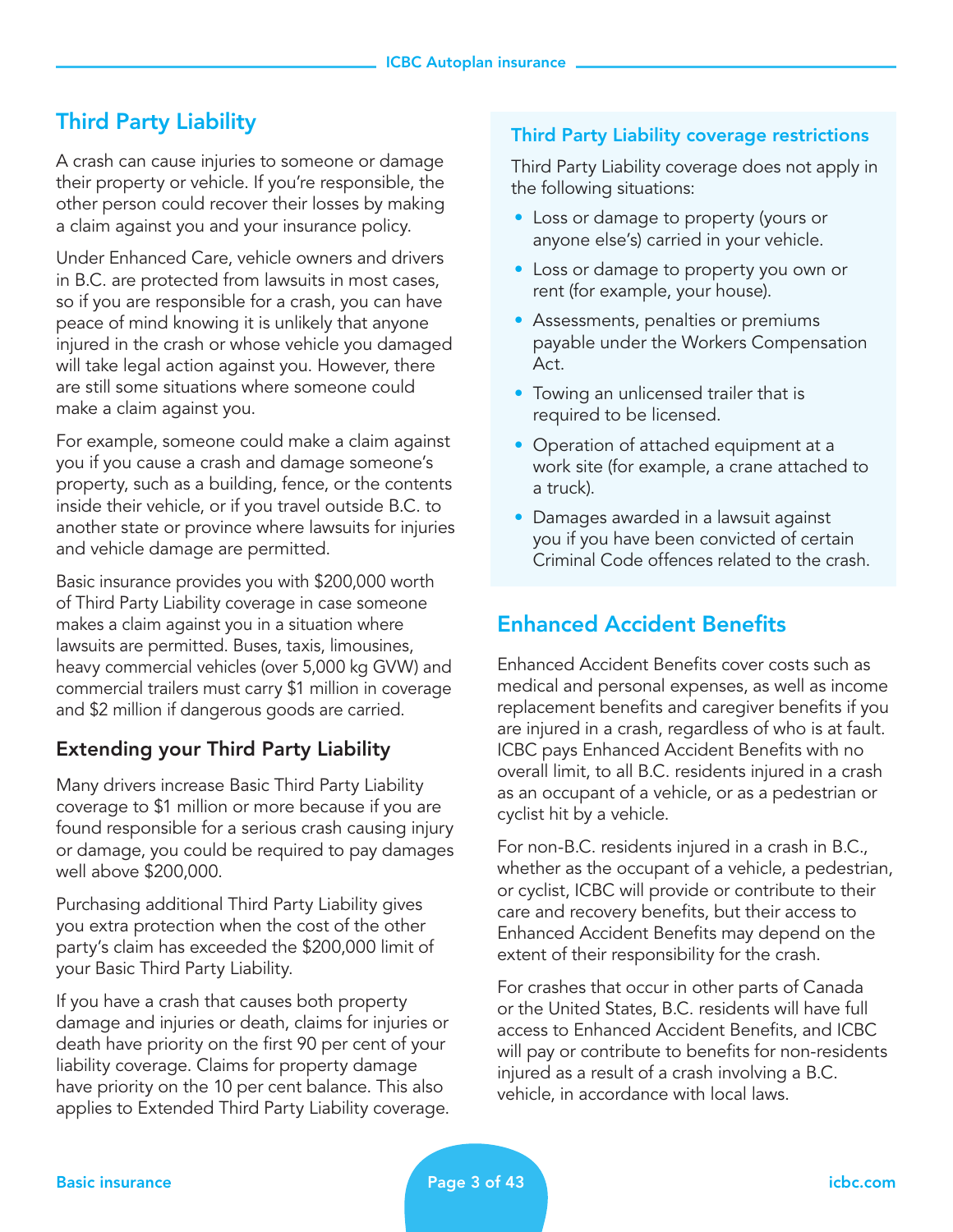## Third Party Liability

A crash can cause injuries to someone or damage their property or vehicle. If you're responsible, the other person could recover their losses by making a claim against you and your insurance policy.

Under Enhanced Care, vehicle owners and drivers in B.C. are protected from lawsuits in most cases, so if you are responsible for a crash, you can have peace of mind knowing it is unlikely that anyone injured in the crash or whose vehicle you damaged will take legal action against you. However, there are still some situations where someone could make a claim against you.

For example, someone could make a claim against you if you cause a crash and damage someone's property, such as a building, fence, or the contents inside their vehicle, or if you travel outside B.C. to another state or province where lawsuits for injuries and vehicle damage are permitted.

Basic insurance provides you with $200,000 worth of Third Party Liability coverage in case someone makes a claim against you in a situation where lawsuits are permitted. Buses, taxis, limousines, heavy commercial vehicles (over 5,000 kg GVW) and commercial trailers must carry $1 million in coverage and $2 million if dangerous goods are carried.

### Extending your Third Party Liability

Many drivers increase Basic Third Party Liability coverage to $1 million or more because if you are found responsible for a serious crash causing injury or damage, you could be required to pay damages well above $200,000.

Purchasing additional Third Party Liability gives you extra protection when the cost of the other party's claim has exceeded the $200,000 limit of your Basic Third Party Liability.

If you have a crash that causes both property damage and injuries or death, claims for injuries or death have priority on the first 90 per cent of your liability coverage. Claims for property damage have priority on the 10 per cent balance. This also applies to Extended Third Party Liability coverage.

### Third Party Liability coverage restrictions

Third Party Liability coverage does not apply in the following situations:

- Loss or damage to property (yours or anyone else's) carried in your vehicle.
- Loss or damage to property you own or rent (for example, your house).
- Assessments, penalties or premiums payable under the Workers Compensation Act.
- Towing an unlicensed trailer that is required to be licensed.
- Operation of attached equipment at a work site (for example, a crane attached to a truck).
- Damages awarded in a lawsuit against you if you have been convicted of certain Criminal Code offences related to the crash.

## Enhanced Accident Benefits

Enhanced Accident Benefits cover costs such as medical and personal expenses, as well as income replacement benefits and caregiver benefits if you are injured in a crash, regardless of who is at fault. ICBC pays Enhanced Accident Benefits with no overall limit, to all B.C. residents injured in a crash as an occupant of a vehicle, or as a pedestrian or cyclist hit by a vehicle.

For non-B.C. residents injured in a crash in B.C., whether as the occupant of a vehicle, a pedestrian, or cyclist, ICBC will provide or contribute to their care and recovery benefits, but their access to Enhanced Accident Benefits may depend on the extent of their responsibility for the crash.

For crashes that occur in other parts of Canada or the United States, B.C. residents will have full access to Enhanced Accident Benefits, and ICBC will pay or contribute to benefits for non-residents injured as a result of a crash involving a B.C. vehicle, in accordance with local laws.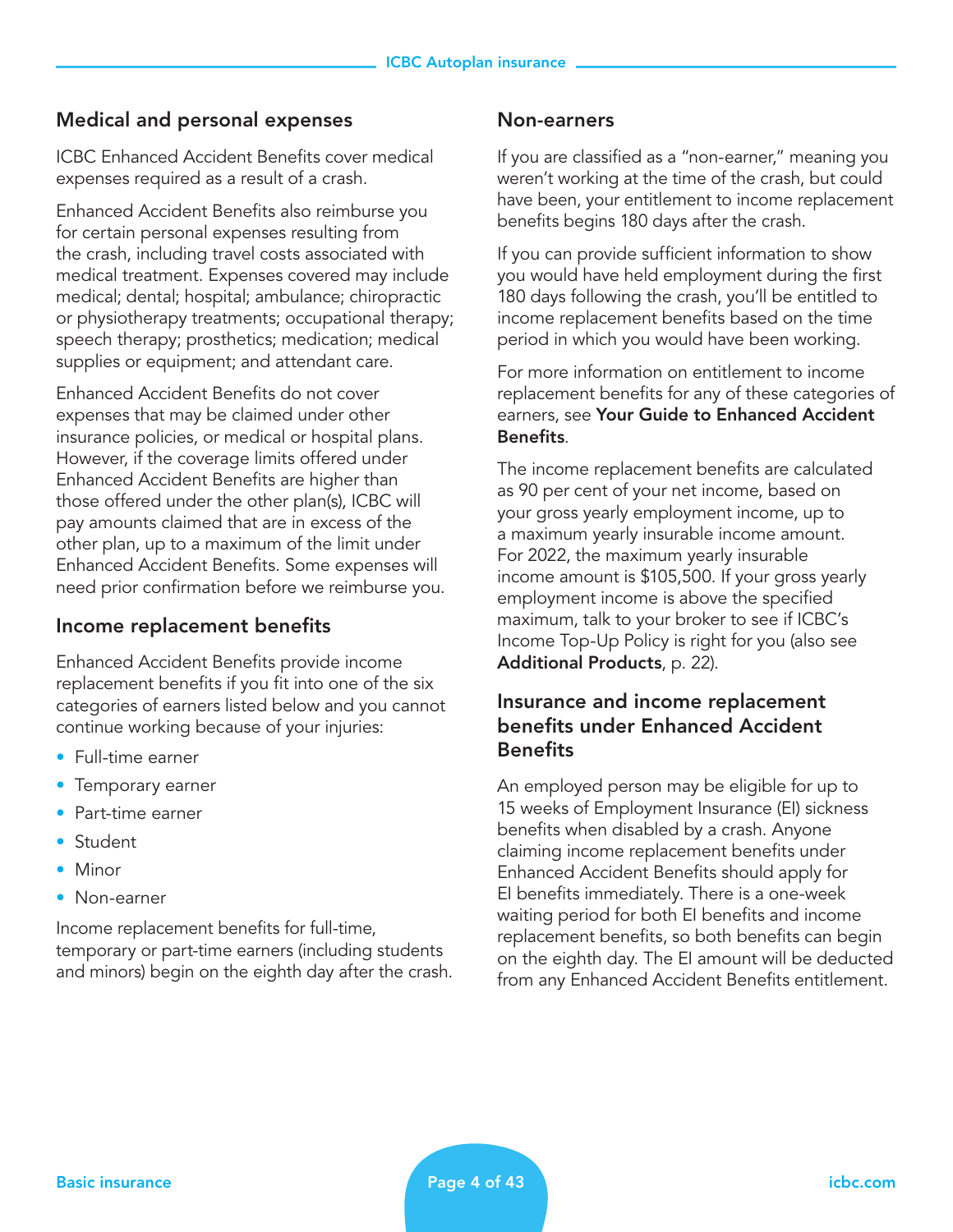## Medical and personal expenses

ICBC Enhanced Accident Benefits cover medical expenses required as a result of a crash.

Enhanced Accident Benefits also reimburse you for certain personal expenses resulting from the crash, including travel costs associated with medical treatment. Expenses covered may include medical; dental; hospital; ambulance; chiropractic or physiotherapy treatments; occupational therapy; speech therapy; prosthetics; medication; medical supplies or equipment; and attendant care.

Enhanced Accident Benefits do not cover expenses that may be claimed under other insurance policies, or medical or hospital plans. However, if the coverage limits offered under Enhanced Accident Benefits are higher than those offered under the other plan(s), ICBC will pay amounts claimed that are in excess of the other plan, up to a maximum of the limit under Enhanced Accident Benefits. Some expenses will need prior confirmation before we reimburse you.

## Income replacement benefits

Enhanced Accident Benefits provide income replacement benefits if you fit into one of the six categories of earners listed below and you cannot continue working because of your injuries:

- Full-time earner
- Temporary earner
- Part-time earner
- Student
- Minor
- Non-earner

Income replacement benefits for full-time, temporary or part-time earners (including students and minors) begin on the eighth day after the crash.

## Non-earners

If you are classified as a "non-earner," meaning you weren't working at the time of the crash, but could have been, your entitlement to income replacement benefits begins 180 days after the crash.

If you can provide sufficient information to show you would have held employment during the first 180 days following the crash, you'll be entitled to income replacement benefits based on the time period in which you would have been working.

For more information on entitlement to income replacement benefits for any of these categories of earners, see **Your Guide to Enhanced Accident Benefits**.

The income replacement benefits are calculated as 90 per cent of your net income, based on your gross yearly employment income, up to a maximum yearly insurable income amount. For 2022, the maximum yearly insurable income amount is $105,500. If your gross yearly employment income is above the specified maximum, talk to your broker to see if ICBC's Income Top-Up Policy is right for you (also see **Additional Products**, p. 22).

## Insurance and income replacement benefits under Enhanced Accident Benefits

An employed person may be eligible for up to 15 weeks of Employment Insurance (EI) sickness benefits when disabled by a crash. Anyone claiming income replacement benefits under Enhanced Accident Benefits should apply for EI benefits immediately. There is a one-week waiting period for both EI benefits and income replacement benefits, so both benefits can begin on the eighth day. The EI amount will be deducted from any Enhanced Accident Benefits entitlement.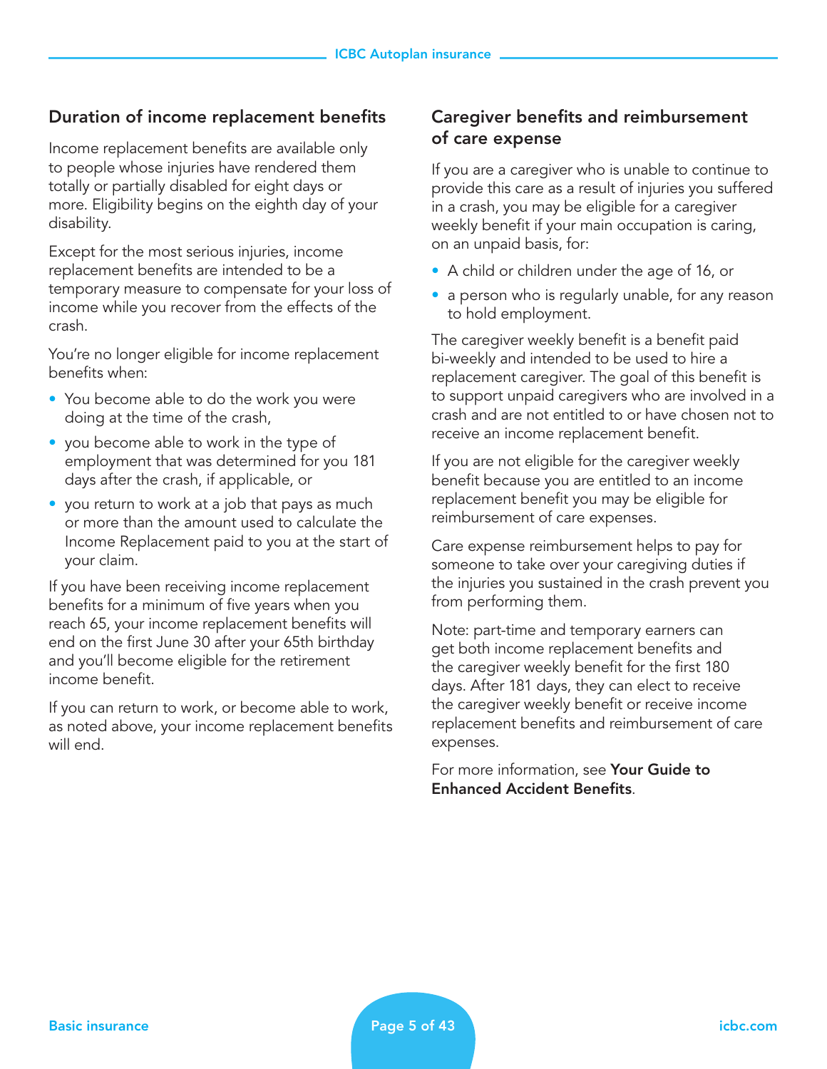## Duration of income replacement benefits

Income replacement benefits are available only to people whose injuries have rendered them totally or partially disabled for eight days or more. Eligibility begins on the eighth day of your disability.

Except for the most serious injuries, income replacement benefits are intended to be a temporary measure to compensate for your loss of income while you recover from the effects of the crash.

You're no longer eligible for income replacement benefits when:

- You become able to do the work you were doing at the time of the crash,
- you become able to work in the type of employment that was determined for you 181 days after the crash, if applicable, or
- you return to work at a job that pays as much or more than the amount used to calculate the Income Replacement paid to you at the start of your claim.

If you have been receiving income replacement benefits for a minimum of five years when you reach 65, your income replacement benefits will end on the first June 30 after your 65th birthday and you'll become eligible for the retirement income benefit.

If you can return to work, or become able to work, as noted above, your income replacement benefits will end.

## Caregiver benefits and reimbursement of care expense

If you are a caregiver who is unable to continue to provide this care as a result of injuries you suffered in a crash, you may be eligible for a caregiver weekly benefit if your main occupation is caring, on an unpaid basis, for:

- A child or children under the age of 16, or
- a person who is regularly unable, for any reason to hold employment.

The caregiver weekly benefit is a benefit paid bi-weekly and intended to be used to hire a replacement caregiver. The goal of this benefit is to support unpaid caregivers who are involved in a crash and are not entitled to or have chosen not to receive an income replacement benefit.

If you are not eligible for the caregiver weekly benefit because you are entitled to an income replacement benefit you may be eligible for reimbursement of care expenses.

Care expense reimbursement helps to pay for someone to take over your caregiving duties if the injuries you sustained in the crash prevent you from performing them.

Note: part-time and temporary earners can get both income replacement benefits and the caregiver weekly benefit for the first 180 days. After 181 days, they can elect to receive the caregiver weekly benefit or receive income replacement benefits and reimbursement of care expenses.

For more information, see **Your Guide to Enhanced Accident Benefits**.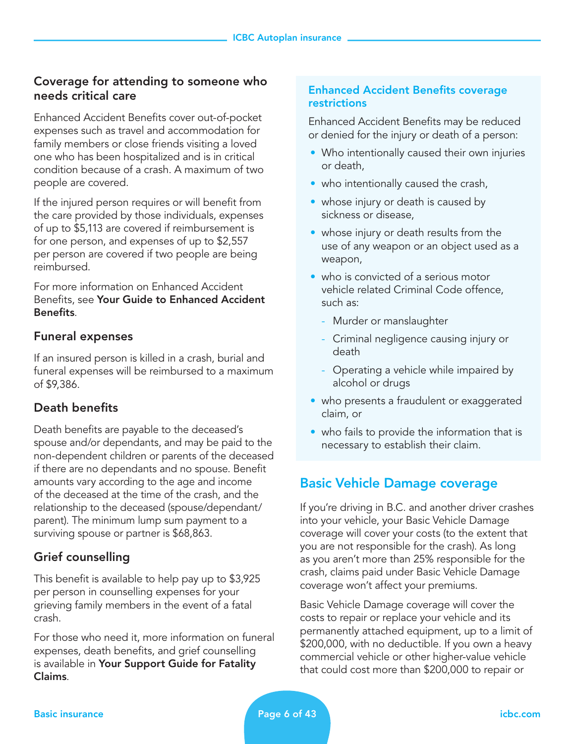## Coverage for attending to someone who needs critical care

Enhanced Accident Benefits cover out-of-pocket expenses such as travel and accommodation for family members or close friends visiting a loved one who has been hospitalized and is in critical condition because of a crash. A maximum of two people are covered.

If the injured person requires or will benefit from the care provided by those individuals, expenses of up to $5,113 are covered if reimbursement is for one person, and expenses of up to $2,557 per person are covered if two people are being reimbursed.

For more information on Enhanced Accident Benefits, see **Your Guide to Enhanced Accident Benefits**.

### Funeral expenses

If an insured person is killed in a crash, burial and funeral expenses will be reimbursed to a maximum of $9,386.

### Death benefits

Death benefits are payable to the deceased's spouse and/or dependants, and may be paid to the non-dependent children or parents of the deceased if there are no dependants and no spouse. Benefit amounts vary according to the age and income of the deceased at the time of the crash, and the relationship to the deceased (spouse/dependant/parent). The minimum lump sum payment to a surviving spouse or partner is $68,863.

### Grief counselling

This benefit is available to help pay up to $3,925 per person in counselling expenses for your grieving family members in the event of a fatal crash.

For those who need it, more information on funeral expenses, death benefits, and grief counselling is available in **Your Support Guide for Fatality Claims**.

### Enhanced Accident Benefits coverage restrictions

Enhanced Accident Benefits may be reduced or denied for the injury or death of a person:

- Who intentionally caused their own injuries or death,
- who intentionally caused the crash,
- whose injury or death is caused by sickness or disease,
- whose injury or death results from the use of any weapon or an object used as a weapon,
- who is convicted of a serious motor vehicle related Criminal Code offence, such as:
  - Murder or manslaughter
  - Criminal negligence causing injury or death
  - Operating a vehicle while impaired by alcohol or drugs
- who presents a fraudulent or exaggerated claim, or
- who fails to provide the information that is necessary to establish their claim.

## Basic Vehicle Damage coverage

If you're driving in B.C. and another driver crashes into your vehicle, your Basic Vehicle Damage coverage will cover your costs (to the extent that you are not responsible for the crash). As long as you aren't more than 25% responsible for the crash, claims paid under Basic Vehicle Damage coverage won't affect your premiums.

Basic Vehicle Damage coverage will cover the costs to repair or replace your vehicle and its permanently attached equipment, up to a limit of $200,000, with no deductible. If you own a heavy commercial vehicle or other higher-value vehicle that could cost more than $200,000 to repair or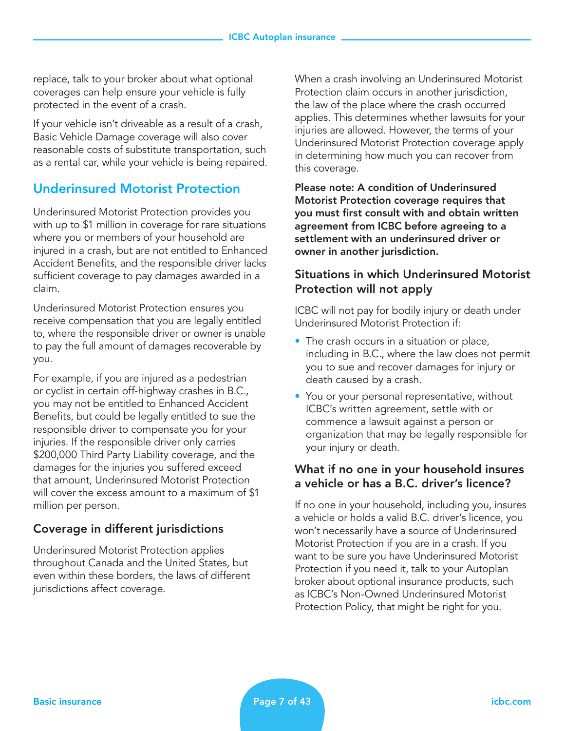replace, talk to your broker about what optional coverages can help ensure your vehicle is fully protected in the event of a crash.

If your vehicle isn't driveable as a result of a crash, Basic Vehicle Damage coverage will also cover reasonable costs of substitute transportation, such as a rental car, while your vehicle is being repaired.

## Underinsured Motorist Protection

Underinsured Motorist Protection provides you with up to $1 million in coverage for rare situations where you or members of your household are injured in a crash, but are not entitled to Enhanced Accident Benefits, and the responsible driver lacks sufficient coverage to pay damages awarded in a claim.

Underinsured Motorist Protection ensures you receive compensation that you are legally entitled to, where the responsible driver or owner is unable to pay the full amount of damages recoverable by you.

For example, if you are injured as a pedestrian or cyclist in certain off-highway crashes in B.C., you may not be entitled to Enhanced Accident Benefits, but could be legally entitled to sue the responsible driver to compensate you for your injuries. If the responsible driver only carries $200,000 Third Party Liability coverage, and the damages for the injuries you suffered exceed that amount, Underinsured Motorist Protection will cover the excess amount to a maximum of $1 million per person.

### Coverage in different jurisdictions

Underinsured Motorist Protection applies throughout Canada and the United States, but even within these borders, the laws of different jurisdictions affect coverage.

When a crash involving an Underinsured Motorist Protection claim occurs in another jurisdiction, the law of the place where the crash occurred applies. This determines whether lawsuits for your injuries are allowed. However, the terms of your Underinsured Motorist Protection coverage apply in determining how much you can recover from this coverage.

**Please note: A condition of Underinsured Motorist Protection coverage requires that you must first consult with and obtain written agreement from ICBC before agreeing to a settlement with an underinsured driver or owner in another jurisdiction.**

### Situations in which Underinsured Motorist Protection will not apply

ICBC will not pay for bodily injury or death under Underinsured Motorist Protection if:

- The crash occurs in a situation or place, including in B.C., where the law does not permit you to sue and recover damages for injury or death caused by a crash.
- You or your personal representative, without ICBC's written agreement, settle with or commence a lawsuit against a person or organization that may be legally responsible for your injury or death.

### What if no one in your household insures a vehicle or has a B.C. driver's licence?

If no one in your household, including you, insures a vehicle or holds a valid B.C. driver's licence, you won't necessarily have a source of Underinsured Motorist Protection if you are in a crash. If you want to be sure you have Underinsured Motorist Protection if you need it, talk to your Autoplan broker about optional insurance products, such as ICBC's Non-Owned Underinsured Motorist Protection Policy, that might be right for you.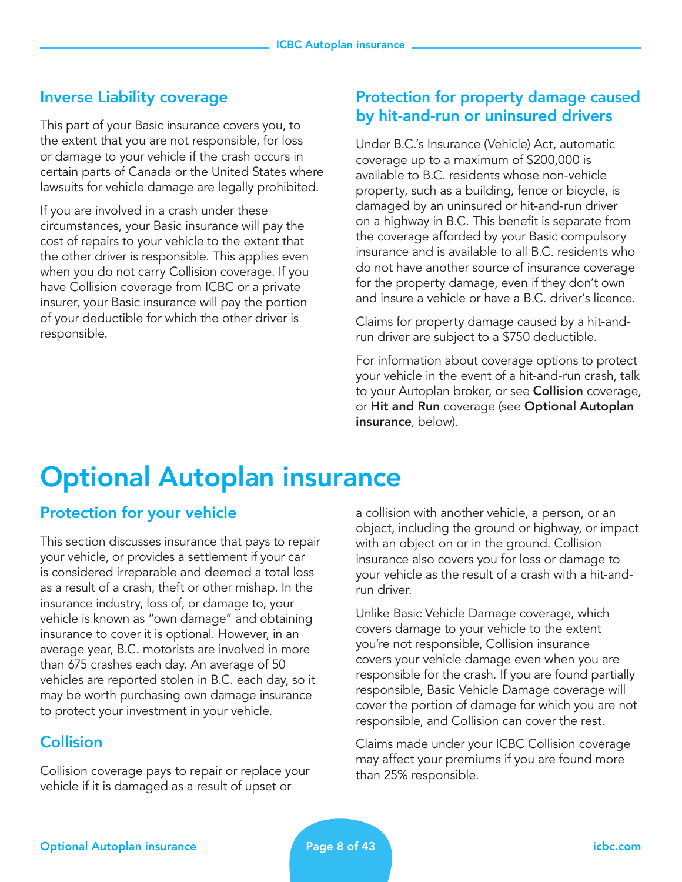## Inverse Liability coverage

This part of your Basic insurance covers you, to the extent that you are not responsible, for loss or damage to your vehicle if the crash occurs in certain parts of Canada or the United States where lawsuits for vehicle damage are legally prohibited.

If you are involved in a crash under these circumstances, your Basic insurance will pay the cost of repairs to your vehicle to the extent that the other driver is responsible. This applies even when you do not carry Collision coverage. If you have Collision coverage from ICBC or a private insurer, your Basic insurance will pay the portion of your deductible for which the other driver is responsible.

## Protection for property damage caused by hit-and-run or uninsured drivers

Under B.C.'s Insurance (Vehicle) Act, automatic coverage up to a maximum of $200,000 is available to B.C. residents whose non-vehicle property, such as a building, fence or bicycle, is damaged by an uninsured or hit-and-run driver on a highway in B.C. This benefit is separate from the coverage afforded by your Basic compulsory insurance and is available to all B.C. residents who do not have another source of insurance coverage for the property damage, even if they don't own and insure a vehicle or have a B.C. driver's licence.

Claims for property damage caused by a hit-and-run driver are subject to a $750 deductible.

For information about coverage options to protect your vehicle in the event of a hit-and-run crash, talk to your Autoplan broker, or see **Collision** coverage, or **Hit and Run** coverage (see **Optional Autoplan insurance**, below).

# Optional Autoplan insurance

## Protection for your vehicle

This section discusses insurance that pays to repair your vehicle, or provides a settlement if your car is considered irreparable and deemed a total loss as a result of a crash, theft or other mishap. In the insurance industry, loss of, or damage to, your vehicle is known as "own damage" and obtaining insurance to cover it is optional. However, in an average year, B.C. motorists are involved in more than 675 crashes each day. An average of 50 vehicles are reported stolen in B.C. each day, so it may be worth purchasing own damage insurance to protect your investment in your vehicle.

## Collision

Collision coverage pays to repair or replace your vehicle if it is damaged as a result of upset or a collision with another vehicle, a person, or an object, including the ground or highway, or impact with an object on or in the ground. Collision insurance also covers you for loss or damage to your vehicle as the result of a crash with a hit-and-run driver.

Unlike Basic Vehicle Damage coverage, which covers damage to your vehicle to the extent you're not responsible, Collision insurance covers your vehicle damage even when you are responsible for the crash. If you are found partially responsible, Basic Vehicle Damage coverage will cover the portion of damage for which you are not responsible, and Collision can cover the rest.

Claims made under your ICBC Collision coverage may affect your premiums if you are found more than 25% responsible.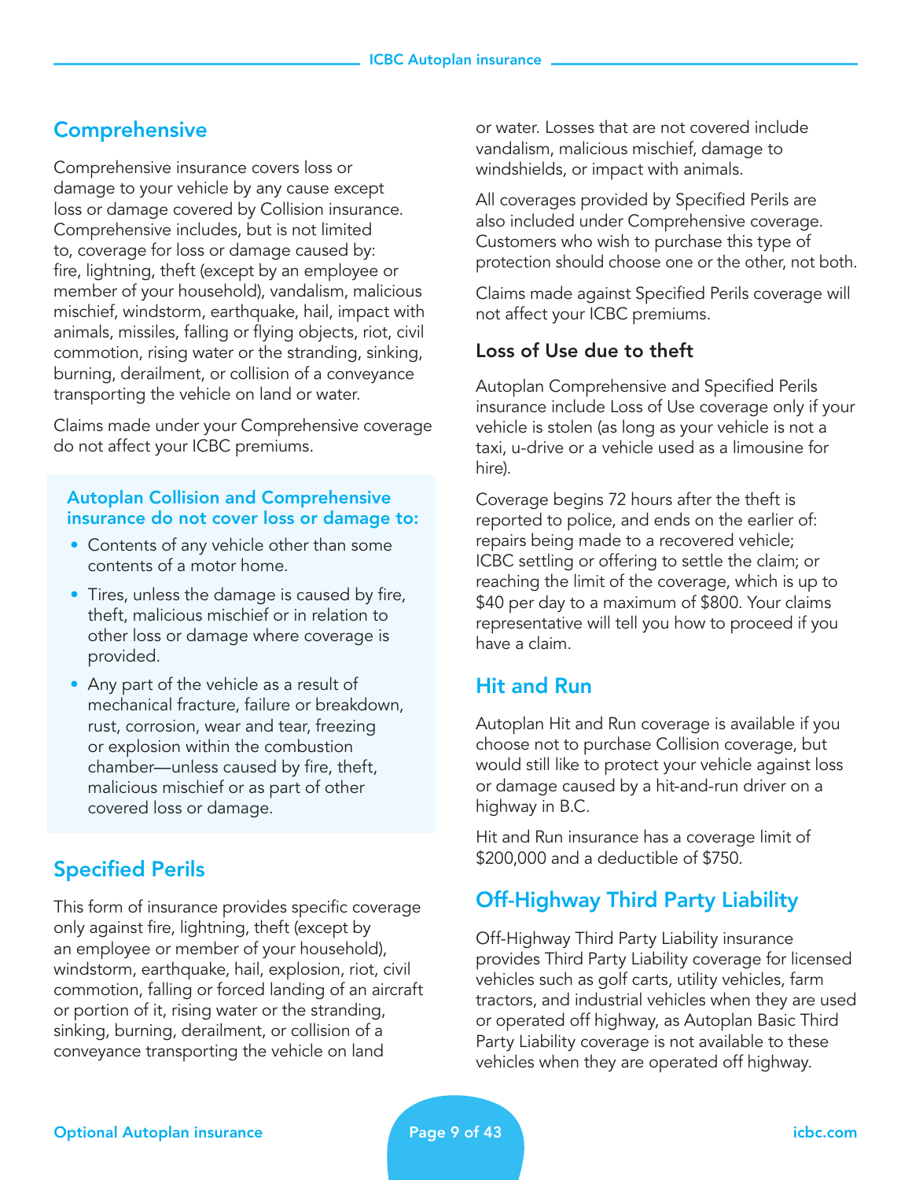## Comprehensive

Comprehensive insurance covers loss or damage to your vehicle by any cause except loss or damage covered by Collision insurance. Comprehensive includes, but is not limited to, coverage for loss or damage caused by: fire, lightning, theft (except by an employee or member of your household), vandalism, malicious mischief, windstorm, earthquake, hail, impact with animals, missiles, falling or flying objects, riot, civil commotion, rising water or the stranding, sinking, burning, derailment, or collision of a conveyance transporting the vehicle on land or water.

Claims made under your Comprehensive coverage do not affect your ICBC premiums.

**Autoplan Collision and Comprehensive insurance do not cover loss or damage to:**

- Contents of any vehicle other than some contents of a motor home.
- Tires, unless the damage is caused by fire, theft, malicious mischief or in relation to other loss or damage where coverage is provided.
- Any part of the vehicle as a result of mechanical fracture, failure or breakdown, rust, corrosion, wear and tear, freezing or explosion within the combustion chamber—unless caused by fire, theft, malicious mischief or as part of other covered loss or damage.

## Specified Perils

This form of insurance provides specific coverage only against fire, lightning, theft (except by an employee or member of your household), windstorm, earthquake, hail, explosion, riot, civil commotion, falling or forced landing of an aircraft or portion of it, rising water or the stranding, sinking, burning, derailment, or collision of a conveyance transporting the vehicle on land or water. Losses that are not covered include vandalism, malicious mischief, damage to windshields, or impact with animals.

All coverages provided by Specified Perils are also included under Comprehensive coverage. Customers who wish to purchase this type of protection should choose one or the other, not both.

Claims made against Specified Perils coverage will not affect your ICBC premiums.

### Loss of Use due to theft

Autoplan Comprehensive and Specified Perils insurance include Loss of Use coverage only if your vehicle is stolen (as long as your vehicle is not a taxi, u-drive or a vehicle used as a limousine for hire).

Coverage begins 72 hours after the theft is reported to police, and ends on the earlier of: repairs being made to a recovered vehicle; ICBC settling or offering to settle the claim; or reaching the limit of the coverage, which is up to $40 per day to a maximum of $800. Your claims representative will tell you how to proceed if you have a claim.

## Hit and Run

Autoplan Hit and Run coverage is available if you choose not to purchase Collision coverage, but would still like to protect your vehicle against loss or damage caused by a hit-and-run driver on a highway in B.C.

Hit and Run insurance has a coverage limit of $200,000 and a deductible of $750.

## Off-Highway Third Party Liability

Off-Highway Third Party Liability insurance provides Third Party Liability coverage for licensed vehicles such as golf carts, utility vehicles, farm tractors, and industrial vehicles when they are used or operated off highway, as Autoplan Basic Third Party Liability coverage is not available to these vehicles when they are operated off highway.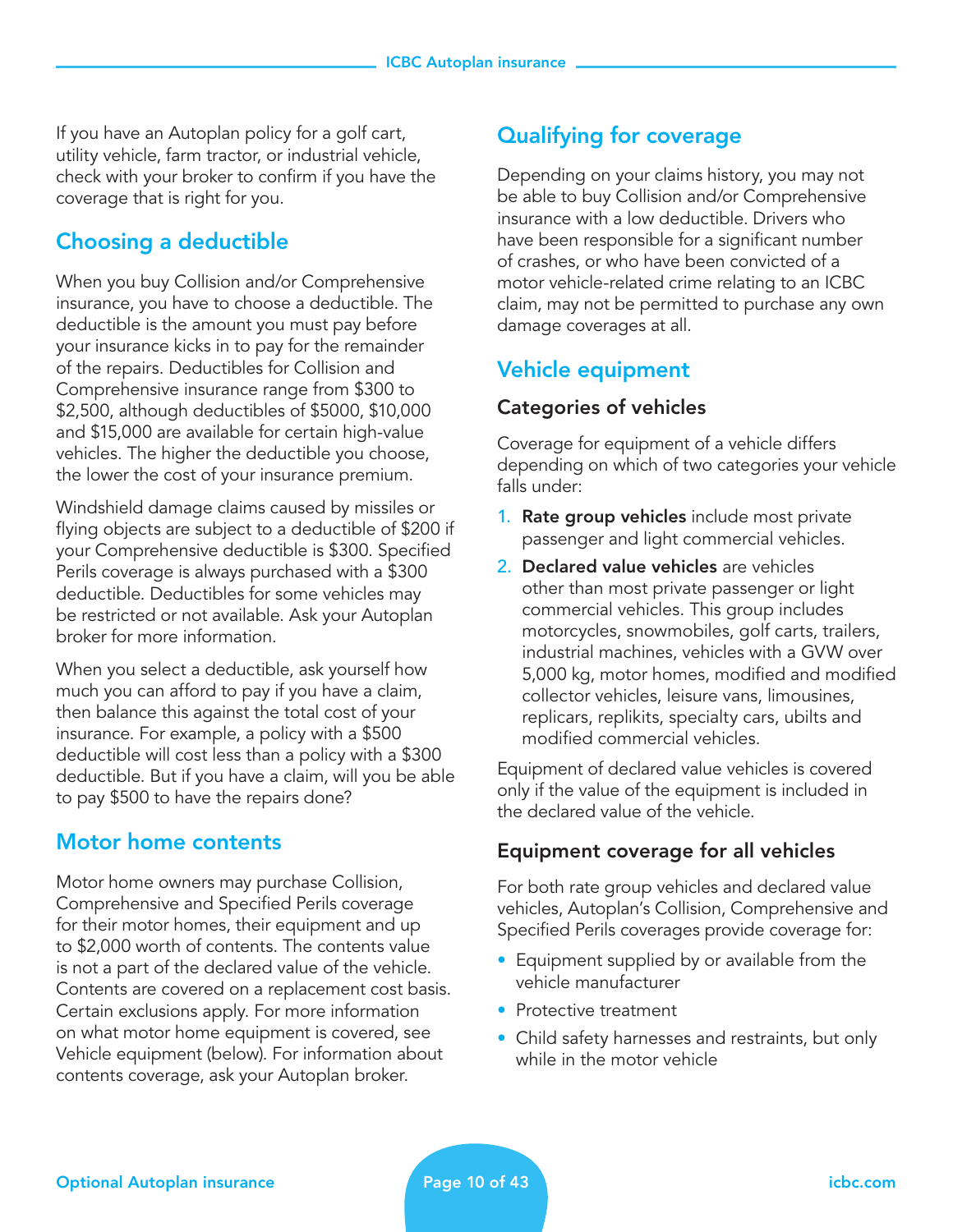If you have an Autoplan policy for a golf cart, utility vehicle, farm tractor, or industrial vehicle, check with your broker to confirm if you have the coverage that is right for you.

## Choosing a deductible

When you buy Collision and/or Comprehensive insurance, you have to choose a deductible. The deductible is the amount you must pay before your insurance kicks in to pay for the remainder of the repairs. Deductibles for Collision and Comprehensive insurance range from $300 to $2,500, although deductibles of $5000, $10,000 and $15,000 are available for certain high-value vehicles. The higher the deductible you choose, the lower the cost of your insurance premium.

Windshield damage claims caused by missiles or flying objects are subject to a deductible of $200 if your Comprehensive deductible is $300. Specified Perils coverage is always purchased with a $300 deductible. Deductibles for some vehicles may be restricted or not available. Ask your Autoplan broker for more information.

When you select a deductible, ask yourself how much you can afford to pay if you have a claim, then balance this against the total cost of your insurance. For example, a policy with a $500 deductible will cost less than a policy with a $300 deductible. But if you have a claim, will you be able to pay $500 to have the repairs done?

## Motor home contents

Motor home owners may purchase Collision, Comprehensive and Specified Perils coverage for their motor homes, their equipment and up to $2,000 worth of contents. The contents value is not a part of the declared value of the vehicle. Contents are covered on a replacement cost basis. Certain exclusions apply. For more information on what motor home equipment is covered, see Vehicle equipment (below). For information about contents coverage, ask your Autoplan broker.

## Qualifying for coverage

Depending on your claims history, you may not be able to buy Collision and/or Comprehensive insurance with a low deductible. Drivers who have been responsible for a significant number of crashes, or who have been convicted of a motor vehicle-related crime relating to an ICBC claim, may not be permitted to purchase any own damage coverages at all.

## Vehicle equipment

### Categories of vehicles

Coverage for equipment of a vehicle differs depending on which of two categories your vehicle falls under:

1. **Rate group vehicles** include most private passenger and light commercial vehicles.
2. **Declared value vehicles** are vehicles other than most private passenger or light commercial vehicles. This group includes motorcycles, snowmobiles, golf carts, trailers, industrial machines, vehicles with a GVW over 5,000 kg, motor homes, modified and modified collector vehicles, leisure vans, limousines, replicars, replikits, specialty cars, ubilts and modified commercial vehicles.

Equipment of declared value vehicles is covered only if the value of the equipment is included in the declared value of the vehicle.

### Equipment coverage for all vehicles

For both rate group vehicles and declared value vehicles, Autoplan's Collision, Comprehensive and Specified Perils coverages provide coverage for:

- Equipment supplied by or available from the vehicle manufacturer
- Protective treatment
- Child safety harnesses and restraints, but only while in the motor vehicle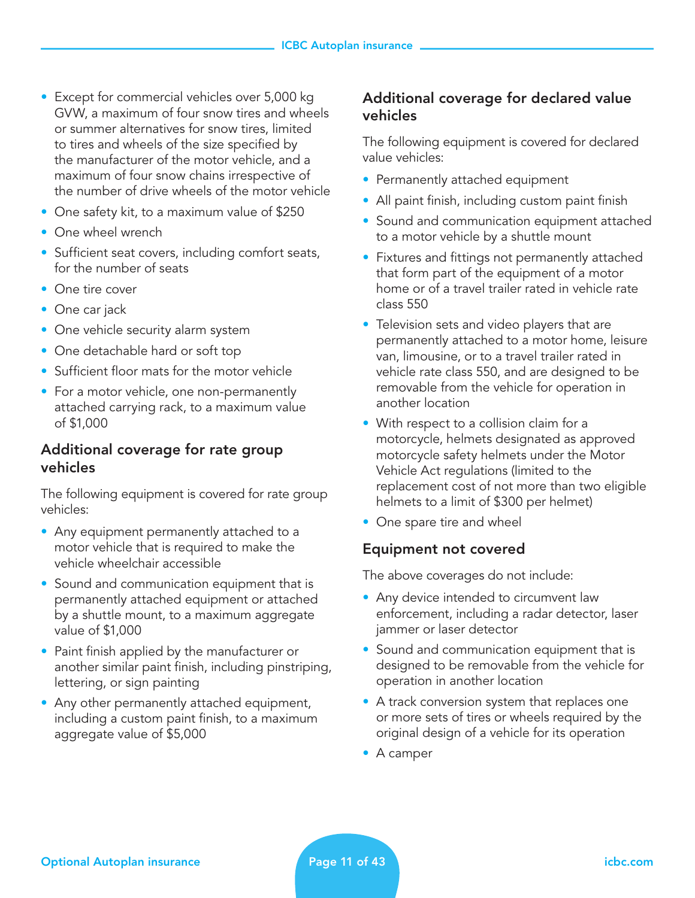- Except for commercial vehicles over 5,000 kg GVW, a maximum of four snow tires and wheels or summer alternatives for snow tires, limited to tires and wheels of the size specified by the manufacturer of the motor vehicle, and a maximum of four snow chains irrespective of the number of drive wheels of the motor vehicle
- One safety kit, to a maximum value of $250
- One wheel wrench
- Sufficient seat covers, including comfort seats, for the number of seats
- One tire cover
- One car jack
- One vehicle security alarm system
- One detachable hard or soft top
- Sufficient floor mats for the motor vehicle
- For a motor vehicle, one non-permanently attached carrying rack, to a maximum value of $1,000

## Additional coverage for rate group vehicles

The following equipment is covered for rate group vehicles:

- Any equipment permanently attached to a motor vehicle that is required to make the vehicle wheelchair accessible
- Sound and communication equipment that is permanently attached equipment or attached by a shuttle mount, to a maximum aggregate value of $1,000
- Paint finish applied by the manufacturer or another similar paint finish, including pinstriping, lettering, or sign painting
- Any other permanently attached equipment, including a custom paint finish, to a maximum aggregate value of $5,000

## Additional coverage for declared value vehicles

The following equipment is covered for declared value vehicles:

- Permanently attached equipment
- All paint finish, including custom paint finish
- Sound and communication equipment attached to a motor vehicle by a shuttle mount
- Fixtures and fittings not permanently attached that form part of the equipment of a motor home or of a travel trailer rated in vehicle rate class 550
- Television sets and video players that are permanently attached to a motor home, leisure van, limousine, or to a travel trailer rated in vehicle rate class 550, and are designed to be removable from the vehicle for operation in another location
- With respect to a collision claim for a motorcycle, helmets designated as approved motorcycle safety helmets under the Motor Vehicle Act regulations (limited to the replacement cost of not more than two eligible helmets to a limit of $300 per helmet)
- One spare tire and wheel

## Equipment not covered

The above coverages do not include:

- Any device intended to circumvent law enforcement, including a radar detector, laser jammer or laser detector
- Sound and communication equipment that is designed to be removable from the vehicle for operation in another location
- A track conversion system that replaces one or more sets of tires or wheels required by the original design of a vehicle for its operation
- A camper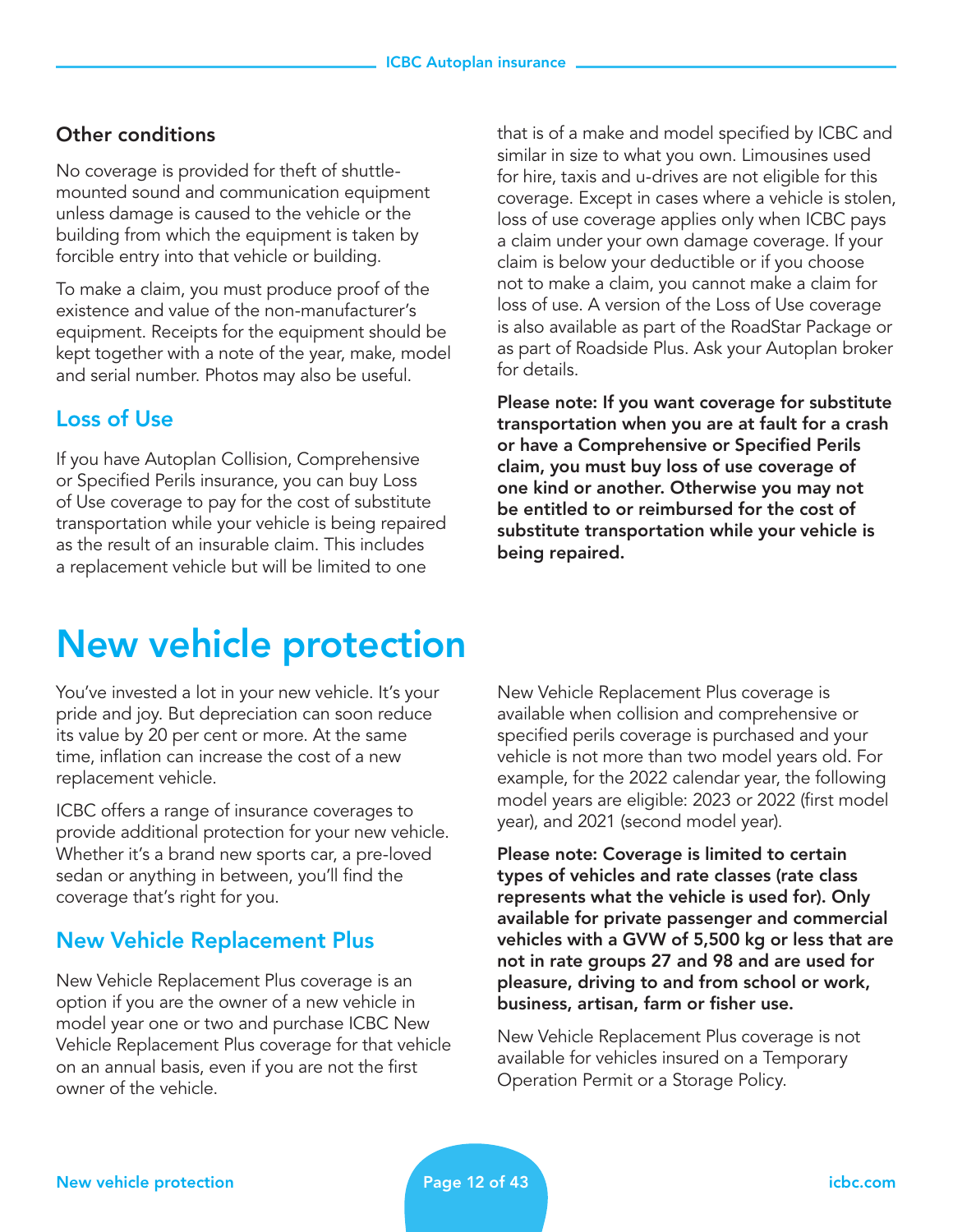### Other conditions

No coverage is provided for theft of shuttle-mounted sound and communication equipment unless damage is caused to the vehicle or the building from which the equipment is taken by forcible entry into that vehicle or building.

To make a claim, you must produce proof of the existence and value of the non-manufacturer's equipment. Receipts for the equipment should be kept together with a note of the year, make, model and serial number. Photos may also be useful.

## Loss of Use

If you have Autoplan Collision, Comprehensive or Specified Perils insurance, you can buy Loss of Use coverage to pay for the cost of substitute transportation while your vehicle is being repaired as the result of an insurable claim. This includes a replacement vehicle but will be limited to one that is of a make and model specified by ICBC and similar in size to what you own. Limousines used for hire, taxis and u-drives are not eligible for this coverage. Except in cases where a vehicle is stolen, loss of use coverage applies only when ICBC pays a claim under your own damage coverage. If your claim is below your deductible or if you choose not to make a claim, you cannot make a claim for loss of use. A version of the Loss of Use coverage is also available as part of the RoadStar Package or as part of Roadside Plus. Ask your Autoplan broker for details.

**Please note: If you want coverage for substitute transportation when you are at fault for a crash or have a Comprehensive or Specified Perils claim, you must buy loss of use coverage of one kind or another. Otherwise you may not be entitled to or reimbursed for the cost of substitute transportation while your vehicle is being repaired.**

# New vehicle protection

You've invested a lot in your new vehicle. It's your pride and joy. But depreciation can soon reduce its value by 20 per cent or more. At the same time, inflation can increase the cost of a new replacement vehicle.

ICBC offers a range of insurance coverages to provide additional protection for your new vehicle. Whether it's a brand new sports car, a pre-loved sedan or anything in between, you'll find the coverage that's right for you.

## New Vehicle Replacement Plus

New Vehicle Replacement Plus coverage is an option if you are the owner of a new vehicle in model year one or two and purchase ICBC New Vehicle Replacement Plus coverage for that vehicle on an annual basis, even if you are not the first owner of the vehicle.

New Vehicle Replacement Plus coverage is available when collision and comprehensive or specified perils coverage is purchased and your vehicle is not more than two model years old. For example, for the 2022 calendar year, the following model years are eligible: 2023 or 2022 (first model year), and 2021 (second model year).

**Please note: Coverage is limited to certain types of vehicles and rate classes (rate class represents what the vehicle is used for). Only available for private passenger and commercial vehicles with a GVW of 5,500 kg or less that are not in rate groups 27 and 98 and are used for pleasure, driving to and from school or work, business, artisan, farm or fisher use.**

New Vehicle Replacement Plus coverage is not available for vehicles insured on a Temporary Operation Permit or a Storage Policy.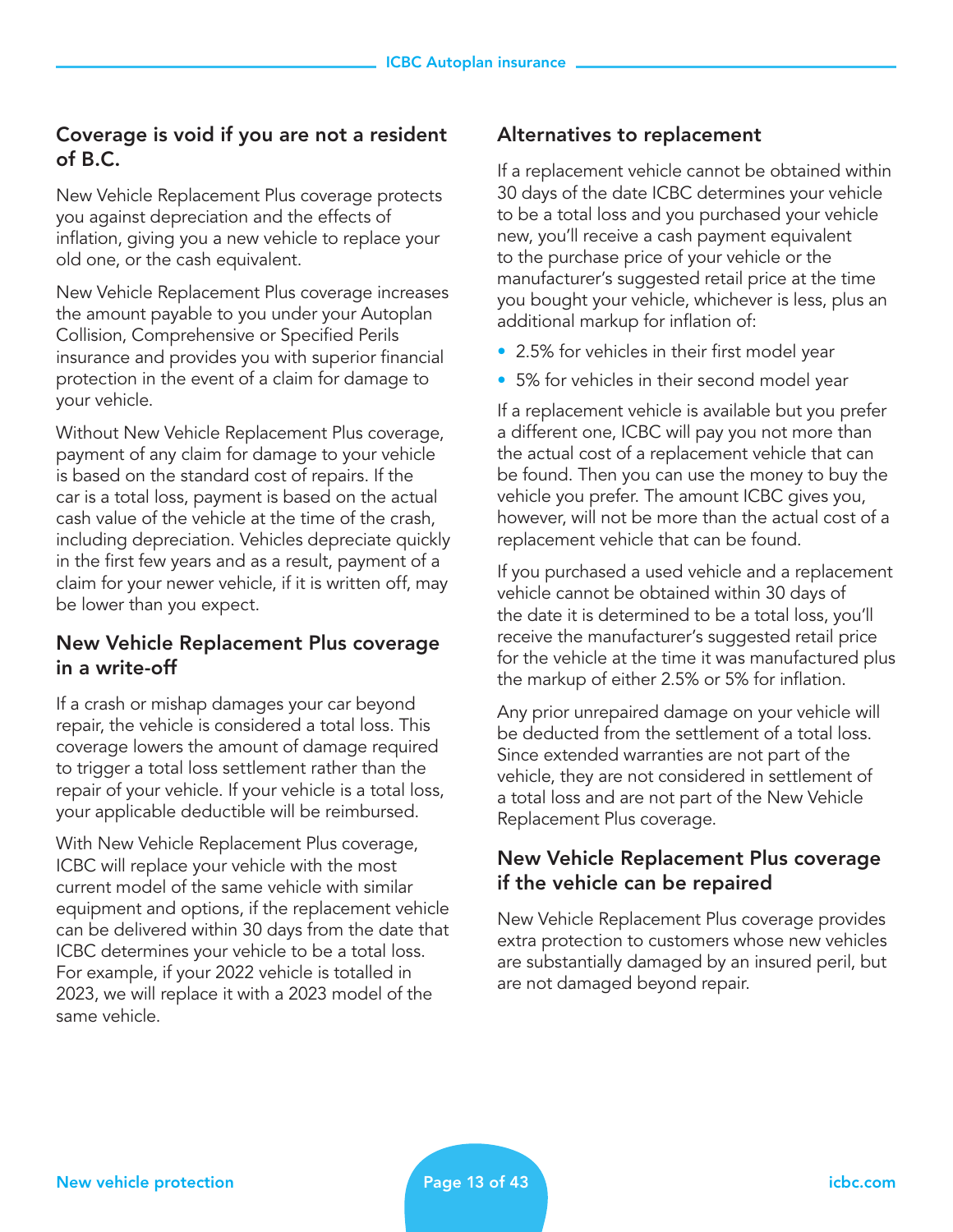## Coverage is void if you are not a resident of B.C.

New Vehicle Replacement Plus coverage protects you against depreciation and the effects of inflation, giving you a new vehicle to replace your old one, or the cash equivalent.

New Vehicle Replacement Plus coverage increases the amount payable to you under your Autoplan Collision, Comprehensive or Specified Perils insurance and provides you with superior financial protection in the event of a claim for damage to your vehicle.

Without New Vehicle Replacement Plus coverage, payment of any claim for damage to your vehicle is based on the standard cost of repairs. If the car is a total loss, payment is based on the actual cash value of the vehicle at the time of the crash, including depreciation. Vehicles depreciate quickly in the first few years and as a result, payment of a claim for your newer vehicle, if it is written off, may be lower than you expect.

## New Vehicle Replacement Plus coverage in a write-off

If a crash or mishap damages your car beyond repair, the vehicle is considered a total loss. This coverage lowers the amount of damage required to trigger a total loss settlement rather than the repair of your vehicle. If your vehicle is a total loss, your applicable deductible will be reimbursed.

With New Vehicle Replacement Plus coverage, ICBC will replace your vehicle with the most current model of the same vehicle with similar equipment and options, if the replacement vehicle can be delivered within 30 days from the date that ICBC determines your vehicle to be a total loss. For example, if your 2022 vehicle is totalled in 2023, we will replace it with a 2023 model of the same vehicle.

## Alternatives to replacement

If a replacement vehicle cannot be obtained within 30 days of the date ICBC determines your vehicle to be a total loss and you purchased your vehicle new, you'll receive a cash payment equivalent to the purchase price of your vehicle or the manufacturer's suggested retail price at the time you bought your vehicle, whichever is less, plus an additional markup for inflation of:

- 2.5% for vehicles in their first model year
- 5% for vehicles in their second model year

If a replacement vehicle is available but you prefer a different one, ICBC will pay you not more than the actual cost of a replacement vehicle that can be found. Then you can use the money to buy the vehicle you prefer. The amount ICBC gives you, however, will not be more than the actual cost of a replacement vehicle that can be found.

If you purchased a used vehicle and a replacement vehicle cannot be obtained within 30 days of the date it is determined to be a total loss, you'll receive the manufacturer's suggested retail price for the vehicle at the time it was manufactured plus the markup of either 2.5% or 5% for inflation.

Any prior unrepaired damage on your vehicle will be deducted from the settlement of a total loss. Since extended warranties are not part of the vehicle, they are not considered in settlement of a total loss and are not part of the New Vehicle Replacement Plus coverage.

## New Vehicle Replacement Plus coverage if the vehicle can be repaired

New Vehicle Replacement Plus coverage provides extra protection to customers whose new vehicles are substantially damaged by an insured peril, but are not damaged beyond repair.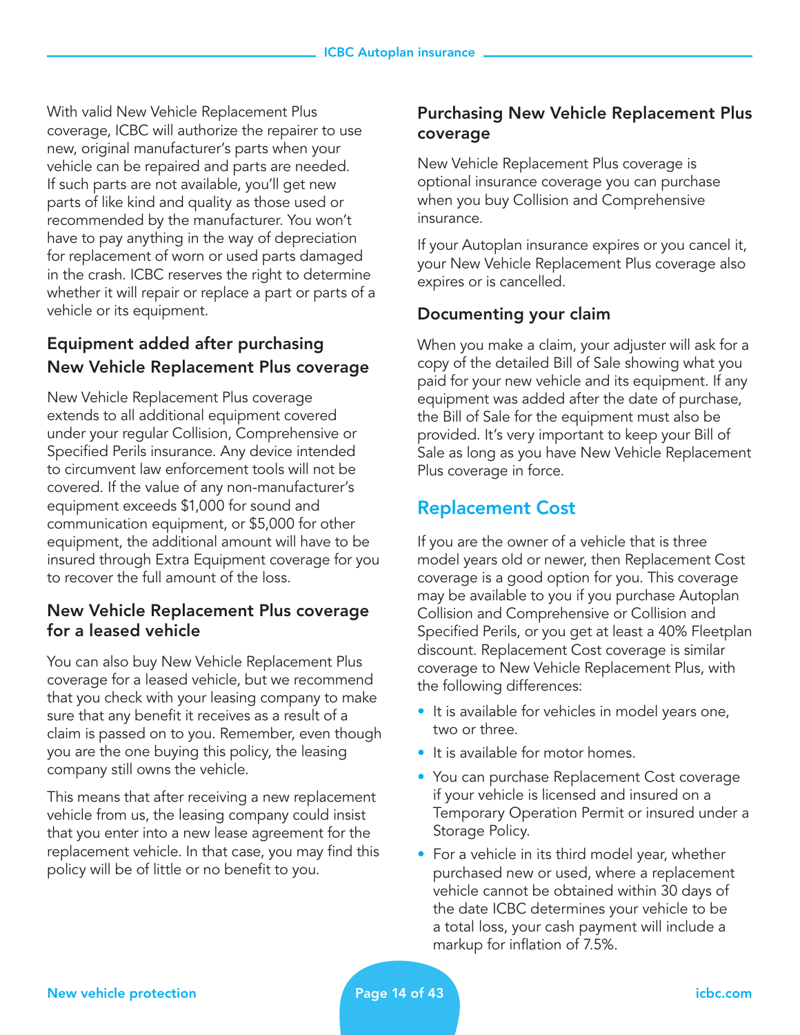With valid New Vehicle Replacement Plus coverage, ICBC will authorize the repairer to use new, original manufacturer's parts when your vehicle can be repaired and parts are needed. If such parts are not available, you'll get new parts of like kind and quality as those used or recommended by the manufacturer. You won't have to pay anything in the way of depreciation for replacement of worn or used parts damaged in the crash. ICBC reserves the right to determine whether it will repair or replace a part or parts of a vehicle or its equipment.

### Equipment added after purchasing New Vehicle Replacement Plus coverage

New Vehicle Replacement Plus coverage extends to all additional equipment covered under your regular Collision, Comprehensive or Specified Perils insurance. Any device intended to circumvent law enforcement tools will not be covered. If the value of any non-manufacturer's equipment exceeds $1,000 for sound and communication equipment, or $5,000 for other equipment, the additional amount will have to be insured through Extra Equipment coverage for you to recover the full amount of the loss.

### New Vehicle Replacement Plus coverage for a leased vehicle

You can also buy New Vehicle Replacement Plus coverage for a leased vehicle, but we recommend that you check with your leasing company to make sure that any benefit it receives as a result of a claim is passed on to you. Remember, even though you are the one buying this policy, the leasing company still owns the vehicle.

This means that after receiving a new replacement vehicle from us, the leasing company could insist that you enter into a new lease agreement for the replacement vehicle. In that case, you may find this policy will be of little or no benefit to you.

### Purchasing New Vehicle Replacement Plus coverage

New Vehicle Replacement Plus coverage is optional insurance coverage you can purchase when you buy Collision and Comprehensive insurance.

If your Autoplan insurance expires or you cancel it, your New Vehicle Replacement Plus coverage also expires or is cancelled.

### Documenting your claim

When you make a claim, your adjuster will ask for a copy of the detailed Bill of Sale showing what you paid for your new vehicle and its equipment. If any equipment was added after the date of purchase, the Bill of Sale for the equipment must also be provided. It's very important to keep your Bill of Sale as long as you have New Vehicle Replacement Plus coverage in force.

## Replacement Cost

If you are the owner of a vehicle that is three model years old or newer, then Replacement Cost coverage is a good option for you. This coverage may be available to you if you purchase Autoplan Collision and Comprehensive or Collision and Specified Perils, or you get at least a 40% Fleetplan discount. Replacement Cost coverage is similar coverage to New Vehicle Replacement Plus, with the following differences:

- It is available for vehicles in model years one, two or three.
- It is available for motor homes.
- You can purchase Replacement Cost coverage if your vehicle is licensed and insured on a Temporary Operation Permit or insured under a Storage Policy.
- For a vehicle in its third model year, whether purchased new or used, where a replacement vehicle cannot be obtained within 30 days of the date ICBC determines your vehicle to be a total loss, your cash payment will include a markup for inflation of 7.5%.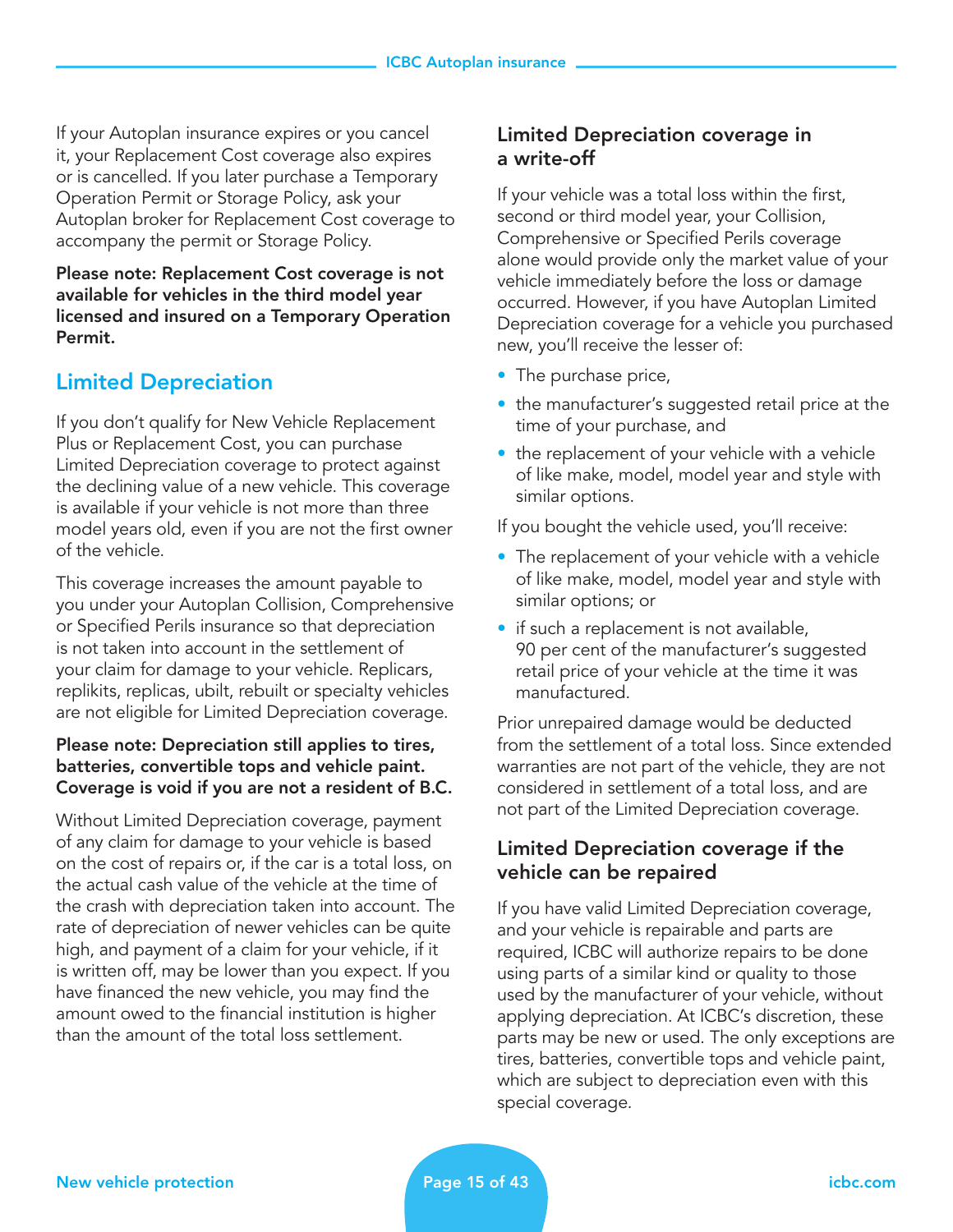If your Autoplan insurance expires or you cancel it, your Replacement Cost coverage also expires or is cancelled. If you later purchase a Temporary Operation Permit or Storage Policy, ask your Autoplan broker for Replacement Cost coverage to accompany the permit or Storage Policy.

**Please note: Replacement Cost coverage is not available for vehicles in the third model year licensed and insured on a Temporary Operation Permit.**

## Limited Depreciation

If you don't qualify for New Vehicle Replacement Plus or Replacement Cost, you can purchase Limited Depreciation coverage to protect against the declining value of a new vehicle. This coverage is available if your vehicle is not more than three model years old, even if you are not the first owner of the vehicle.

This coverage increases the amount payable to you under your Autoplan Collision, Comprehensive or Specified Perils insurance so that depreciation is not taken into account in the settlement of your claim for damage to your vehicle. Replicars, replikits, replicas, ubilt, rebuilt or specialty vehicles are not eligible for Limited Depreciation coverage.

**Please note: Depreciation still applies to tires, batteries, convertible tops and vehicle paint. Coverage is void if you are not a resident of B.C.**

Without Limited Depreciation coverage, payment of any claim for damage to your vehicle is based on the cost of repairs or, if the car is a total loss, on the actual cash value of the vehicle at the time of the crash with depreciation taken into account. The rate of depreciation of newer vehicles can be quite high, and payment of a claim for your vehicle, if it is written off, may be lower than you expect. If you have financed the new vehicle, you may find the amount owed to the financial institution is higher than the amount of the total loss settlement.

### Limited Depreciation coverage in a write-off

If your vehicle was a total loss within the first, second or third model year, your Collision, Comprehensive or Specified Perils coverage alone would provide only the market value of your vehicle immediately before the loss or damage occurred. However, if you have Autoplan Limited Depreciation coverage for a vehicle you purchased new, you'll receive the lesser of:

- The purchase price,
- the manufacturer's suggested retail price at the time of your purchase, and
- the replacement of your vehicle with a vehicle of like make, model, model year and style with similar options.

If you bought the vehicle used, you'll receive:

- The replacement of your vehicle with a vehicle of like make, model, model year and style with similar options; or
- if such a replacement is not available, 90 per cent of the manufacturer's suggested retail price of your vehicle at the time it was manufactured.

Prior unrepaired damage would be deducted from the settlement of a total loss. Since extended warranties are not part of the vehicle, they are not considered in settlement of a total loss, and are not part of the Limited Depreciation coverage.

### Limited Depreciation coverage if the vehicle can be repaired

If you have valid Limited Depreciation coverage, and your vehicle is repairable and parts are required, ICBC will authorize repairs to be done using parts of a similar kind or quality to those used by the manufacturer of your vehicle, without applying depreciation. At ICBC's discretion, these parts may be new or used. The only exceptions are tires, batteries, convertible tops and vehicle paint, which are subject to depreciation even with this special coverage.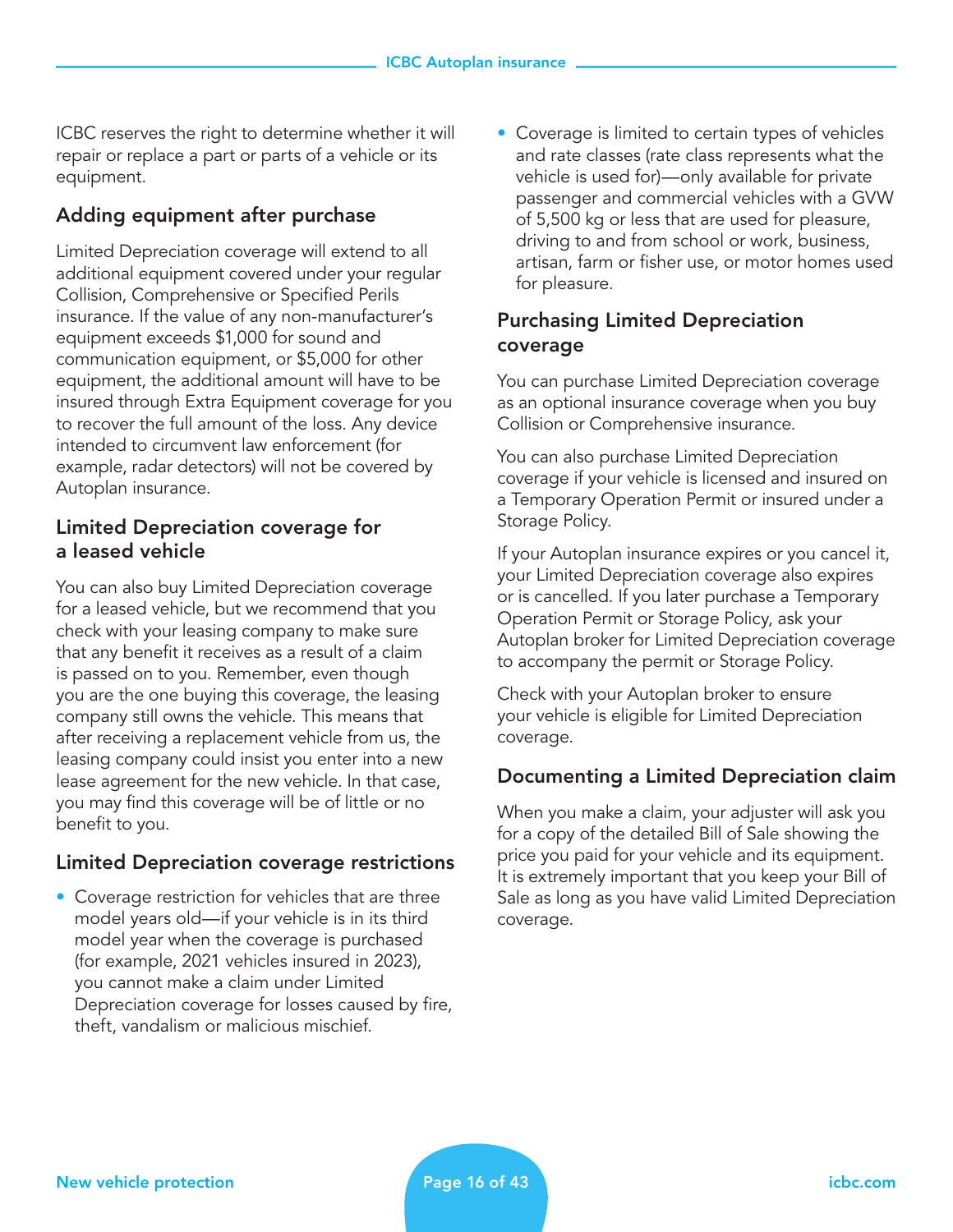ICBC reserves the right to determine whether it will repair or replace a part or parts of a vehicle or its equipment.

## Adding equipment after purchase

Limited Depreciation coverage will extend to all additional equipment covered under your regular Collision, Comprehensive or Specified Perils insurance. If the value of any non-manufacturer's equipment exceeds $1,000 for sound and communication equipment, or $5,000 for other equipment, the additional amount will have to be insured through Extra Equipment coverage for you to recover the full amount of the loss. Any device intended to circumvent law enforcement (for example, radar detectors) will not be covered by Autoplan insurance.

## Limited Depreciation coverage for a leased vehicle

You can also buy Limited Depreciation coverage for a leased vehicle, but we recommend that you check with your leasing company to make sure that any benefit it receives as a result of a claim is passed on to you. Remember, even though you are the one buying this coverage, the leasing company still owns the vehicle. This means that after receiving a replacement vehicle from us, the leasing company could insist you enter into a new lease agreement for the new vehicle. In that case, you may find this coverage will be of little or no benefit to you.

## Limited Depreciation coverage restrictions

- Coverage restriction for vehicles that are three model years old—if your vehicle is in its third model year when the coverage is purchased (for example, 2021 vehicles insured in 2023), you cannot make a claim under Limited Depreciation coverage for losses caused by fire, theft, vandalism or malicious mischief.
- Coverage is limited to certain types of vehicles and rate classes (rate class represents what the vehicle is used for)—only available for private passenger and commercial vehicles with a GVW of 5,500 kg or less that are used for pleasure, driving to and from school or work, business, artisan, farm or fisher use, or motor homes used for pleasure.

## Purchasing Limited Depreciation coverage

You can purchase Limited Depreciation coverage as an optional insurance coverage when you buy Collision or Comprehensive insurance.

You can also purchase Limited Depreciation coverage if your vehicle is licensed and insured on a Temporary Operation Permit or insured under a Storage Policy.

If your Autoplan insurance expires or you cancel it, your Limited Depreciation coverage also expires or is cancelled. If you later purchase a Temporary Operation Permit or Storage Policy, ask your Autoplan broker for Limited Depreciation coverage to accompany the permit or Storage Policy.

Check with your Autoplan broker to ensure your vehicle is eligible for Limited Depreciation coverage.

## Documenting a Limited Depreciation claim

When you make a claim, your adjuster will ask you for a copy of the detailed Bill of Sale showing the price you paid for your vehicle and its equipment. It is extremely important that you keep your Bill of Sale as long as you have valid Limited Depreciation coverage.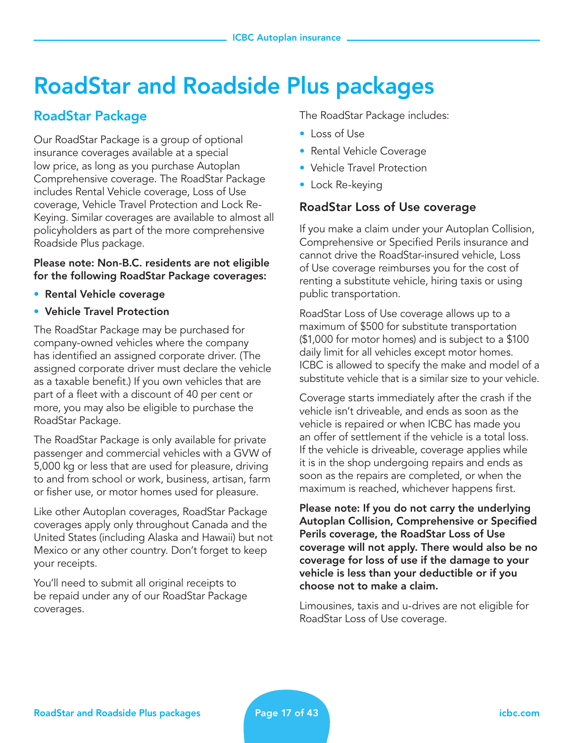# RoadStar and Roadside Plus packages

## RoadStar Package

Our RoadStar Package is a group of optional insurance coverages available at a special low price, as long as you purchase Autoplan Comprehensive coverage. The RoadStar Package includes Rental Vehicle coverage, Loss of Use coverage, Vehicle Travel Protection and Lock Re-Keying. Similar coverages are available to almost all policyholders as part of the more comprehensive Roadside Plus package.

**Please note: Non-B.C. residents are not eligible for the following RoadStar Package coverages:**

- **Rental Vehicle coverage**
- **Vehicle Travel Protection**

The RoadStar Package may be purchased for company-owned vehicles where the company has identified an assigned corporate driver. (The assigned corporate driver must declare the vehicle as a taxable benefit.) If you own vehicles that are part of a fleet with a discount of 40 per cent or more, you may also be eligible to purchase the RoadStar Package.

The RoadStar Package is only available for private passenger and commercial vehicles with a GVW of 5,000 kg or less that are used for pleasure, driving to and from school or work, business, artisan, farm or fisher use, or motor homes used for pleasure.

Like other Autoplan coverages, RoadStar Package coverages apply only throughout Canada and the United States (including Alaska and Hawaii) but not Mexico or any other country. Don't forget to keep your receipts.

You'll need to submit all original receipts to be repaid under any of our RoadStar Package coverages.

The RoadStar Package includes:

- Loss of Use
- Rental Vehicle Coverage
- Vehicle Travel Protection
- Lock Re-keying

### RoadStar Loss of Use coverage

If you make a claim under your Autoplan Collision, Comprehensive or Specified Perils insurance and cannot drive the RoadStar-insured vehicle, Loss of Use coverage reimburses you for the cost of renting a substitute vehicle, hiring taxis or using public transportation.

RoadStar Loss of Use coverage allows up to a maximum of $500 for substitute transportation ($1,000 for motor homes) and is subject to a $100 daily limit for all vehicles except motor homes. ICBC is allowed to specify the make and model of a substitute vehicle that is a similar size to your vehicle.

Coverage starts immediately after the crash if the vehicle isn't driveable, and ends as soon as the vehicle is repaired or when ICBC has made you an offer of settlement if the vehicle is a total loss. If the vehicle is driveable, coverage applies while it is in the shop undergoing repairs and ends as soon as the repairs are completed, or when the maximum is reached, whichever happens first.

**Please note: If you do not carry the underlying Autoplan Collision, Comprehensive or Specified Perils coverage, the RoadStar Loss of Use coverage will not apply. There would also be no coverage for loss of use if the damage to your vehicle is less than your deductible or if you choose not to make a claim.**

Limousines, taxis and u-drives are not eligible for RoadStar Loss of Use coverage.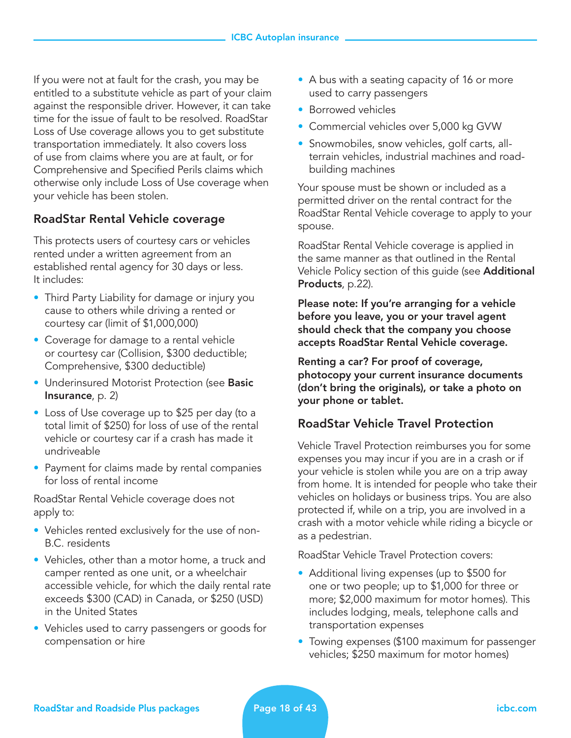If you were not at fault for the crash, you may be entitled to a substitute vehicle as part of your claim against the responsible driver. However, it can take time for the issue of fault to be resolved. RoadStar Loss of Use coverage allows you to get substitute transportation immediately. It also covers loss of use from claims where you are at fault, or for Comprehensive and Specified Perils claims which otherwise only include Loss of Use coverage when your vehicle has been stolen.

### RoadStar Rental Vehicle coverage

This protects users of courtesy cars or vehicles rented under a written agreement from an established rental agency for 30 days or less. It includes:

- Third Party Liability for damage or injury you cause to others while driving a rented or courtesy car (limit of $1,000,000)
- Coverage for damage to a rental vehicle or courtesy car (Collision, $300 deductible; Comprehensive, $300 deductible)
- Underinsured Motorist Protection (see **Basic Insurance**, p. 2)
- Loss of Use coverage up to $25 per day (to a total limit of $250) for loss of use of the rental vehicle or courtesy car if a crash has made it undriveable
- Payment for claims made by rental companies for loss of rental income

RoadStar Rental Vehicle coverage does not apply to:

- Vehicles rented exclusively for the use of non-B.C. residents
- Vehicles, other than a motor home, a truck and camper rented as one unit, or a wheelchair accessible vehicle, for which the daily rental rate exceeds $300 (CAD) in Canada, or $250 (USD) in the United States
- Vehicles used to carry passengers or goods for compensation or hire
- A bus with a seating capacity of 16 or more used to carry passengers
- Borrowed vehicles
- Commercial vehicles over 5,000 kg GVW
- Snowmobiles, snow vehicles, golf carts, all-terrain vehicles, industrial machines and road-building machines

Your spouse must be shown or included as a permitted driver on the rental contract for the RoadStar Rental Vehicle coverage to apply to your spouse.

RoadStar Rental Vehicle coverage is applied in the same manner as that outlined in the Rental Vehicle Policy section of this guide (see **Additional Products**, p.22).

**Please note: If you're arranging for a vehicle before you leave, you or your travel agent should check that the company you choose accepts RoadStar Rental Vehicle coverage.**

**Renting a car? For proof of coverage, photocopy your current insurance documents (don't bring the originals), or take a photo on your phone or tablet.**

### RoadStar Vehicle Travel Protection

Vehicle Travel Protection reimburses you for some expenses you may incur if you are in a crash or if your vehicle is stolen while you are on a trip away from home. It is intended for people who take their vehicles on holidays or business trips. You are also protected if, while on a trip, you are involved in a crash with a motor vehicle while riding a bicycle or as a pedestrian.

RoadStar Vehicle Travel Protection covers:

- Additional living expenses (up to $500 for one or two people; up to $1,000 for three or more; $2,000 maximum for motor homes). This includes lodging, meals, telephone calls and transportation expenses
- Towing expenses ($100 maximum for passenger vehicles; $250 maximum for motor homes)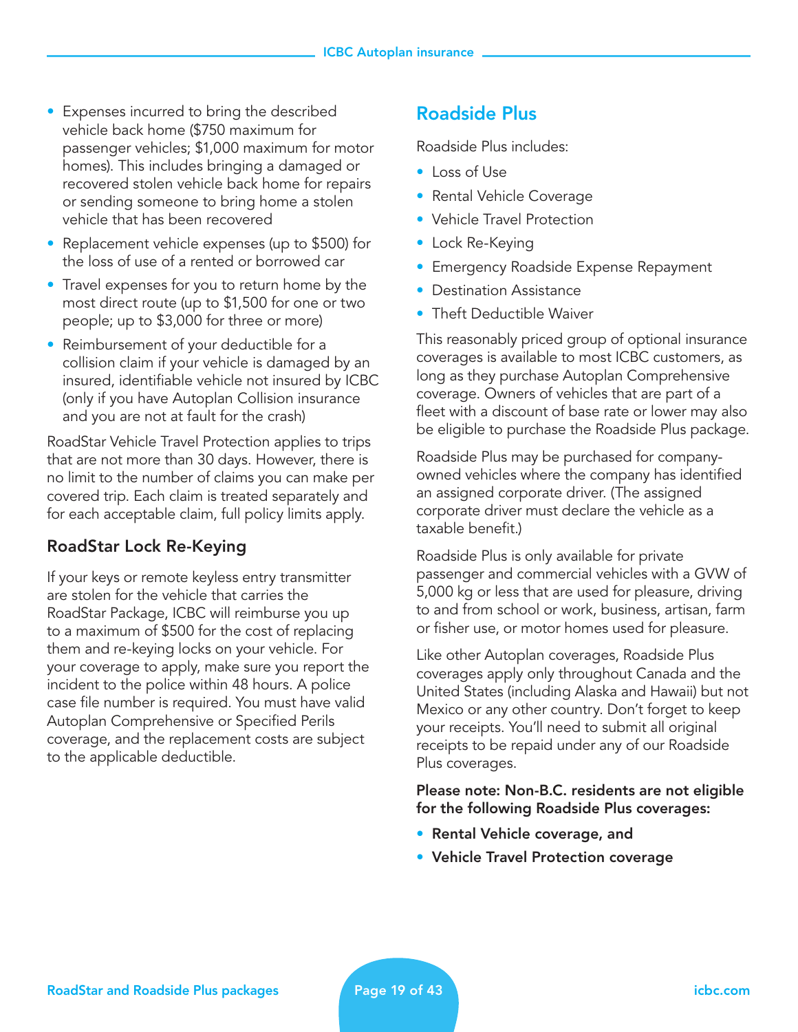- Expenses incurred to bring the described vehicle back home ($750 maximum for passenger vehicles; $1,000 maximum for motor homes). This includes bringing a damaged or recovered stolen vehicle back home for repairs or sending someone to bring home a stolen vehicle that has been recovered
- Replacement vehicle expenses (up to $500) for the loss of use of a rented or borrowed car
- Travel expenses for you to return home by the most direct route (up to $1,500 for one or two people; up to $3,000 for three or more)
- Reimbursement of your deductible for a collision claim if your vehicle is damaged by an insured, identifiable vehicle not insured by ICBC (only if you have Autoplan Collision insurance and you are not at fault for the crash)

RoadStar Vehicle Travel Protection applies to trips that are not more than 30 days. However, there is no limit to the number of claims you can make per covered trip. Each claim is treated separately and for each acceptable claim, full policy limits apply.

### RoadStar Lock Re-Keying

If your keys or remote keyless entry transmitter are stolen for the vehicle that carries the RoadStar Package, ICBC will reimburse you up to a maximum of $500 for the cost of replacing them and re-keying locks on your vehicle. For your coverage to apply, make sure you report the incident to the police within 48 hours. A police case file number is required. You must have valid Autoplan Comprehensive or Specified Perils coverage, and the replacement costs are subject to the applicable deductible.

## Roadside Plus

Roadside Plus includes:

- Loss of Use
- Rental Vehicle Coverage
- Vehicle Travel Protection
- Lock Re-Keying
- Emergency Roadside Expense Repayment
- Destination Assistance
- Theft Deductible Waiver

This reasonably priced group of optional insurance coverages is available to most ICBC customers, as long as they purchase Autoplan Comprehensive coverage. Owners of vehicles that are part of a fleet with a discount of base rate or lower may also be eligible to purchase the Roadside Plus package.

Roadside Plus may be purchased for company-owned vehicles where the company has identified an assigned corporate driver. (The assigned corporate driver must declare the vehicle as a taxable benefit.)

Roadside Plus is only available for private passenger and commercial vehicles with a GVW of 5,000 kg or less that are used for pleasure, driving to and from school or work, business, artisan, farm or fisher use, or motor homes used for pleasure.

Like other Autoplan coverages, Roadside Plus coverages apply only throughout Canada and the United States (including Alaska and Hawaii) but not Mexico or any other country. Don't forget to keep your receipts. You'll need to submit all original receipts to be repaid under any of our Roadside Plus coverages.

**Please note: Non-B.C. residents are not eligible for the following Roadside Plus coverages:**

- **Rental Vehicle coverage, and**
- **Vehicle Travel Protection coverage**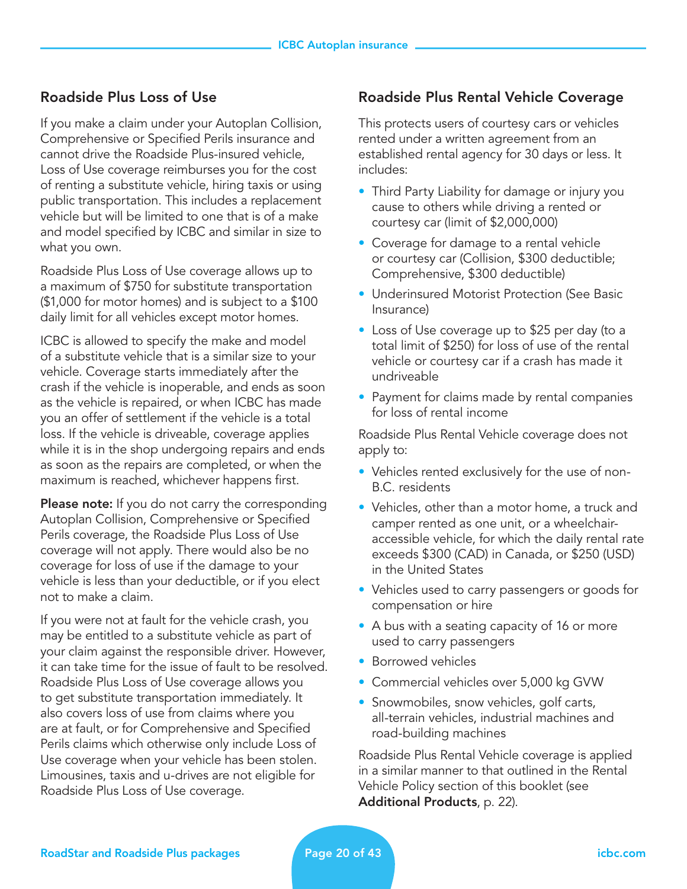## Roadside Plus Loss of Use

If you make a claim under your Autoplan Collision, Comprehensive or Specified Perils insurance and cannot drive the Roadside Plus-insured vehicle, Loss of Use coverage reimburses you for the cost of renting a substitute vehicle, hiring taxis or using public transportation. This includes a replacement vehicle but will be limited to one that is of a make and model specified by ICBC and similar in size to what you own.

Roadside Plus Loss of Use coverage allows up to a maximum of $750 for substitute transportation ($1,000 for motor homes) and is subject to a $100 daily limit for all vehicles except motor homes.

ICBC is allowed to specify the make and model of a substitute vehicle that is a similar size to your vehicle. Coverage starts immediately after the crash if the vehicle is inoperable, and ends as soon as the vehicle is repaired, or when ICBC has made you an offer of settlement if the vehicle is a total loss. If the vehicle is driveable, coverage applies while it is in the shop undergoing repairs and ends as soon as the repairs are completed, or when the maximum is reached, whichever happens first.

**Please note:** If you do not carry the corresponding Autoplan Collision, Comprehensive or Specified Perils coverage, the Roadside Plus Loss of Use coverage will not apply. There would also be no coverage for loss of use if the damage to your vehicle is less than your deductible, or if you elect not to make a claim.

If you were not at fault for the vehicle crash, you may be entitled to a substitute vehicle as part of your claim against the responsible driver. However, it can take time for the issue of fault to be resolved. Roadside Plus Loss of Use coverage allows you to get substitute transportation immediately. It also covers loss of use from claims where you are at fault, or for Comprehensive and Specified Perils claims which otherwise only include Loss of Use coverage when your vehicle has been stolen. Limousines, taxis and u-drives are not eligible for Roadside Plus Loss of Use coverage.

## Roadside Plus Rental Vehicle Coverage

This protects users of courtesy cars or vehicles rented under a written agreement from an established rental agency for 30 days or less. It includes:

- Third Party Liability for damage or injury you cause to others while driving a rented or courtesy car (limit of $2,000,000)
- Coverage for damage to a rental vehicle or courtesy car (Collision, $300 deductible; Comprehensive, $300 deductible)
- Underinsured Motorist Protection (See Basic Insurance)
- Loss of Use coverage up to $25 per day (to a total limit of $250) for loss of use of the rental vehicle or courtesy car if a crash has made it undriveable
- Payment for claims made by rental companies for loss of rental income

Roadside Plus Rental Vehicle coverage does not apply to:

- Vehicles rented exclusively for the use of non-B.C. residents
- Vehicles, other than a motor home, a truck and camper rented as one unit, or a wheelchair-accessible vehicle, for which the daily rental rate exceeds $300 (CAD) in Canada, or $250 (USD) in the United States
- Vehicles used to carry passengers or goods for compensation or hire
- A bus with a seating capacity of 16 or more used to carry passengers
- Borrowed vehicles
- Commercial vehicles over 5,000 kg GVW
- Snowmobiles, snow vehicles, golf carts, all-terrain vehicles, industrial machines and road-building machines

Roadside Plus Rental Vehicle coverage is applied in a similar manner to that outlined in the Rental Vehicle Policy section of this booklet (see **Additional Products**, p. 22).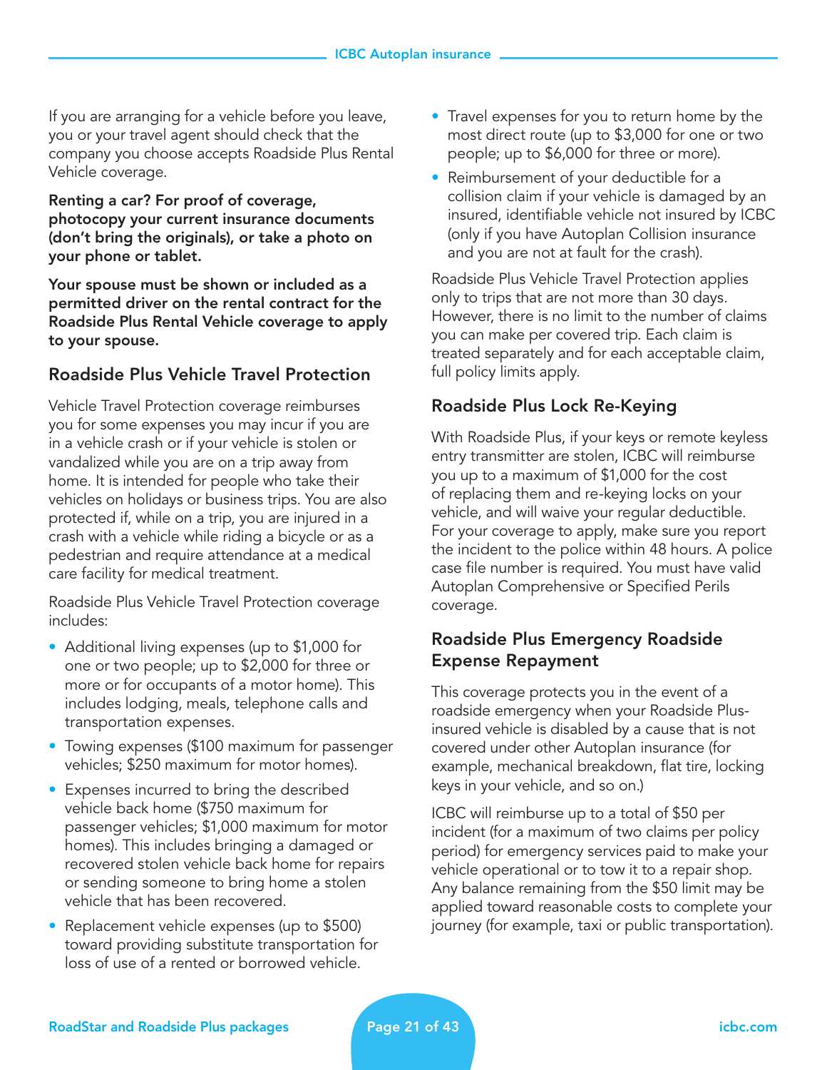If you are arranging for a vehicle before you leave, you or your travel agent should check that the company you choose accepts Roadside Plus Rental Vehicle coverage.

**Renting a car? For proof of coverage, photocopy your current insurance documents (don't bring the originals), or take a photo on your phone or tablet.**

**Your spouse must be shown or included as a permitted driver on the rental contract for the Roadside Plus Rental Vehicle coverage to apply to your spouse.**

## Roadside Plus Vehicle Travel Protection

Vehicle Travel Protection coverage reimburses you for some expenses you may incur if you are in a vehicle crash or if your vehicle is stolen or vandalized while you are on a trip away from home. It is intended for people who take their vehicles on holidays or business trips. You are also protected if, while on a trip, you are injured in a crash with a vehicle while riding a bicycle or as a pedestrian and require attendance at a medical care facility for medical treatment.

Roadside Plus Vehicle Travel Protection coverage includes:

- Additional living expenses (up to $1,000 for one or two people; up to $2,000 for three or more or for occupants of a motor home). This includes lodging, meals, telephone calls and transportation expenses.
- Towing expenses ($100 maximum for passenger vehicles; $250 maximum for motor homes).
- Expenses incurred to bring the described vehicle back home ($750 maximum for passenger vehicles; $1,000 maximum for motor homes). This includes bringing a damaged or recovered stolen vehicle back home for repairs or sending someone to bring home a stolen vehicle that has been recovered.
- Replacement vehicle expenses (up to $500) toward providing substitute transportation for loss of use of a rented or borrowed vehicle.
- Travel expenses for you to return home by the most direct route (up to $3,000 for one or two people; up to $6,000 for three or more).
- Reimbursement of your deductible for a collision claim if your vehicle is damaged by an insured, identifiable vehicle not insured by ICBC (only if you have Autoplan Collision insurance and you are not at fault for the crash).

Roadside Plus Vehicle Travel Protection applies only to trips that are not more than 30 days. However, there is no limit to the number of claims you can make per covered trip. Each claim is treated separately and for each acceptable claim, full policy limits apply.

## Roadside Plus Lock Re-Keying

With Roadside Plus, if your keys or remote keyless entry transmitter are stolen, ICBC will reimburse you up to a maximum of $1,000 for the cost of replacing them and re-keying locks on your vehicle, and will waive your regular deductible. For your coverage to apply, make sure you report the incident to the police within 48 hours. A police case file number is required. You must have valid Autoplan Comprehensive or Specified Perils coverage.

## Roadside Plus Emergency Roadside Expense Repayment

This coverage protects you in the event of a roadside emergency when your Roadside Plus-insured vehicle is disabled by a cause that is not covered under other Autoplan insurance (for example, mechanical breakdown, flat tire, locking keys in your vehicle, and so on.)

ICBC will reimburse up to a total of $50 per incident (for a maximum of two claims per policy period) for emergency services paid to make your vehicle operational or to tow it to a repair shop. Any balance remaining from the $50 limit may be applied toward reasonable costs to complete your journey (for example, taxi or public transportation).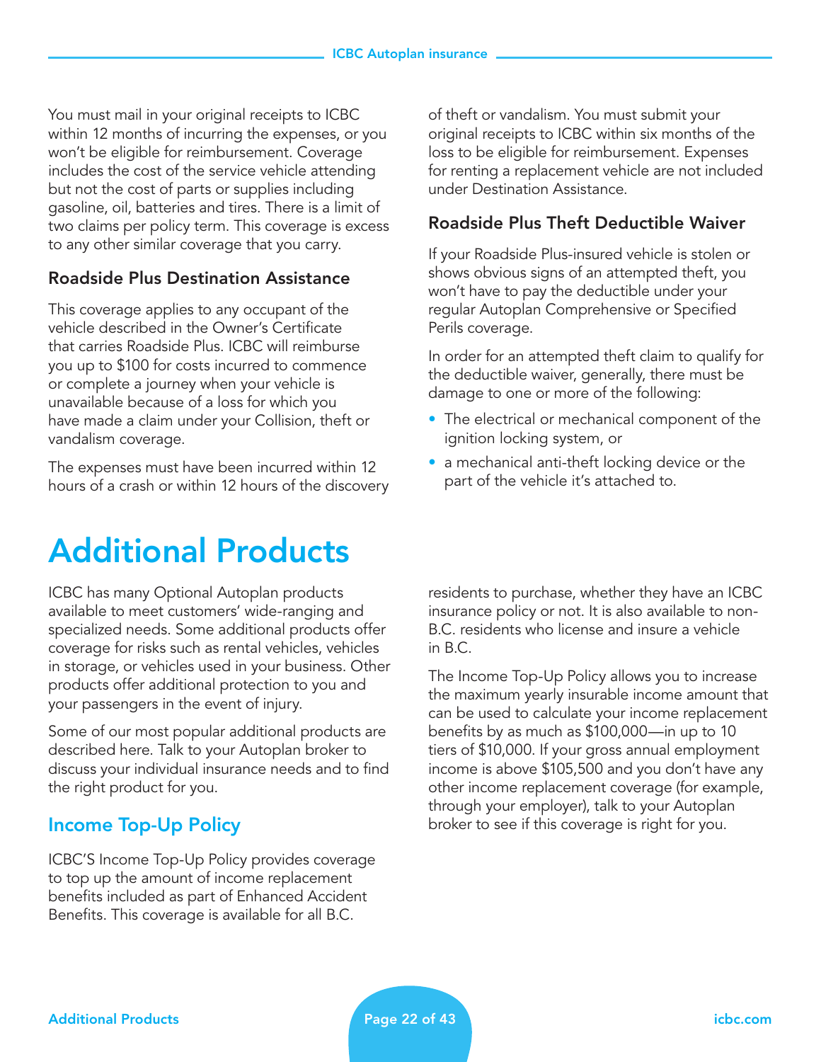You must mail in your original receipts to ICBC within 12 months of incurring the expenses, or you won't be eligible for reimbursement. Coverage includes the cost of the service vehicle attending but not the cost of parts or supplies including gasoline, oil, batteries and tires. There is a limit of two claims per policy term. This coverage is excess to any other similar coverage that you carry.

### Roadside Plus Destination Assistance

This coverage applies to any occupant of the vehicle described in the Owner's Certificate that carries Roadside Plus. ICBC will reimburse you up to $100 for costs incurred to commence or complete a journey when your vehicle is unavailable because of a loss for which you have made a claim under your Collision, theft or vandalism coverage.

The expenses must have been incurred within 12 hours of a crash or within 12 hours of the discovery of theft or vandalism. You must submit your original receipts to ICBC within six months of the loss to be eligible for reimbursement. Expenses for renting a replacement vehicle are not included under Destination Assistance.

### Roadside Plus Theft Deductible Waiver

If your Roadside Plus-insured vehicle is stolen or shows obvious signs of an attempted theft, you won't have to pay the deductible under your regular Autoplan Comprehensive or Specified Perils coverage.

In order for an attempted theft claim to qualify for the deductible waiver, generally, there must be damage to one or more of the following:

- The electrical or mechanical component of the ignition locking system, or
- a mechanical anti-theft locking device or the part of the vehicle it's attached to.

# Additional Products

ICBC has many Optional Autoplan products available to meet customers' wide-ranging and specialized needs. Some additional products offer coverage for risks such as rental vehicles, vehicles in storage, or vehicles used in your business. Other products offer additional protection to you and your passengers in the event of injury.

Some of our most popular additional products are described here. Talk to your Autoplan broker to discuss your individual insurance needs and to find the right product for you.

## Income Top-Up Policy

ICBC'S Income Top-Up Policy provides coverage to top up the amount of income replacement benefits included as part of Enhanced Accident Benefits. This coverage is available for all B.C. residents to purchase, whether they have an ICBC insurance policy or not. It is also available to non-B.C. residents who license and insure a vehicle in B.C.

The Income Top-Up Policy allows you to increase the maximum yearly insurable income amount that can be used to calculate your income replacement benefits by as much as $100,000—in up to 10 tiers of $10,000. If your gross annual employment income is above $105,500 and you don't have any other income replacement coverage (for example, through your employer), talk to your Autoplan broker to see if this coverage is right for you.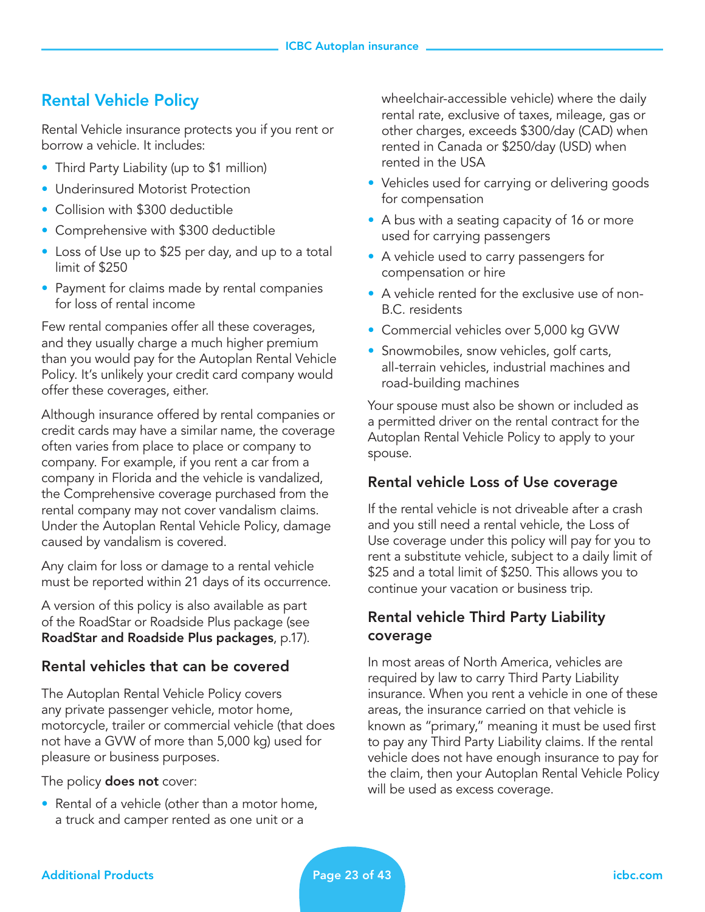## Rental Vehicle Policy

Rental Vehicle insurance protects you if you rent or borrow a vehicle. It includes:

- Third Party Liability (up to $1 million)
- Underinsured Motorist Protection
- Collision with $300 deductible
- Comprehensive with $300 deductible
- Loss of Use up to $25 per day, and up to a total limit of $250
- Payment for claims made by rental companies for loss of rental income

Few rental companies offer all these coverages, and they usually charge a much higher premium than you would pay for the Autoplan Rental Vehicle Policy. It's unlikely your credit card company would offer these coverages, either.

Although insurance offered by rental companies or credit cards may have a similar name, the coverage often varies from place to place or company to company. For example, if you rent a car from a company in Florida and the vehicle is vandalized, the Comprehensive coverage purchased from the rental company may not cover vandalism claims. Under the Autoplan Rental Vehicle Policy, damage caused by vandalism is covered.

Any claim for loss or damage to a rental vehicle must be reported within 21 days of its occurrence.

A version of this policy is also available as part of the RoadStar or Roadside Plus package (see **RoadStar and Roadside Plus packages**, p.17).

### Rental vehicles that can be covered

The Autoplan Rental Vehicle Policy covers any private passenger vehicle, motor home, motorcycle, trailer or commercial vehicle (that does not have a GVW of more than 5,000 kg) used for pleasure or business purposes.

The policy **does not** cover:

- Rental of a vehicle (other than a motor home, a truck and camper rented as one unit or a wheelchair-accessible vehicle) where the daily rental rate, exclusive of taxes, mileage, gas or other charges, exceeds $300/day (CAD) when rented in Canada or $250/day (USD) when rented in the USA
- Vehicles used for carrying or delivering goods for compensation
- A bus with a seating capacity of 16 or more used for carrying passengers
- A vehicle used to carry passengers for compensation or hire
- A vehicle rented for the exclusive use of non-B.C. residents
- Commercial vehicles over 5,000 kg GVW
- Snowmobiles, snow vehicles, golf carts, all-terrain vehicles, industrial machines and road-building machines

Your spouse must also be shown or included as a permitted driver on the rental contract for the Autoplan Rental Vehicle Policy to apply to your spouse.

### Rental vehicle Loss of Use coverage

If the rental vehicle is not driveable after a crash and you still need a rental vehicle, the Loss of Use coverage under this policy will pay for you to rent a substitute vehicle, subject to a daily limit of $25 and a total limit of $250. This allows you to continue your vacation or business trip.

### Rental vehicle Third Party Liability coverage

In most areas of North America, vehicles are required by law to carry Third Party Liability insurance. When you rent a vehicle in one of these areas, the insurance carried on that vehicle is known as "primary," meaning it must be used first to pay any Third Party Liability claims. If the rental vehicle does not have enough insurance to pay for the claim, then your Autoplan Rental Vehicle Policy will be used as excess coverage.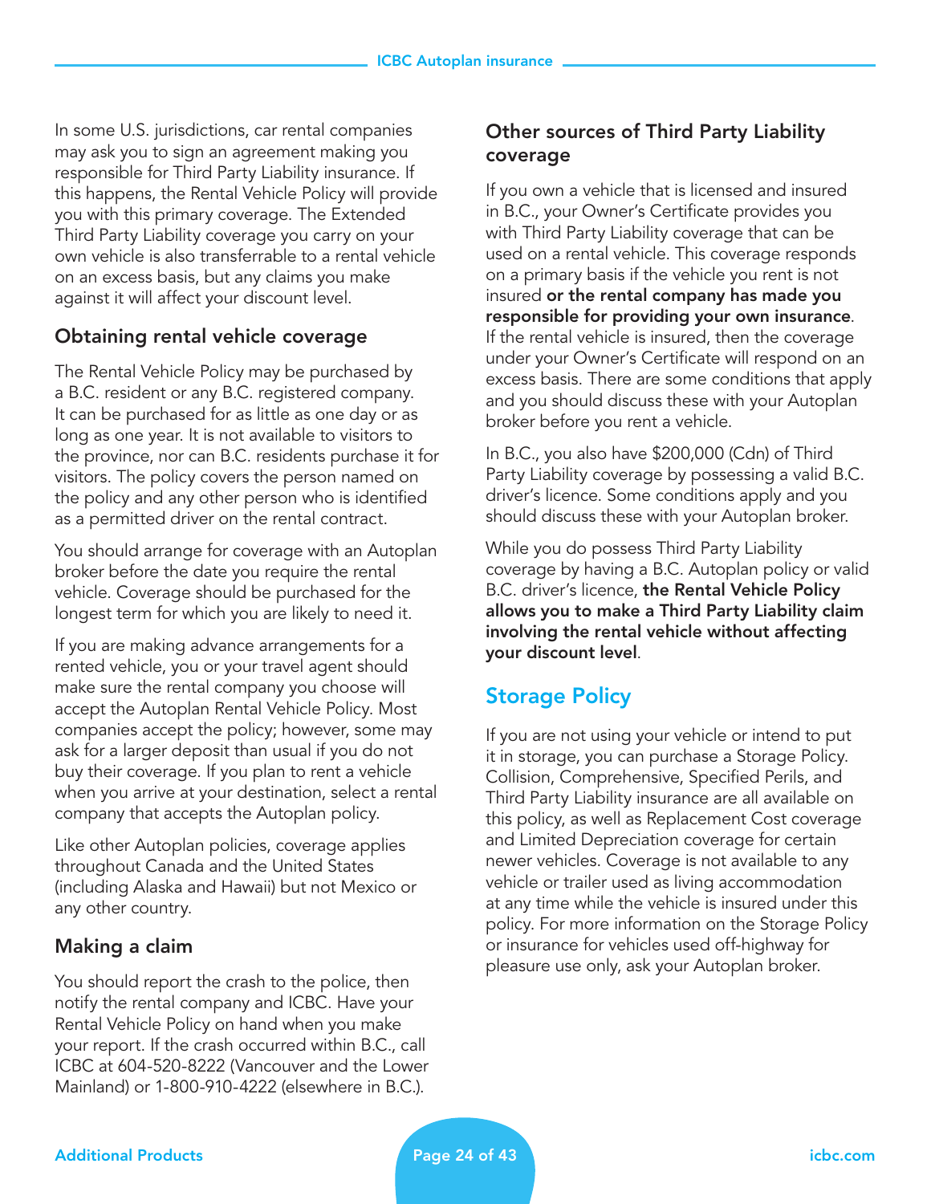In some U.S. jurisdictions, car rental companies may ask you to sign an agreement making you responsible for Third Party Liability insurance. If this happens, the Rental Vehicle Policy will provide you with this primary coverage. The Extended Third Party Liability coverage you carry on your own vehicle is also transferrable to a rental vehicle on an excess basis, but any claims you make against it will affect your discount level.

### Obtaining rental vehicle coverage

The Rental Vehicle Policy may be purchased by a B.C. resident or any B.C. registered company. It can be purchased for as little as one day or as long as one year. It is not available to visitors to the province, nor can B.C. residents purchase it for visitors. The policy covers the person named on the policy and any other person who is identified as a permitted driver on the rental contract.

You should arrange for coverage with an Autoplan broker before the date you require the rental vehicle. Coverage should be purchased for the longest term for which you are likely to need it.

If you are making advance arrangements for a rented vehicle, you or your travel agent should make sure the rental company you choose will accept the Autoplan Rental Vehicle Policy. Most companies accept the policy; however, some may ask for a larger deposit than usual if you do not buy their coverage. If you plan to rent a vehicle when you arrive at your destination, select a rental company that accepts the Autoplan policy.

Like other Autoplan policies, coverage applies throughout Canada and the United States (including Alaska and Hawaii) but not Mexico or any other country.

### Making a claim

You should report the crash to the police, then notify the rental company and ICBC. Have your Rental Vehicle Policy on hand when you make your report. If the crash occurred within B.C., call ICBC at 604-520-8222 (Vancouver and the Lower Mainland) or 1-800-910-4222 (elsewhere in B.C.).

### Other sources of Third Party Liability coverage

If you own a vehicle that is licensed and insured in B.C., your Owner's Certificate provides you with Third Party Liability coverage that can be used on a rental vehicle. This coverage responds on a primary basis if the vehicle you rent is not insured **or the rental company has made you responsible for providing your own insurance**. If the rental vehicle is insured, then the coverage under your Owner's Certificate will respond on an excess basis. There are some conditions that apply and you should discuss these with your Autoplan broker before you rent a vehicle.

In B.C., you also have $200,000 (Cdn) of Third Party Liability coverage by possessing a valid B.C. driver's licence. Some conditions apply and you should discuss these with your Autoplan broker.

While you do possess Third Party Liability coverage by having a B.C. Autoplan policy or valid B.C. driver's licence, **the Rental Vehicle Policy allows you to make a Third Party Liability claim involving the rental vehicle without affecting your discount level**.

## Storage Policy

If you are not using your vehicle or intend to put it in storage, you can purchase a Storage Policy. Collision, Comprehensive, Specified Perils, and Third Party Liability insurance are all available on this policy, as well as Replacement Cost coverage and Limited Depreciation coverage for certain newer vehicles. Coverage is not available to any vehicle or trailer used as living accommodation at any time while the vehicle is insured under this policy. For more information on the Storage Policy or insurance for vehicles used off-highway for pleasure use only, ask your Autoplan broker.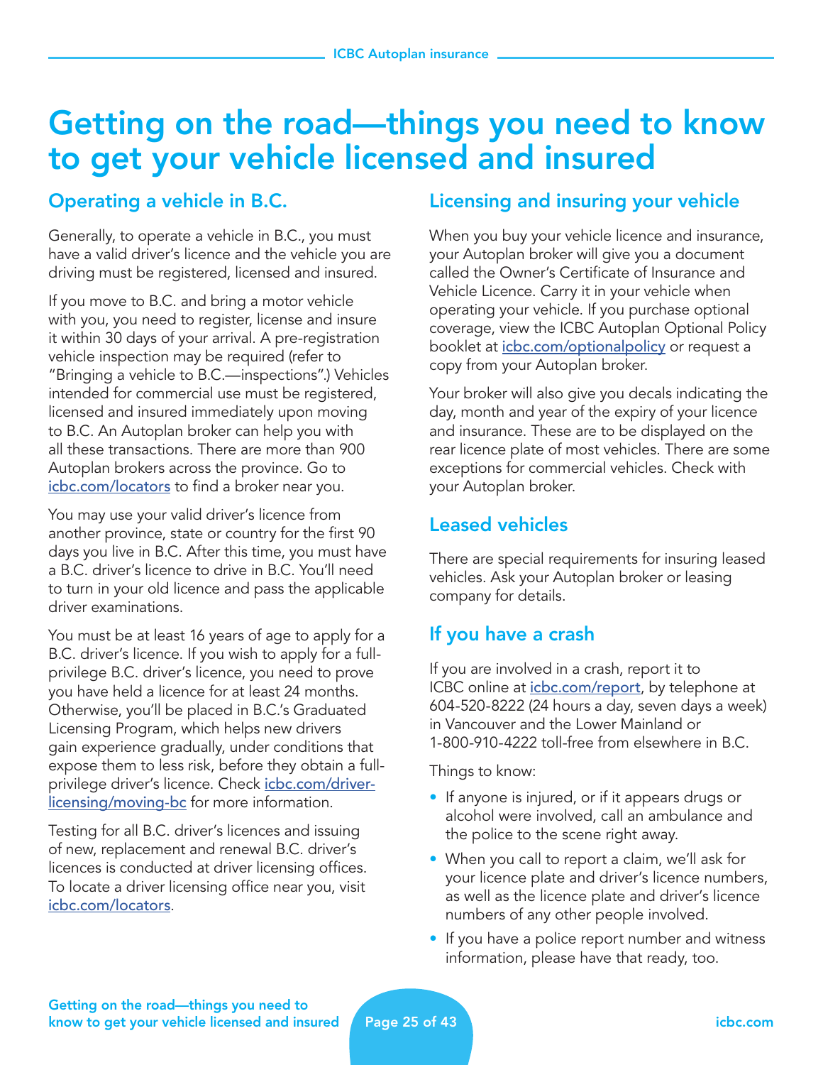# Getting on the road—things you need to know to get your vehicle licensed and insured

## Operating a vehicle in B.C.

Generally, to operate a vehicle in B.C., you must have a valid driver's licence and the vehicle you are driving must be registered, licensed and insured.

If you move to B.C. and bring a motor vehicle with you, you need to register, license and insure it within 30 days of your arrival. A pre-registration vehicle inspection may be required (refer to "Bringing a vehicle to B.C.—inspections".) Vehicles intended for commercial use must be registered, licensed and insured immediately upon moving to B.C. An Autoplan broker can help you with all these transactions. There are more than 900 Autoplan brokers across the province. Go to icbc.com/locators to find a broker near you.

You may use your valid driver's licence from another province, state or country for the first 90 days you live in B.C. After this time, you must have a B.C. driver's licence to drive in B.C. You'll need to turn in your old licence and pass the applicable driver examinations.

You must be at least 16 years of age to apply for a B.C. driver's licence. If you wish to apply for a full-privilege B.C. driver's licence, you need to prove you have held a licence for at least 24 months. Otherwise, you'll be placed in B.C.'s Graduated Licensing Program, which helps new drivers gain experience gradually, under conditions that expose them to less risk, before they obtain a full-privilege driver's licence. Check icbc.com/driver-licensing/moving-bc for more information.

Testing for all B.C. driver's licences and issuing of new, replacement and renewal B.C. driver's licences is conducted at driver licensing offices. To locate a driver licensing office near you, visit icbc.com/locators.

## Licensing and insuring your vehicle

When you buy your vehicle licence and insurance, your Autoplan broker will give you a document called the Owner's Certificate of Insurance and Vehicle Licence. Carry it in your vehicle when operating your vehicle. If you purchase optional coverage, view the ICBC Autoplan Optional Policy booklet at icbc.com/optionalpolicy or request a copy from your Autoplan broker.

Your broker will also give you decals indicating the day, month and year of the expiry of your licence and insurance. These are to be displayed on the rear licence plate of most vehicles. There are some exceptions for commercial vehicles. Check with your Autoplan broker.

## Leased vehicles

There are special requirements for insuring leased vehicles. Ask your Autoplan broker or leasing company for details.

## If you have a crash

If you are involved in a crash, report it to ICBC online at icbc.com/report, by telephone at 604-520-8222 (24 hours a day, seven days a week) in Vancouver and the Lower Mainland or 1-800-910-4222 toll-free from elsewhere in B.C.

Things to know:

- If anyone is injured, or if it appears drugs or alcohol were involved, call an ambulance and the police to the scene right away.
- When you call to report a claim, we'll ask for your licence plate and driver's licence numbers, as well as the licence plate and driver's licence numbers of any other people involved.
- If you have a police report number and witness information, please have that ready, too.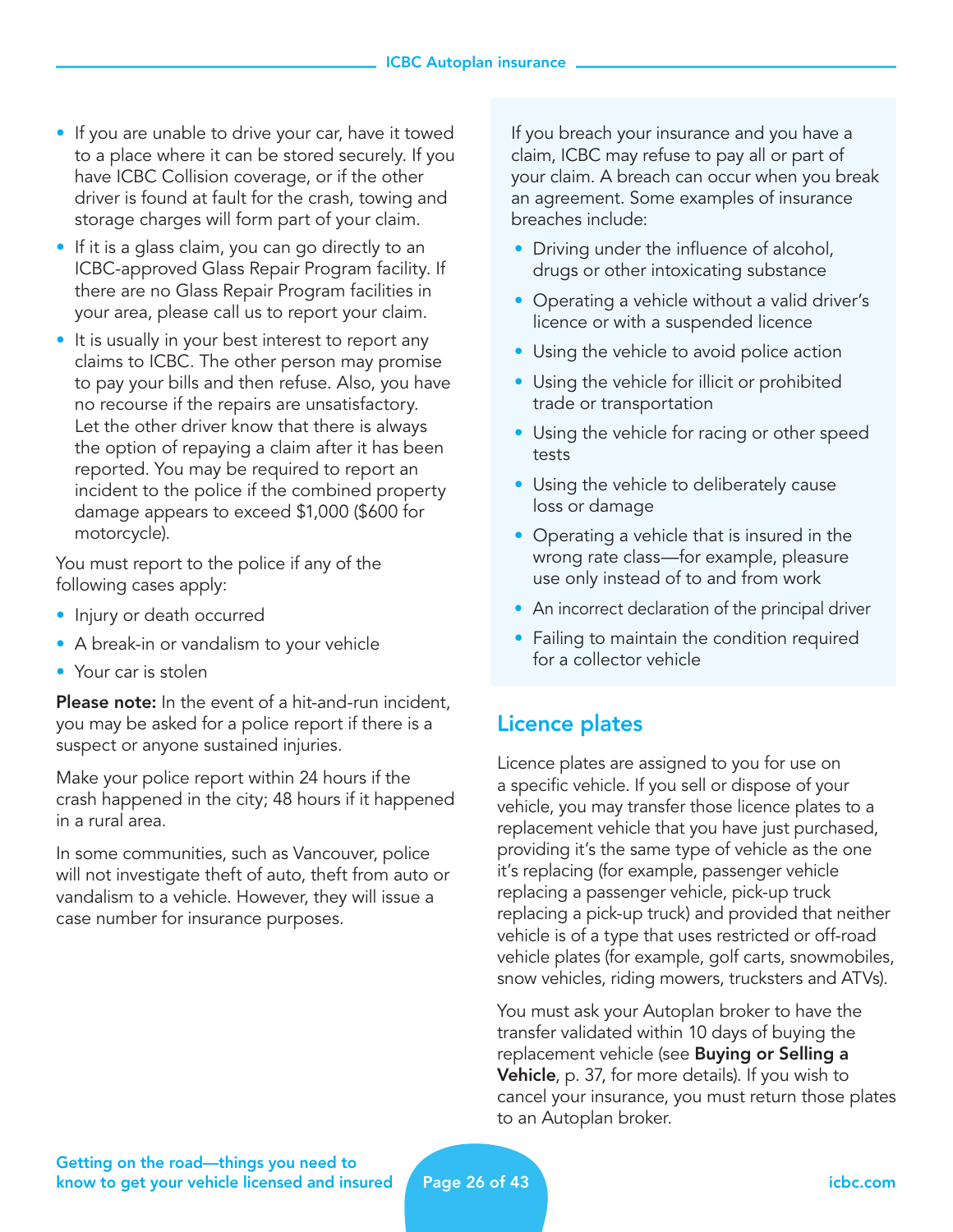- If you are unable to drive your car, have it towed to a place where it can be stored securely. If you have ICBC Collision coverage, or if the other driver is found at fault for the crash, towing and storage charges will form part of your claim.
- If it is a glass claim, you can go directly to an ICBC-approved Glass Repair Program facility. If there are no Glass Repair Program facilities in your area, please call us to report your claim.
- It is usually in your best interest to report any claims to ICBC. The other person may promise to pay your bills and then refuse. Also, you have no recourse if the repairs are unsatisfactory. Let the other driver know that there is always the option of repaying a claim after it has been reported. You may be required to report an incident to the police if the combined property damage appears to exceed $1,000 ($600 for motorcycle).

You must report to the police if any of the following cases apply:

- Injury or death occurred
- A break-in or vandalism to your vehicle
- Your car is stolen

**Please note:** In the event of a hit-and-run incident, you may be asked for a police report if there is a suspect or anyone sustained injuries.

Make your police report within 24 hours if the crash happened in the city; 48 hours if it happened in a rural area.

In some communities, such as Vancouver, police will not investigate theft of auto, theft from auto or vandalism to a vehicle. However, they will issue a case number for insurance purposes.

If you breach your insurance and you have a claim, ICBC may refuse to pay all or part of your claim. A breach can occur when you break an agreement. Some examples of insurance breaches include:

- Driving under the influence of alcohol, drugs or other intoxicating substance
- Operating a vehicle without a valid driver's licence or with a suspended licence
- Using the vehicle to avoid police action
- Using the vehicle for illicit or prohibited trade or transportation
- Using the vehicle for racing or other speed tests
- Using the vehicle to deliberately cause loss or damage
- Operating a vehicle that is insured in the wrong rate class—for example, pleasure use only instead of to and from work
- An incorrect declaration of the principal driver
- Failing to maintain the condition required for a collector vehicle

## Licence plates

Licence plates are assigned to you for use on a specific vehicle. If you sell or dispose of your vehicle, you may transfer those licence plates to a replacement vehicle that you have just purchased, providing it's the same type of vehicle as the one it's replacing (for example, passenger vehicle replacing a passenger vehicle, pick-up truck replacing a pick-up truck) and provided that neither vehicle is of a type that uses restricted or off-road vehicle plates (for example, golf carts, snowmobiles, snow vehicles, riding mowers, trucksters and ATVs).

You must ask your Autoplan broker to have the transfer validated within 10 days of buying the replacement vehicle (see **Buying or Selling a Vehicle**, p. 37, for more details). If you wish to cancel your insurance, you must return those plates to an Autoplan broker.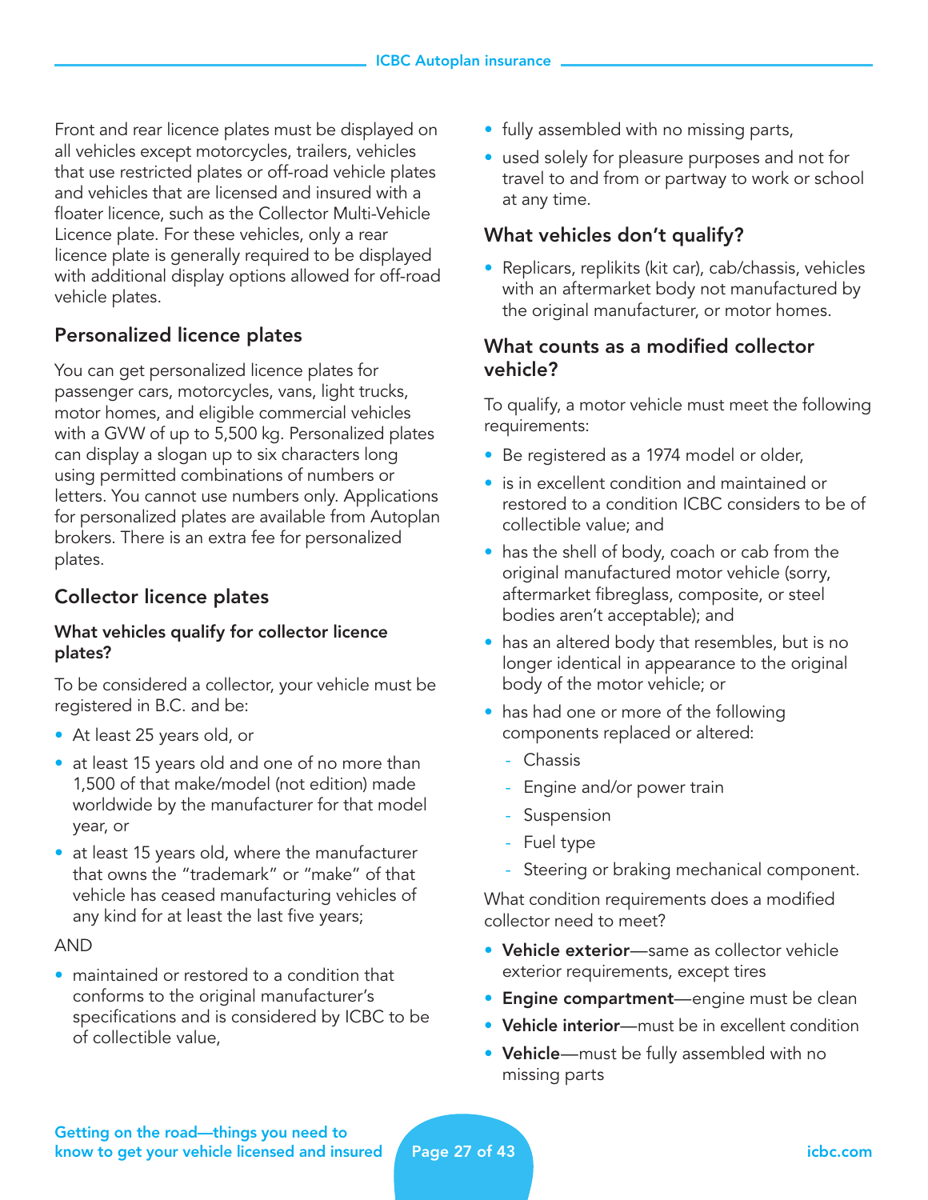Front and rear licence plates must be displayed on all vehicles except motorcycles, trailers, vehicles that use restricted plates or off-road vehicle plates and vehicles that are licensed and insured with a floater licence, such as the Collector Multi-Vehicle Licence plate. For these vehicles, only a rear licence plate is generally required to be displayed with additional display options allowed for off-road vehicle plates.

## Personalized licence plates

You can get personalized licence plates for passenger cars, motorcycles, vans, light trucks, motor homes, and eligible commercial vehicles with a GVW of up to 5,500 kg. Personalized plates can display a slogan up to six characters long using permitted combinations of numbers or letters. You cannot use numbers only. Applications for personalized plates are available from Autoplan brokers. There is an extra fee for personalized plates.

## Collector licence plates

### What vehicles qualify for collector licence plates?

To be considered a collector, your vehicle must be registered in B.C. and be:

- At least 25 years old, or
- at least 15 years old and one of no more than 1,500 of that make/model (not edition) made worldwide by the manufacturer for that model year, or
- at least 15 years old, where the manufacturer that owns the "trademark" or "make" of that vehicle has ceased manufacturing vehicles of any kind for at least the last five years;

AND

- maintained or restored to a condition that conforms to the original manufacturer's specifications and is considered by ICBC to be of collectible value,
- fully assembled with no missing parts,
- used solely for pleasure purposes and not for travel to and from or partway to work or school at any time.

### What vehicles don't qualify?

- Replicars, replikits (kit car), cab/chassis, vehicles with an aftermarket body not manufactured by the original manufacturer, or motor homes.

### What counts as a modified collector vehicle?

To qualify, a motor vehicle must meet the following requirements:

- Be registered as a 1974 model or older,
- is in excellent condition and maintained or restored to a condition ICBC considers to be of collectible value; and
- has the shell of body, coach or cab from the original manufactured motor vehicle (sorry, aftermarket fibreglass, composite, or steel bodies aren't acceptable); and
- has an altered body that resembles, but is no longer identical in appearance to the original body of the motor vehicle; or
- has had one or more of the following components replaced or altered:
  - Chassis
  - Engine and/or power train
  - Suspension
  - Fuel type
  - Steering or braking mechanical component.

What condition requirements does a modified collector need to meet?

- **Vehicle exterior**—same as collector vehicle exterior requirements, except tires
- **Engine compartment**—engine must be clean
- **Vehicle interior**—must be in excellent condition
- **Vehicle**—must be fully assembled with no missing parts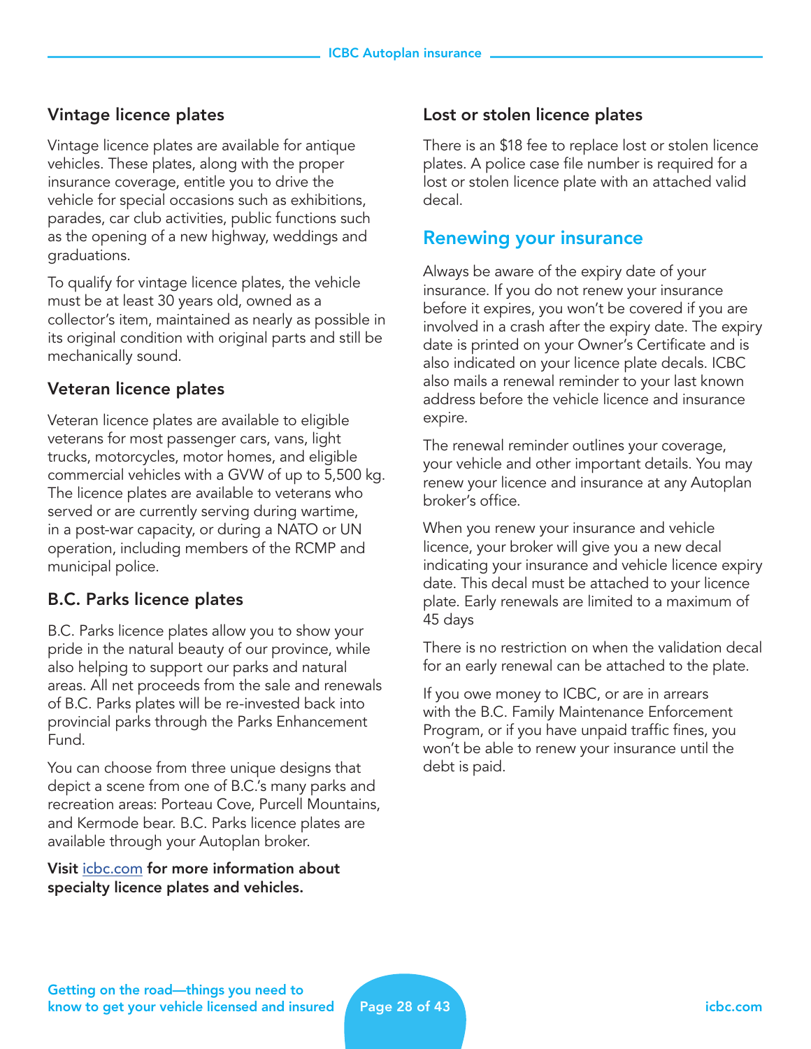### Vintage licence plates

Vintage licence plates are available for antique vehicles. These plates, along with the proper insurance coverage, entitle you to drive the vehicle for special occasions such as exhibitions, parades, car club activities, public functions such as the opening of a new highway, weddings and graduations.

To qualify for vintage licence plates, the vehicle must be at least 30 years old, owned as a collector's item, maintained as nearly as possible in its original condition with original parts and still be mechanically sound.

### Veteran licence plates

Veteran licence plates are available to eligible veterans for most passenger cars, vans, light trucks, motorcycles, motor homes, and eligible commercial vehicles with a GVW of up to 5,500 kg. The licence plates are available to veterans who served or are currently serving during wartime, in a post-war capacity, or during a NATO or UN operation, including members of the RCMP and municipal police.

### B.C. Parks licence plates

B.C. Parks licence plates allow you to show your pride in the natural beauty of our province, while also helping to support our parks and natural areas. All net proceeds from the sale and renewals of B.C. Parks plates will be re-invested back into provincial parks through the Parks Enhancement Fund.

You can choose from three unique designs that depict a scene from one of B.C.'s many parks and recreation areas: Porteau Cove, Purcell Mountains, and Kermode bear. B.C. Parks licence plates are available through your Autoplan broker.

**Visit icbc.com for more information about specialty licence plates and vehicles.**

### Lost or stolen licence plates

There is an $18 fee to replace lost or stolen licence plates. A police case file number is required for a lost or stolen licence plate with an attached valid decal.

## Renewing your insurance

Always be aware of the expiry date of your insurance. If you do not renew your insurance before it expires, you won't be covered if you are involved in a crash after the expiry date. The expiry date is printed on your Owner's Certificate and is also indicated on your licence plate decals. ICBC also mails a renewal reminder to your last known address before the vehicle licence and insurance expire.

The renewal reminder outlines your coverage, your vehicle and other important details. You may renew your licence and insurance at any Autoplan broker's office.

When you renew your insurance and vehicle licence, your broker will give you a new decal indicating your insurance and vehicle licence expiry date. This decal must be attached to your licence plate. Early renewals are limited to a maximum of 45 days

There is no restriction on when the validation decal for an early renewal can be attached to the plate.

If you owe money to ICBC, or are in arrears with the B.C. Family Maintenance Enforcement Program, or if you have unpaid traffic fines, you won't be able to renew your insurance until the debt is paid.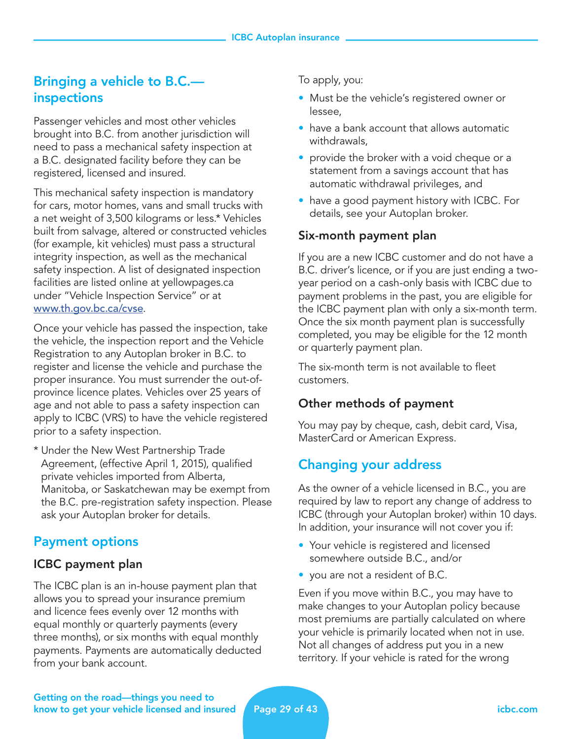## Bringing a vehicle to B.C.—inspections

Passenger vehicles and most other vehicles brought into B.C. from another jurisdiction will need to pass a mechanical safety inspection at a B.C. designated facility before they can be registered, licensed and insured.

This mechanical safety inspection is mandatory for cars, motor homes, vans and small trucks with a net weight of 3,500 kilograms or less.* Vehicles built from salvage, altered or constructed vehicles (for example, kit vehicles) must pass a structural integrity inspection, as well as the mechanical safety inspection. A list of designated inspection facilities are listed online at yellowpages.ca under "Vehicle Inspection Service" or at www.th.gov.bc.ca/cvse.

Once your vehicle has passed the inspection, take the vehicle, the inspection report and the Vehicle Registration to any Autoplan broker in B.C. to register and license the vehicle and purchase the proper insurance. You must surrender the out-of-province licence plates. Vehicles over 25 years of age and not able to pass a safety inspection can apply to ICBC (VRS) to have the vehicle registered prior to a safety inspection.

\* Under the New West Partnership Trade Agreement, (effective April 1, 2015), qualified private vehicles imported from Alberta, Manitoba, or Saskatchewan may be exempt from the B.C. pre-registration safety inspection. Please ask your Autoplan broker for details.

## Payment options

### ICBC payment plan

The ICBC plan is an in-house payment plan that allows you to spread your insurance premium and licence fees evenly over 12 months with equal monthly or quarterly payments (every three months), or six months with equal monthly payments. Payments are automatically deducted from your bank account.

To apply, you:

- Must be the vehicle's registered owner or lessee,
- have a bank account that allows automatic withdrawals,
- provide the broker with a void cheque or a statement from a savings account that has automatic withdrawal privileges, and
- have a good payment history with ICBC. For details, see your Autoplan broker.

### Six-month payment plan

If you are a new ICBC customer and do not have a B.C. driver's licence, or if you are just ending a two-year period on a cash-only basis with ICBC due to payment problems in the past, you are eligible for the ICBC payment plan with only a six-month term. Once the six month payment plan is successfully completed, you may be eligible for the 12 month or quarterly payment plan.

The six-month term is not available to fleet customers.

### Other methods of payment

You may pay by cheque, cash, debit card, Visa, MasterCard or American Express.

## Changing your address

As the owner of a vehicle licensed in B.C., you are required by law to report any change of address to ICBC (through your Autoplan broker) within 10 days. In addition, your insurance will not cover you if:

- Your vehicle is registered and licensed somewhere outside B.C., and/or
- you are not a resident of B.C.

Even if you move within B.C., you may have to make changes to your Autoplan policy because most premiums are partially calculated on where your vehicle is primarily located when not in use. Not all changes of address put you in a new territory. If your vehicle is rated for the wrong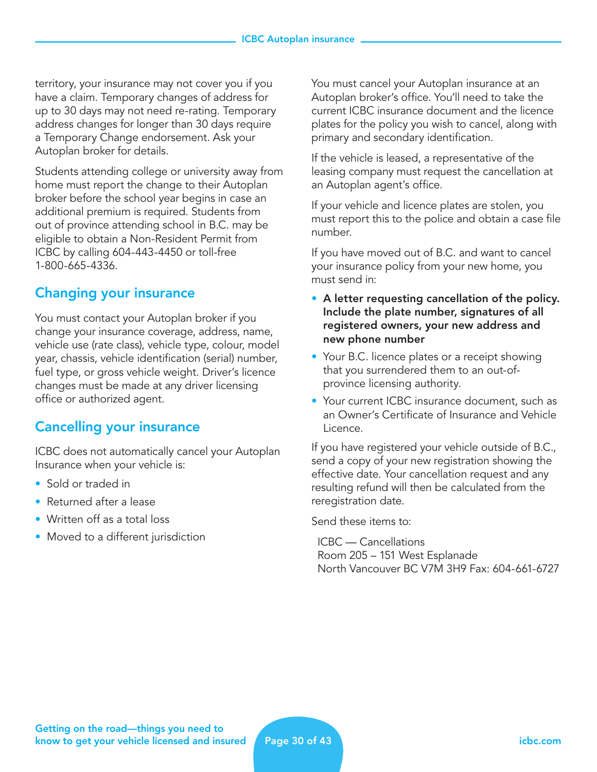territory, your insurance may not cover you if you have a claim. Temporary changes of address for up to 30 days may not need re-rating. Temporary address changes for longer than 30 days require a Temporary Change endorsement. Ask your Autoplan broker for details.

Students attending college or university away from home must report the change to their Autoplan broker before the school year begins in case an additional premium is required. Students from out of province attending school in B.C. may be eligible to obtain a Non-Resident Permit from ICBC by calling 604-443-4450 or toll-free 1-800-665-4336.

## Changing your insurance

You must contact your Autoplan broker if you change your insurance coverage, address, name, vehicle use (rate class), vehicle type, colour, model year, chassis, vehicle identification (serial) number, fuel type, or gross vehicle weight. Driver's licence changes must be made at any driver licensing office or authorized agent.

## Cancelling your insurance

ICBC does not automatically cancel your Autoplan Insurance when your vehicle is:

- Sold or traded in
- Returned after a lease
- Written off as a total loss
- Moved to a different jurisdiction

You must cancel your Autoplan insurance at an Autoplan broker's office. You'll need to take the current ICBC insurance document and the licence plates for the policy you wish to cancel, along with primary and secondary identification.

If the vehicle is leased, a representative of the leasing company must request the cancellation at an Autoplan agent's office.

If your vehicle and licence plates are stolen, you must report this to the police and obtain a case file number.

If you have moved out of B.C. and want to cancel your insurance policy from your new home, you must send in:

- **A letter requesting cancellation of the policy. Include the plate number, signatures of all registered owners, your new address and new phone number**
- Your B.C. licence plates or a receipt showing that you surrendered them to an out-of-province licensing authority.
- Your current ICBC insurance document, such as an Owner's Certificate of Insurance and Vehicle Licence.

If you have registered your vehicle outside of B.C., send a copy of your new registration showing the effective date. Your cancellation request and any resulting refund will then be calculated from the reregistration date.

Send these items to:

ICBC — Cancellations
Room 205 – 151 West Esplanade
North Vancouver BC V7M 3H9 Fax: 604-661-6727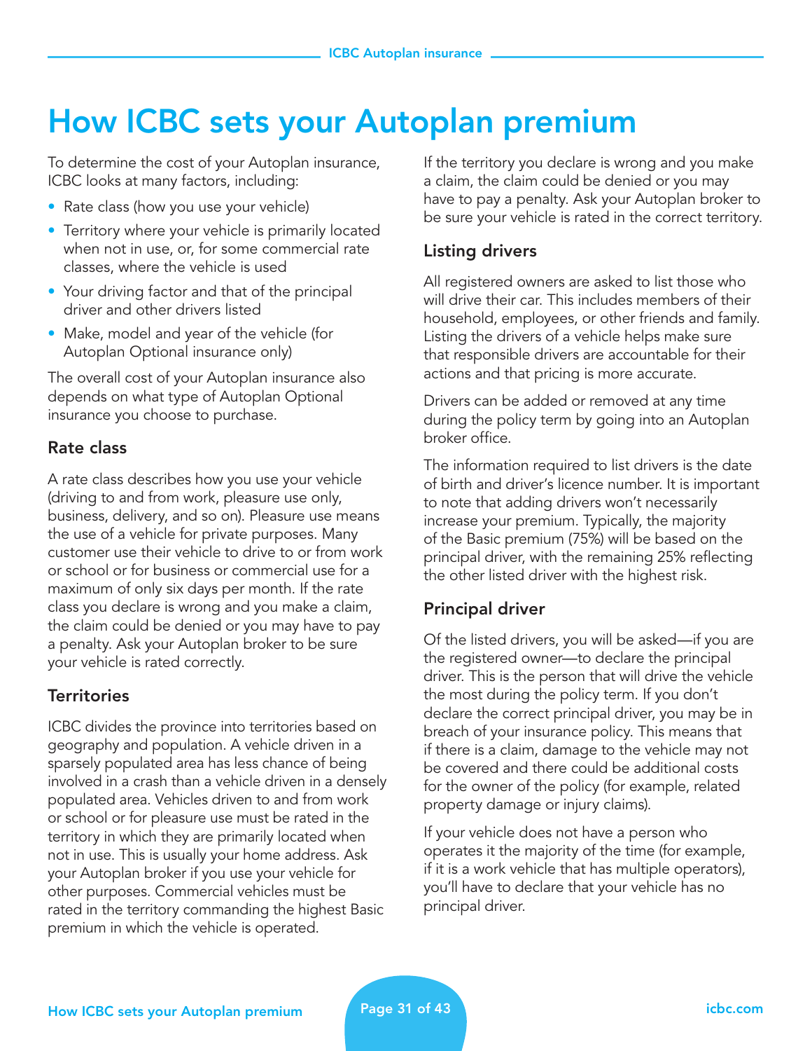# How ICBC sets your Autoplan premium

To determine the cost of your Autoplan insurance, ICBC looks at many factors, including:

- Rate class (how you use your vehicle)
- Territory where your vehicle is primarily located when not in use, or, for some commercial rate classes, where the vehicle is used
- Your driving factor and that of the principal driver and other drivers listed
- Make, model and year of the vehicle (for Autoplan Optional insurance only)

The overall cost of your Autoplan insurance also depends on what type of Autoplan Optional insurance you choose to purchase.

## Rate class

A rate class describes how you use your vehicle (driving to and from work, pleasure use only, business, delivery, and so on). Pleasure use means the use of a vehicle for private purposes. Many customer use their vehicle to drive to or from work or school or for business or commercial use for a maximum of only six days per month. If the rate class you declare is wrong and you make a claim, the claim could be denied or you may have to pay a penalty. Ask your Autoplan broker to be sure your vehicle is rated correctly.

## Territories

ICBC divides the province into territories based on geography and population. A vehicle driven in a sparsely populated area has less chance of being involved in a crash than a vehicle driven in a densely populated area. Vehicles driven to and from work or school or for pleasure use must be rated in the territory in which they are primarily located when not in use. This is usually your home address. Ask your Autoplan broker if you use your vehicle for other purposes. Commercial vehicles must be rated in the territory commanding the highest Basic premium in which the vehicle is operated.

If the territory you declare is wrong and you make a claim, the claim could be denied or you may have to pay a penalty. Ask your Autoplan broker to be sure your vehicle is rated in the correct territory.

## Listing drivers

All registered owners are asked to list those who will drive their car. This includes members of their household, employees, or other friends and family. Listing the drivers of a vehicle helps make sure that responsible drivers are accountable for their actions and that pricing is more accurate.

Drivers can be added or removed at any time during the policy term by going into an Autoplan broker office.

The information required to list drivers is the date of birth and driver's licence number. It is important to note that adding drivers won't necessarily increase your premium. Typically, the majority of the Basic premium (75%) will be based on the principal driver, with the remaining 25% reflecting the other listed driver with the highest risk.

## Principal driver

Of the listed drivers, you will be asked—if you are the registered owner—to declare the principal driver. This is the person that will drive the vehicle the most during the policy term. If you don't declare the correct principal driver, you may be in breach of your insurance policy. This means that if there is a claim, damage to the vehicle may not be covered and there could be additional costs for the owner of the policy (for example, related property damage or injury claims).

If your vehicle does not have a person who operates it the majority of the time (for example, if it is a work vehicle that has multiple operators), you'll have to declare that your vehicle has no principal driver.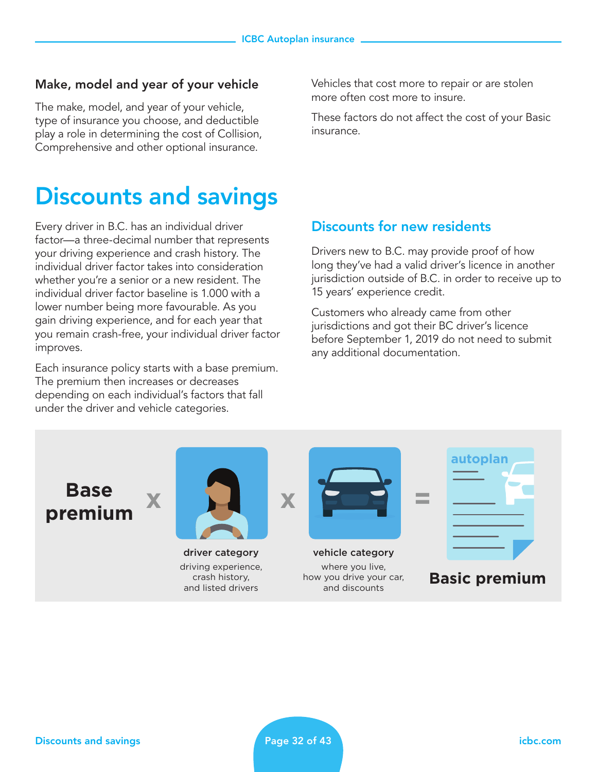### Make, model and year of your vehicle

The make, model, and year of your vehicle, type of insurance you choose, and deductible play a role in determining the cost of Collision, Comprehensive and other optional insurance.

Vehicles that cost more to repair or are stolen more often cost more to insure.

These factors do not affect the cost of your Basic insurance.

# Discounts and savings

Every driver in B.C. has an individual driver factor—a three-decimal number that represents your driving experience and crash history. The individual driver factor takes into consideration whether you're a senior or a new resident. The individual driver factor baseline is 1.000 with a lower number being more favourable. As you gain driving experience, and for each year that you remain crash-free, your individual driver factor improves.

Each insurance policy starts with a base premium. The premium then increases or decreases depending on each individual's factors that fall under the driver and vehicle categories.

## Discounts for new residents

Drivers new to B.C. may provide proof of how long they've had a valid driver's licence in another jurisdiction outside of B.C. in order to receive up to 15 years' experience credit.

Customers who already came from other jurisdictions and got their BC driver's licence before September 1, 2019 do not need to submit any additional documentation.

**Base premium** x **driver category** (driving experience, crash history, and listed drivers) x **vehicle category** (where you live, how you drive your car, and discounts) = **Basic premium**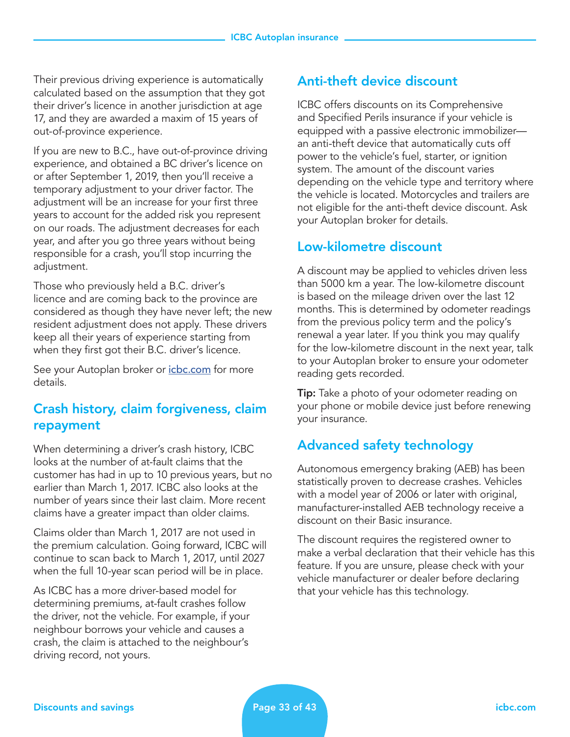Their previous driving experience is automatically calculated based on the assumption that they got their driver's licence in another jurisdiction at age 17, and they are awarded a maxim of 15 years of out-of-province experience.

If you are new to B.C., have out-of-province driving experience, and obtained a BC driver's licence on or after September 1, 2019, then you'll receive a temporary adjustment to your driver factor. The adjustment will be an increase for your first three years to account for the added risk you represent on our roads. The adjustment decreases for each year, and after you go three years without being responsible for a crash, you'll stop incurring the adjustment.

Those who previously held a B.C. driver's licence and are coming back to the province are considered as though they have never left; the new resident adjustment does not apply. These drivers keep all their years of experience starting from when they first got their B.C. driver's licence.

See your Autoplan broker or icbc.com for more details.

## Crash history, claim forgiveness, claim repayment

When determining a driver's crash history, ICBC looks at the number of at-fault claims that the customer has had in up to 10 previous years, but no earlier than March 1, 2017. ICBC also looks at the number of years since their last claim. More recent claims have a greater impact than older claims.

Claims older than March 1, 2017 are not used in the premium calculation. Going forward, ICBC will continue to scan back to March 1, 2017, until 2027 when the full 10-year scan period will be in place.

As ICBC has a more driver-based model for determining premiums, at-fault crashes follow the driver, not the vehicle. For example, if your neighbour borrows your vehicle and causes a crash, the claim is attached to the neighbour's driving record, not yours.

## Anti-theft device discount

ICBC offers discounts on its Comprehensive and Specified Perils insurance if your vehicle is equipped with a passive electronic immobilizer—an anti-theft device that automatically cuts off power to the vehicle's fuel, starter, or ignition system. The amount of the discount varies depending on the vehicle type and territory where the vehicle is located. Motorcycles and trailers are not eligible for the anti-theft device discount. Ask your Autoplan broker for details.

## Low-kilometre discount

A discount may be applied to vehicles driven less than 5000 km a year. The low-kilometre discount is based on the mileage driven over the last 12 months. This is determined by odometer readings from the previous policy term and the policy's renewal a year later. If you think you may qualify for the low-kilometre discount in the next year, talk to your Autoplan broker to ensure your odometer reading gets recorded.

**Tip:** Take a photo of your odometer reading on your phone or mobile device just before renewing your insurance.

## Advanced safety technology

Autonomous emergency braking (AEB) has been statistically proven to decrease crashes. Vehicles with a model year of 2006 or later with original, manufacturer-installed AEB technology receive a discount on their Basic insurance.

The discount requires the registered owner to make a verbal declaration that their vehicle has this feature. If you are unsure, please check with your vehicle manufacturer or dealer before declaring that your vehicle has this technology.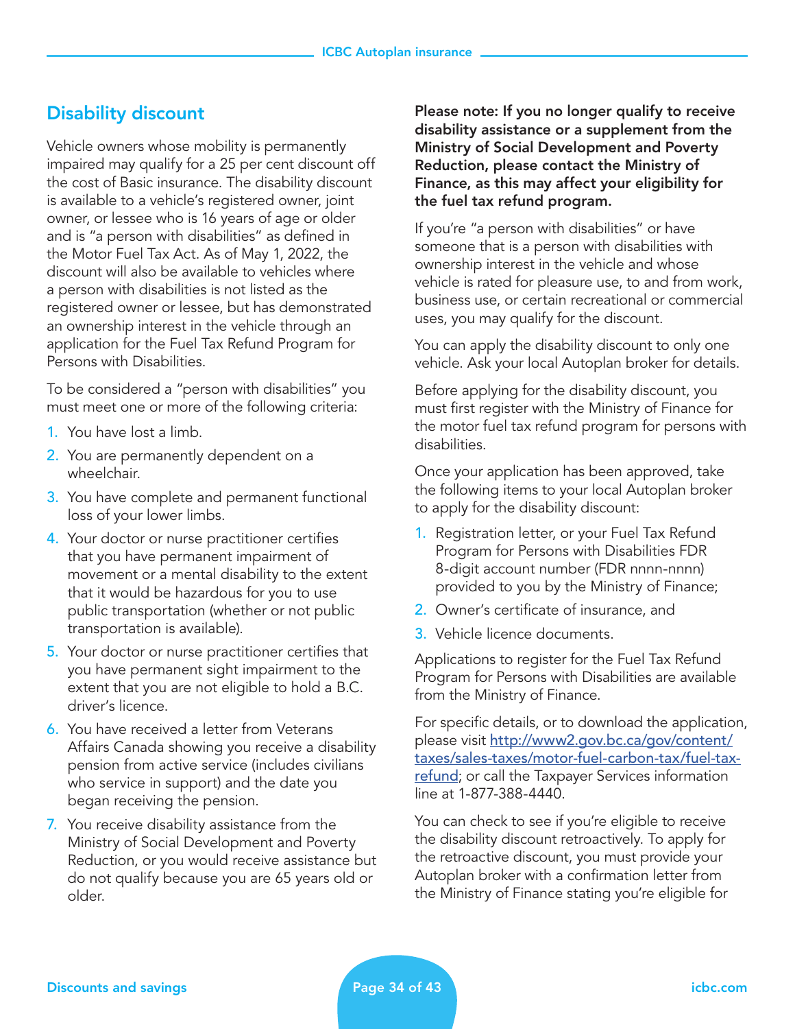## Disability discount

Vehicle owners whose mobility is permanently impaired may qualify for a 25 per cent discount off the cost of Basic insurance. The disability discount is available to a vehicle's registered owner, joint owner, or lessee who is 16 years of age or older and is "a person with disabilities" as defined in the Motor Fuel Tax Act. As of May 1, 2022, the discount will also be available to vehicles where a person with disabilities is not listed as the registered owner or lessee, but has demonstrated an ownership interest in the vehicle through an application for the Fuel Tax Refund Program for Persons with Disabilities.

To be considered a "person with disabilities" you must meet one or more of the following criteria:

1. You have lost a limb.
2. You are permanently dependent on a wheelchair.
3. You have complete and permanent functional loss of your lower limbs.
4. Your doctor or nurse practitioner certifies that you have permanent impairment of movement or a mental disability to the extent that it would be hazardous for you to use public transportation (whether or not public transportation is available).
5. Your doctor or nurse practitioner certifies that you have permanent sight impairment to the extent that you are not eligible to hold a B.C. driver's licence.
6. You have received a letter from Veterans Affairs Canada showing you receive a disability pension from active service (includes civilians who service in support) and the date you began receiving the pension.
7. You receive disability assistance from the Ministry of Social Development and Poverty Reduction, or you would receive assistance but do not qualify because you are 65 years old or older.

**Please note: If you no longer qualify to receive disability assistance or a supplement from the Ministry of Social Development and Poverty Reduction, please contact the Ministry of Finance, as this may affect your eligibility for the fuel tax refund program.**

If you're "a person with disabilities" or have someone that is a person with disabilities with ownership interest in the vehicle and whose vehicle is rated for pleasure use, to and from work, business use, or certain recreational or commercial uses, you may qualify for the discount.

You can apply the disability discount to only one vehicle. Ask your local Autoplan broker for details.

Before applying for the disability discount, you must first register with the Ministry of Finance for the motor fuel tax refund program for persons with disabilities.

Once your application has been approved, take the following items to your local Autoplan broker to apply for the disability discount:

1. Registration letter, or your Fuel Tax Refund Program for Persons with Disabilities FDR 8-digit account number (FDR nnnn-nnnn) provided to you by the Ministry of Finance;
2. Owner's certificate of insurance, and
3. Vehicle licence documents.

Applications to register for the Fuel Tax Refund Program for Persons with Disabilities are available from the Ministry of Finance.

For specific details, or to download the application, please visit [http://www2.gov.bc.ca/gov/content/taxes/sales-taxes/motor-fuel-carbon-tax/fuel-tax-refund](http://www2.gov.bc.ca/gov/content/taxes/sales-taxes/motor-fuel-carbon-tax/fuel-tax-refund); or call the Taxpayer Services information line at 1-877-388-4440.

You can check to see if you're eligible to receive the disability discount retroactively. To apply for the retroactive discount, you must provide your Autoplan broker with a confirmation letter from the Ministry of Finance stating you're eligible for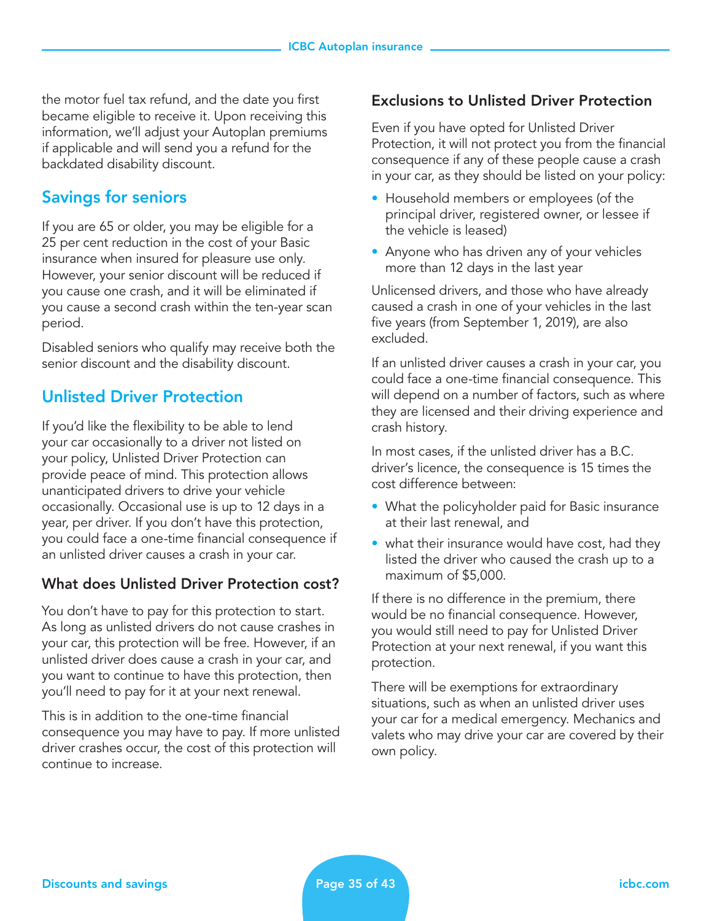the motor fuel tax refund, and the date you first became eligible to receive it. Upon receiving this information, we'll adjust your Autoplan premiums if applicable and will send you a refund for the backdated disability discount.

## Savings for seniors

If you are 65 or older, you may be eligible for a 25 per cent reduction in the cost of your Basic insurance when insured for pleasure use only. However, your senior discount will be reduced if you cause one crash, and it will be eliminated if you cause a second crash within the ten-year scan period.

Disabled seniors who qualify may receive both the senior discount and the disability discount.

## Unlisted Driver Protection

If you'd like the flexibility to be able to lend your car occasionally to a driver not listed on your policy, Unlisted Driver Protection can provide peace of mind. This protection allows unanticipated drivers to drive your vehicle occasionally. Occasional use is up to 12 days in a year, per driver. If you don't have this protection, you could face a one-time financial consequence if an unlisted driver causes a crash in your car.

### What does Unlisted Driver Protection cost?

You don't have to pay for this protection to start. As long as unlisted drivers do not cause crashes in your car, this protection will be free. However, if an unlisted driver does cause a crash in your car, and you want to continue to have this protection, then you'll need to pay for it at your next renewal.

This is in addition to the one-time financial consequence you may have to pay. If more unlisted driver crashes occur, the cost of this protection will continue to increase.

### Exclusions to Unlisted Driver Protection

Even if you have opted for Unlisted Driver Protection, it will not protect you from the financial consequence if any of these people cause a crash in your car, as they should be listed on your policy:

- Household members or employees (of the principal driver, registered owner, or lessee if the vehicle is leased)
- Anyone who has driven any of your vehicles more than 12 days in the last year

Unlicensed drivers, and those who have already caused a crash in one of your vehicles in the last five years (from September 1, 2019), are also excluded.

If an unlisted driver causes a crash in your car, you could face a one-time financial consequence. This will depend on a number of factors, such as where they are licensed and their driving experience and crash history.

In most cases, if the unlisted driver has a B.C. driver's licence, the consequence is 15 times the cost difference between:

- What the policyholder paid for Basic insurance at their last renewal, and
- what their insurance would have cost, had they listed the driver who caused the crash up to a maximum of $5,000.

If there is no difference in the premium, there would be no financial consequence. However, you would still need to pay for Unlisted Driver Protection at your next renewal, if you want this protection.

There will be exemptions for extraordinary situations, such as when an unlisted driver uses your car for a medical emergency. Mechanics and valets who may drive your car are covered by their own policy.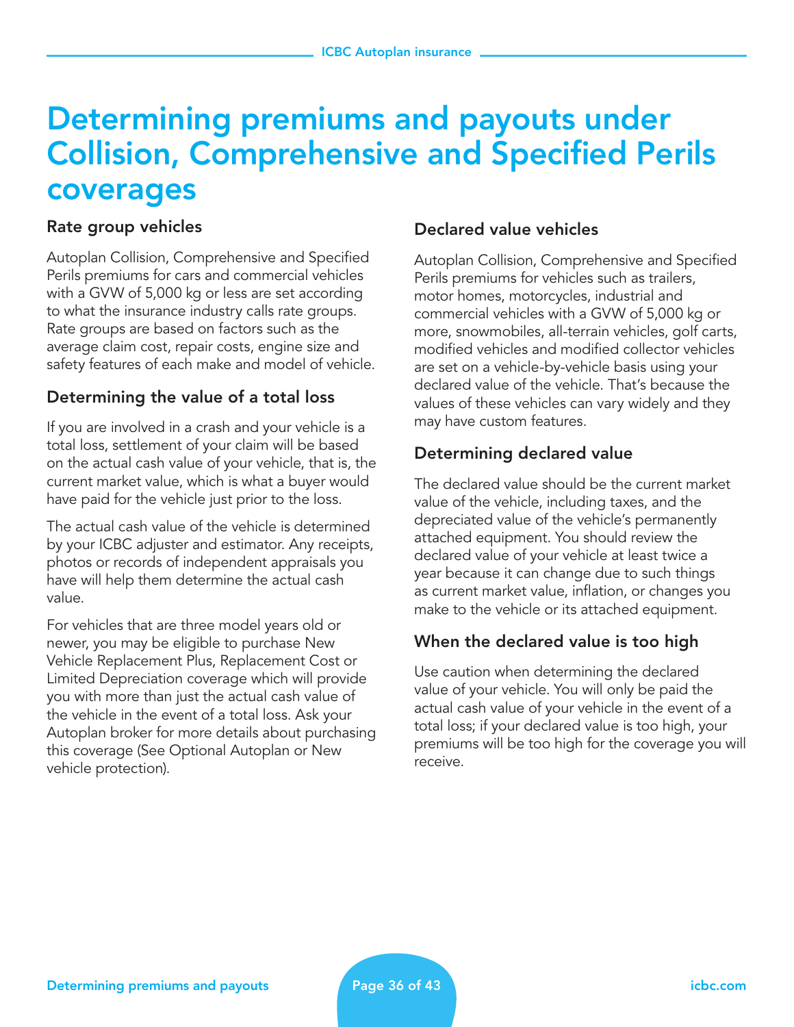# Determining premiums and payouts under Collision, Comprehensive and Specified Perils coverages

## Rate group vehicles

Autoplan Collision, Comprehensive and Specified Perils premiums for cars and commercial vehicles with a GVW of 5,000 kg or less are set according to what the insurance industry calls rate groups. Rate groups are based on factors such as the average claim cost, repair costs, engine size and safety features of each make and model of vehicle.

## Determining the value of a total loss

If you are involved in a crash and your vehicle is a total loss, settlement of your claim will be based on the actual cash value of your vehicle, that is, the current market value, which is what a buyer would have paid for the vehicle just prior to the loss.

The actual cash value of the vehicle is determined by your ICBC adjuster and estimator. Any receipts, photos or records of independent appraisals you have will help them determine the actual cash value.

For vehicles that are three model years old or newer, you may be eligible to purchase New Vehicle Replacement Plus, Replacement Cost or Limited Depreciation coverage which will provide you with more than just the actual cash value of the vehicle in the event of a total loss. Ask your Autoplan broker for more details about purchasing this coverage (See Optional Autoplan or New vehicle protection).

## Declared value vehicles

Autoplan Collision, Comprehensive and Specified Perils premiums for vehicles such as trailers, motor homes, motorcycles, industrial and commercial vehicles with a GVW of 5,000 kg or more, snowmobiles, all-terrain vehicles, golf carts, modified vehicles and modified collector vehicles are set on a vehicle-by-vehicle basis using your declared value of the vehicle. That's because the values of these vehicles can vary widely and they may have custom features.

## Determining declared value

The declared value should be the current market value of the vehicle, including taxes, and the depreciated value of the vehicle's permanently attached equipment. You should review the declared value of your vehicle at least twice a year because it can change due to such things as current market value, inflation, or changes you make to the vehicle or its attached equipment.

## When the declared value is too high

Use caution when determining the declared value of your vehicle. You will only be paid the actual cash value of your vehicle in the event of a total loss; if your declared value is too high, your premiums will be too high for the coverage you will receive.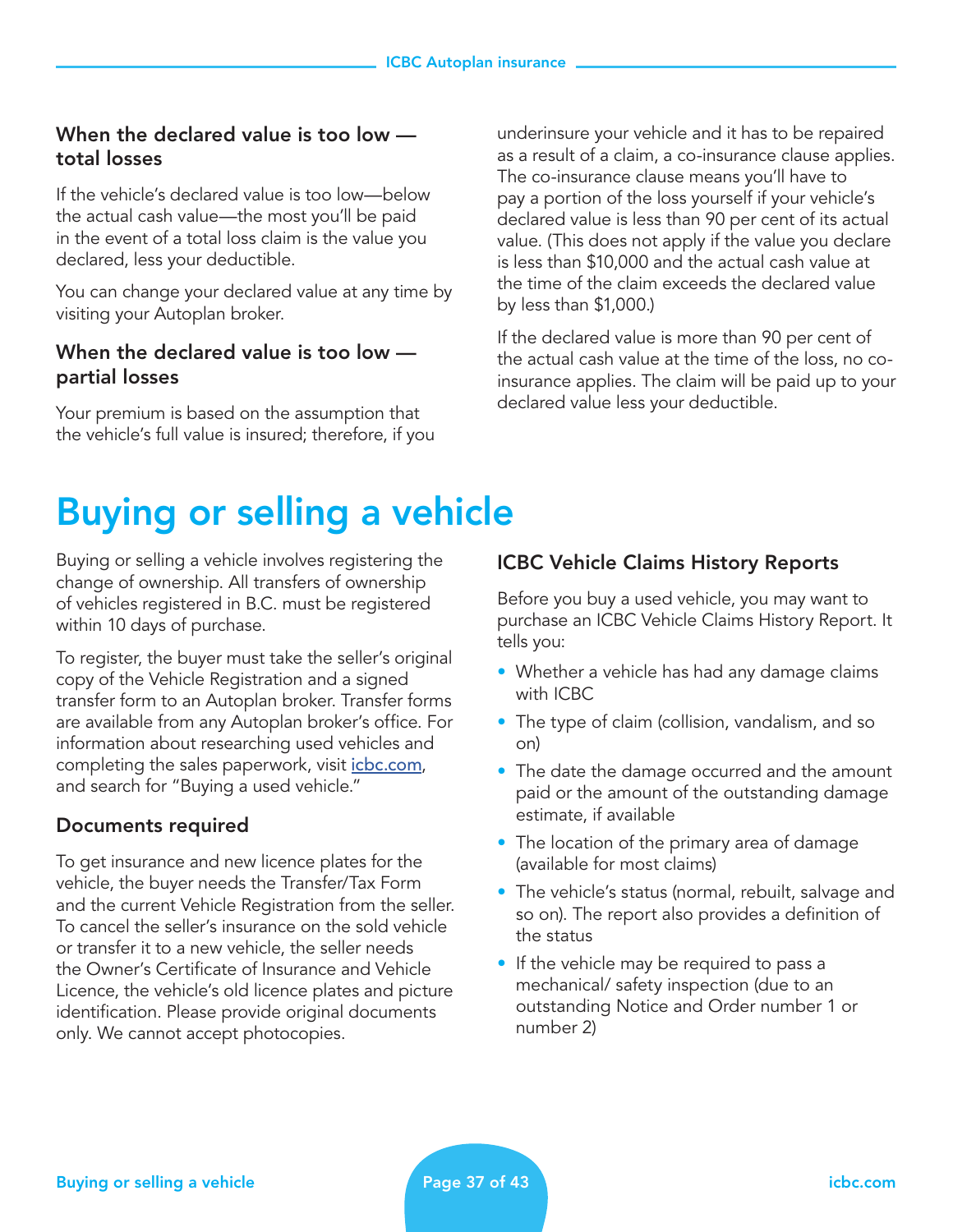### When the declared value is too low — total losses

If the vehicle's declared value is too low—below the actual cash value—the most you'll be paid in the event of a total loss claim is the value you declared, less your deductible.

You can change your declared value at any time by visiting your Autoplan broker.

### When the declared value is too low — partial losses

Your premium is based on the assumption that the vehicle's full value is insured; therefore, if you underinsure your vehicle and it has to be repaired as a result of a claim, a co-insurance clause applies. The co-insurance clause means you'll have to pay a portion of the loss yourself if your vehicle's declared value is less than 90 per cent of its actual value. (This does not apply if the value you declare is less than $10,000 and the actual cash value at the time of the claim exceeds the declared value by less than $1,000.)

If the declared value is more than 90 per cent of the actual cash value at the time of the loss, no co-insurance applies. The claim will be paid up to your declared value less your deductible.

# Buying or selling a vehicle

Buying or selling a vehicle involves registering the change of ownership. All transfers of ownership of vehicles registered in B.C. must be registered within 10 days of purchase.

To register, the buyer must take the seller's original copy of the Vehicle Registration and a signed transfer form to an Autoplan broker. Transfer forms are available from any Autoplan broker's office. For information about researching used vehicles and completing the sales paperwork, visit icbc.com, and search for "Buying a used vehicle."

### Documents required

To get insurance and new licence plates for the vehicle, the buyer needs the Transfer/Tax Form and the current Vehicle Registration from the seller. To cancel the seller's insurance on the sold vehicle or transfer it to a new vehicle, the seller needs the Owner's Certificate of Insurance and Vehicle Licence, the vehicle's old licence plates and picture identification. Please provide original documents only. We cannot accept photocopies.

### ICBC Vehicle Claims History Reports

Before you buy a used vehicle, you may want to purchase an ICBC Vehicle Claims History Report. It tells you:

- Whether a vehicle has had any damage claims with ICBC
- The type of claim (collision, vandalism, and so on)
- The date the damage occurred and the amount paid or the amount of the outstanding damage estimate, if available
- The location of the primary area of damage (available for most claims)
- The vehicle's status (normal, rebuilt, salvage and so on). The report also provides a definition of the status
- If the vehicle may be required to pass a mechanical/ safety inspection (due to an outstanding Notice and Order number 1 or number 2)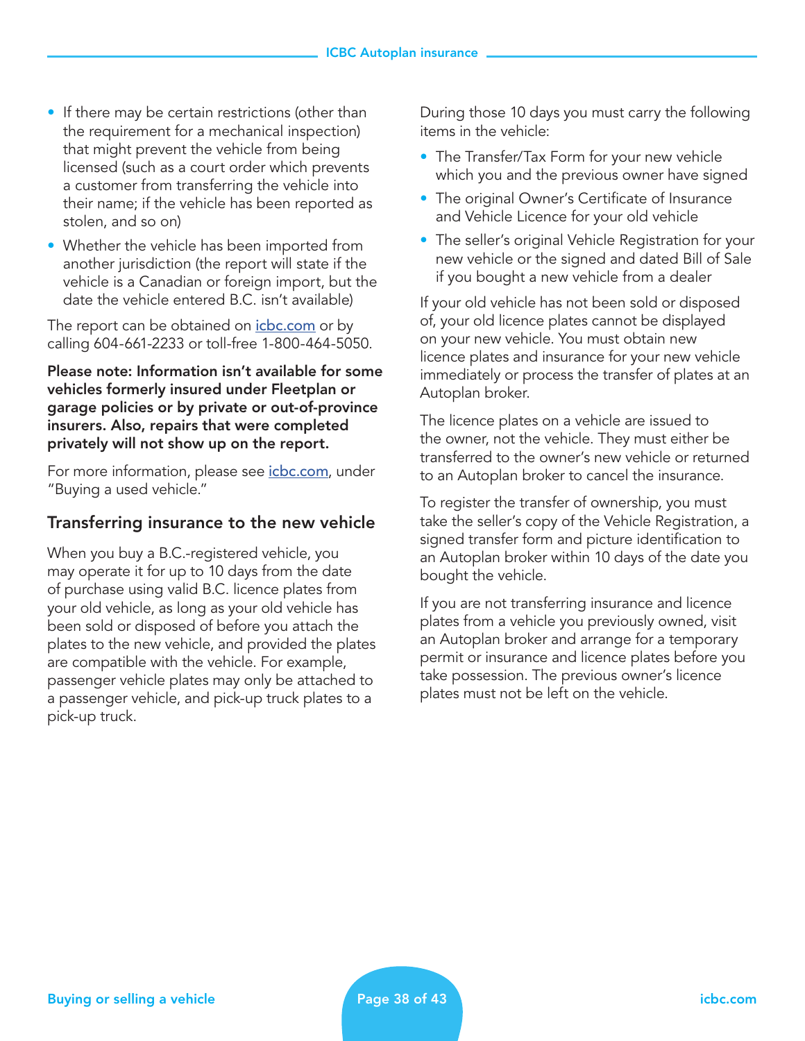- If there may be certain restrictions (other than the requirement for a mechanical inspection) that might prevent the vehicle from being licensed (such as a court order which prevents a customer from transferring the vehicle into their name; if the vehicle has been reported as stolen, and so on)
- Whether the vehicle has been imported from another jurisdiction (the report will state if the vehicle is a Canadian or foreign import, but the date the vehicle entered B.C. isn't available)

The report can be obtained on [icbc.com](icbc.com) or by calling 604-661-2233 or toll-free 1-800-464-5050.

**Please note: Information isn't available for some vehicles formerly insured under Fleetplan or garage policies or by private or out-of-province insurers. Also, repairs that were completed privately will not show up on the report.**

For more information, please see [icbc.com](icbc.com), under "Buying a used vehicle."

## Transferring insurance to the new vehicle

When you buy a B.C.-registered vehicle, you may operate it for up to 10 days from the date of purchase using valid B.C. licence plates from your old vehicle, as long as your old vehicle has been sold or disposed of before you attach the plates to the new vehicle, and provided the plates are compatible with the vehicle. For example, passenger vehicle plates may only be attached to a passenger vehicle, and pick-up truck plates to a pick-up truck.

During those 10 days you must carry the following items in the vehicle:

- The Transfer/Tax Form for your new vehicle which you and the previous owner have signed
- The original Owner's Certificate of Insurance and Vehicle Licence for your old vehicle
- The seller's original Vehicle Registration for your new vehicle or the signed and dated Bill of Sale if you bought a new vehicle from a dealer

If your old vehicle has not been sold or disposed of, your old licence plates cannot be displayed on your new vehicle. You must obtain new licence plates and insurance for your new vehicle immediately or process the transfer of plates at an Autoplan broker.

The licence plates on a vehicle are issued to the owner, not the vehicle. They must either be transferred to the owner's new vehicle or returned to an Autoplan broker to cancel the insurance.

To register the transfer of ownership, you must take the seller's copy of the Vehicle Registration, a signed transfer form and picture identification to an Autoplan broker within 10 days of the date you bought the vehicle.

If you are not transferring insurance and licence plates from a vehicle you previously owned, visit an Autoplan broker and arrange for a temporary permit or insurance and licence plates before you take possession. The previous owner's licence plates must not be left on the vehicle.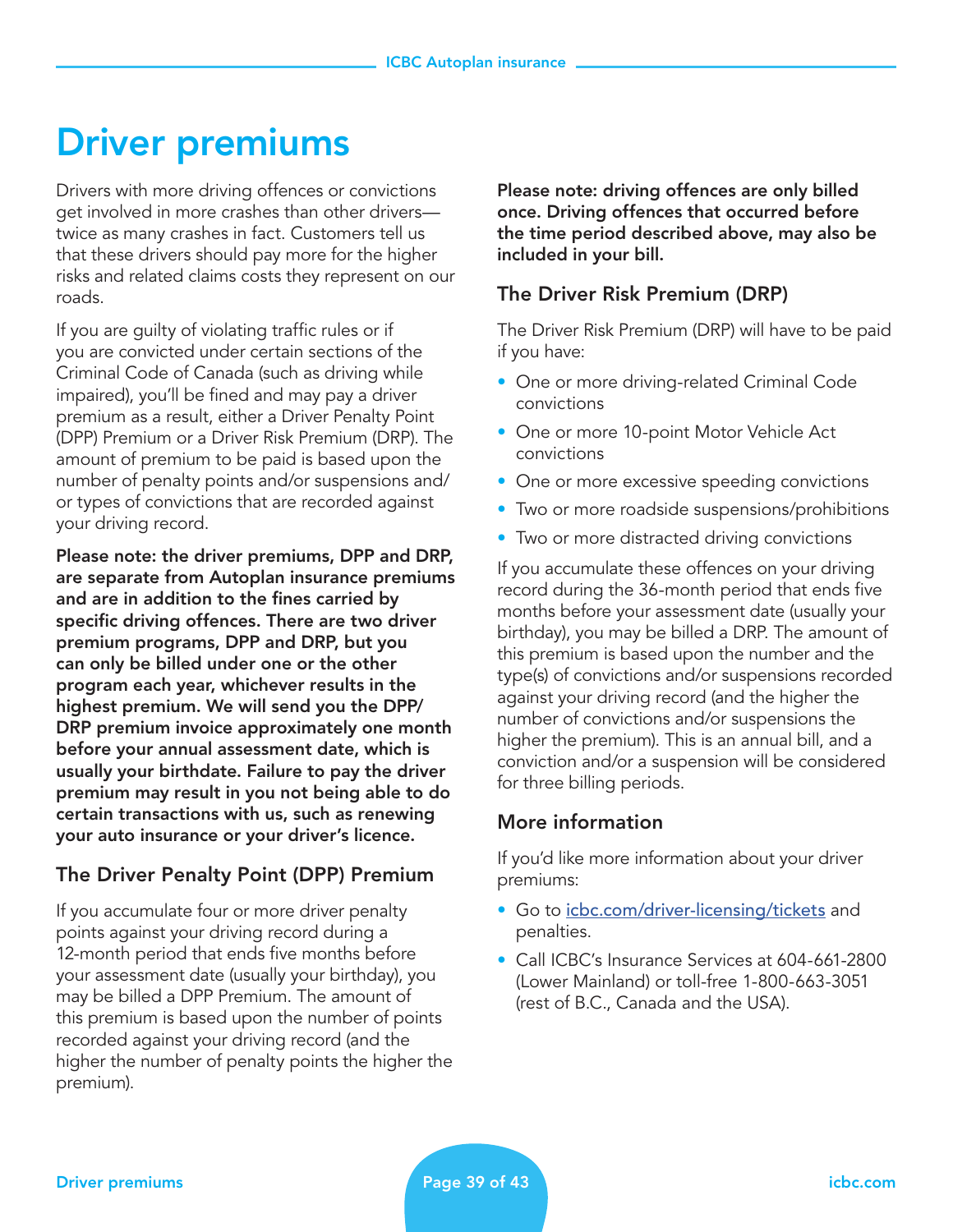# Driver premiums

Drivers with more driving offences or convictions get involved in more crashes than other drivers—twice as many crashes in fact. Customers tell us that these drivers should pay more for the higher risks and related claims costs they represent on our roads.

If you are guilty of violating traffic rules or if you are convicted under certain sections of the Criminal Code of Canada (such as driving while impaired), you'll be fined and may pay a driver premium as a result, either a Driver Penalty Point (DPP) Premium or a Driver Risk Premium (DRP). The amount of premium to be paid is based upon the number of penalty points and/or suspensions and/or types of convictions that are recorded against your driving record.

**Please note: the driver premiums, DPP and DRP, are separate from Autoplan insurance premiums and are in addition to the fines carried by specific driving offences. There are two driver premium programs, DPP and DRP, but you can only be billed under one or the other program each year, whichever results in the highest premium. We will send you the DPP/DRP premium invoice approximately one month before your annual assessment date, which is usually your birthdate. Failure to pay the driver premium may result in you not being able to do certain transactions with us, such as renewing your auto insurance or your driver's licence.**

## The Driver Penalty Point (DPP) Premium

If you accumulate four or more driver penalty points against your driving record during a 12-month period that ends five months before your assessment date (usually your birthday), you may be billed a DPP Premium. The amount of this premium is based upon the number of points recorded against your driving record (and the higher the number of penalty points the higher the premium).

**Please note: driving offences are only billed once. Driving offences that occurred before the time period described above, may also be included in your bill.**

## The Driver Risk Premium (DRP)

The Driver Risk Premium (DRP) will have to be paid if you have:

- One or more driving-related Criminal Code convictions
- One or more 10-point Motor Vehicle Act convictions
- One or more excessive speeding convictions
- Two or more roadside suspensions/prohibitions
- Two or more distracted driving convictions

If you accumulate these offences on your driving record during the 36-month period that ends five months before your assessment date (usually your birthday), you may be billed a DRP. The amount of this premium is based upon the number and the type(s) of convictions and/or suspensions recorded against your driving record (and the higher the number of convictions and/or suspensions the higher the premium). This is an annual bill, and a conviction and/or a suspension will be considered for three billing periods.

## More information

If you'd like more information about your driver premiums:

- Go to icbc.com/driver-licensing/tickets and penalties.
- Call ICBC's Insurance Services at 604-661-2800 (Lower Mainland) or toll-free 1-800-663-3051 (rest of B.C., Canada and the USA).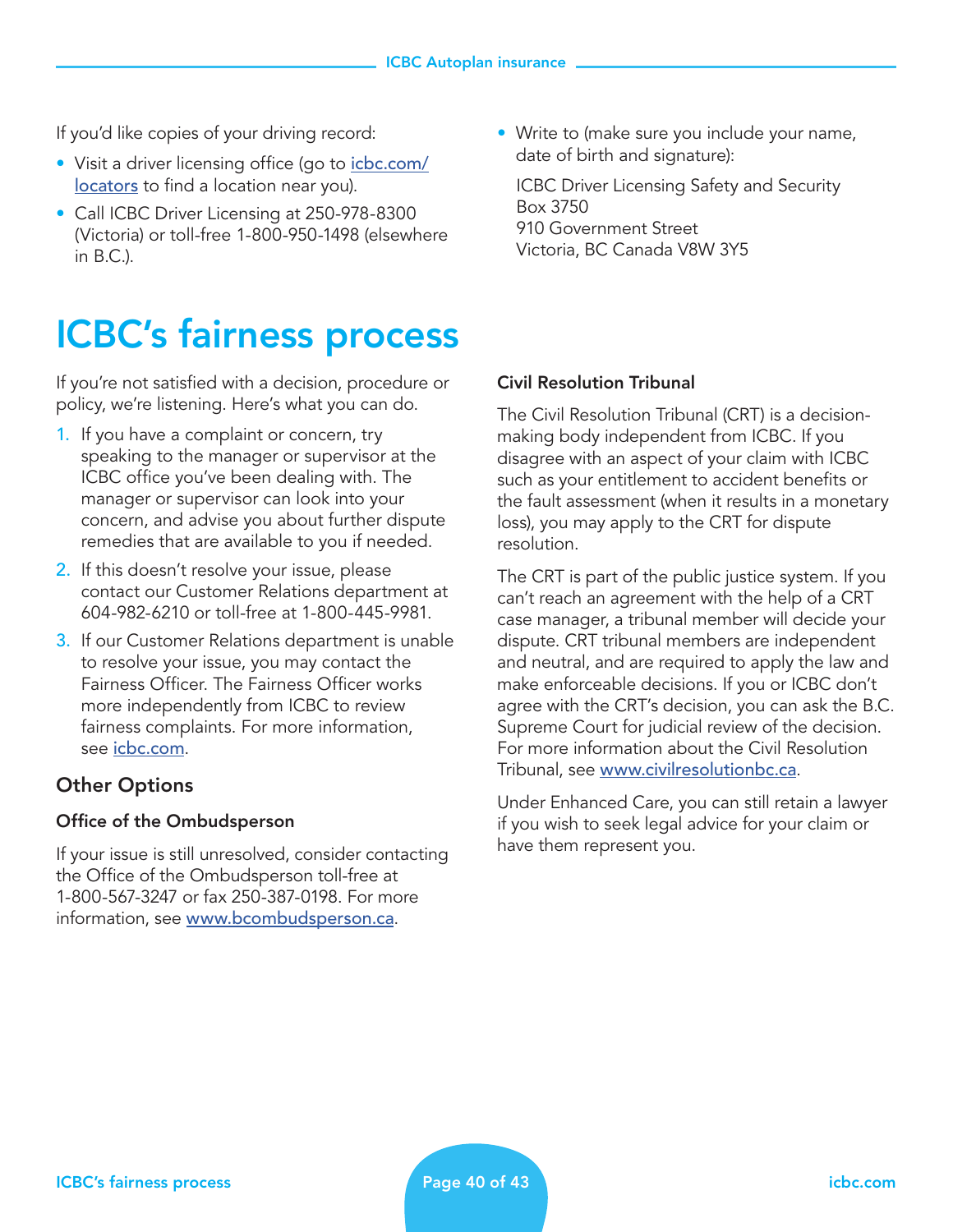If you'd like copies of your driving record:

- Visit a driver licensing office (go to icbc.com/locators to find a location near you).
- Call ICBC Driver Licensing at 250-978-8300 (Victoria) or toll-free 1-800-950-1498 (elsewhere in B.C.).
- Write to (make sure you include your name, date of birth and signature):

  ICBC Driver Licensing Safety and Security
  Box 3750
  910 Government Street
  Victoria, BC Canada V8W 3Y5

# ICBC's fairness process

If you're not satisfied with a decision, procedure or policy, we're listening. Here's what you can do.

1. If you have a complaint or concern, try speaking to the manager or supervisor at the ICBC office you've been dealing with. The manager or supervisor can look into your concern, and advise you about further dispute remedies that are available to you if needed.
2. If this doesn't resolve your issue, please contact our Customer Relations department at 604-982-6210 or toll-free at 1-800-445-9981.
3. If our Customer Relations department is unable to resolve your issue, you may contact the Fairness Officer. The Fairness Officer works more independently from ICBC to review fairness complaints. For more information, see icbc.com.

## Other Options

### Office of the Ombudsperson

If your issue is still unresolved, consider contacting the Office of the Ombudsperson toll-free at 1-800-567-3247 or fax 250-387-0198. For more information, see www.bcombudsperson.ca.

### Civil Resolution Tribunal

The Civil Resolution Tribunal (CRT) is a decision-making body independent from ICBC. If you disagree with an aspect of your claim with ICBC such as your entitlement to accident benefits or the fault assessment (when it results in a monetary loss), you may apply to the CRT for dispute resolution.

The CRT is part of the public justice system. If you can't reach an agreement with the help of a CRT case manager, a tribunal member will decide your dispute. CRT tribunal members are independent and neutral, and are required to apply the law and make enforceable decisions. If you or ICBC don't agree with the CRT's decision, you can ask the B.C. Supreme Court for judicial review of the decision. For more information about the Civil Resolution Tribunal, see www.civilresolutionbc.ca.

Under Enhanced Care, you can still retain a lawyer if you wish to seek legal advice for your claim or have them represent you.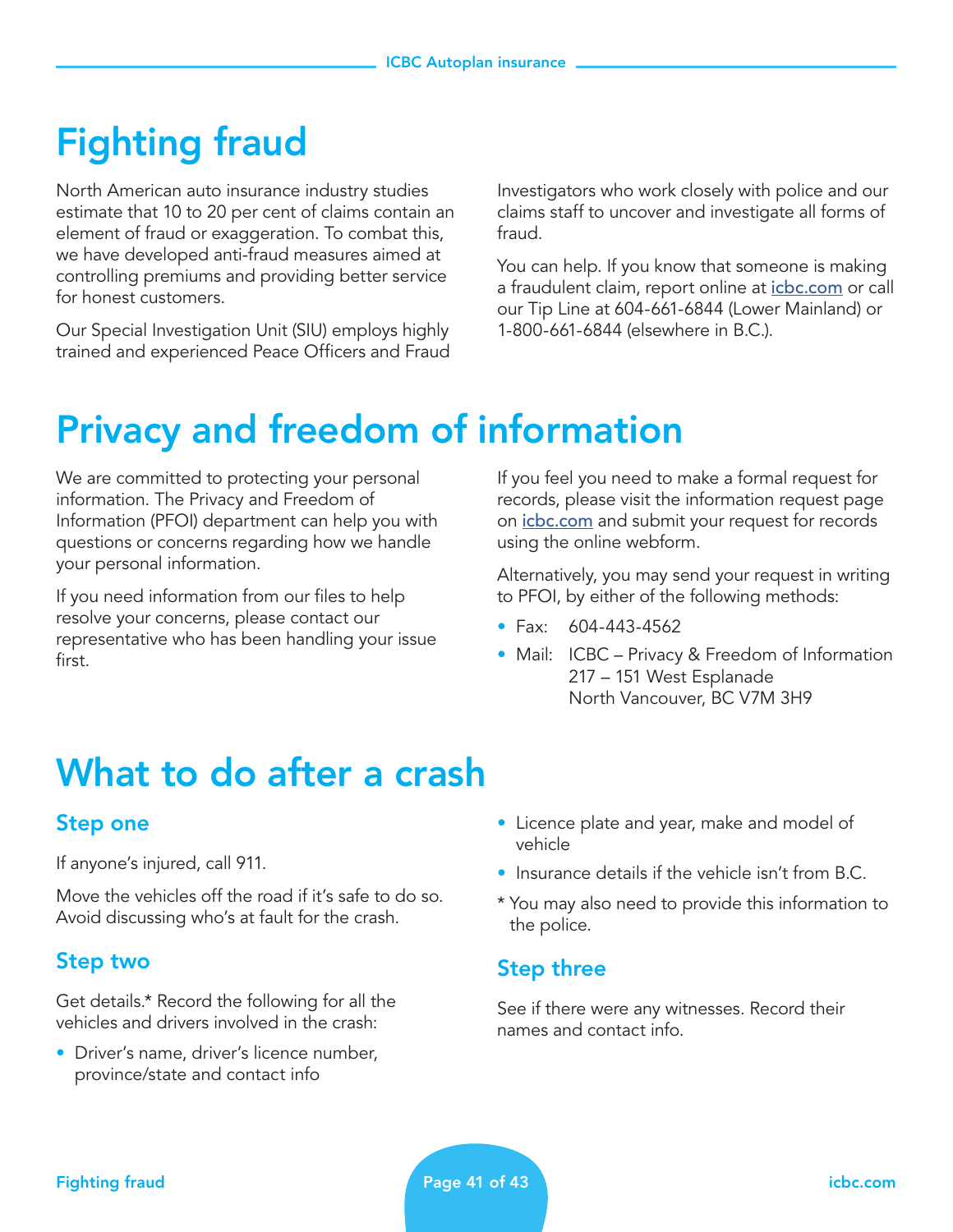# Fighting fraud

North American auto insurance industry studies estimate that 10 to 20 per cent of claims contain an element of fraud or exaggeration. To combat this, we have developed anti-fraud measures aimed at controlling premiums and providing better service for honest customers.

Our Special Investigation Unit (SIU) employs highly trained and experienced Peace Officers and Fraud Investigators who work closely with police and our claims staff to uncover and investigate all forms of fraud.

You can help. If you know that someone is making a fraudulent claim, report online at icbc.com or call our Tip Line at 604-661-6844 (Lower Mainland) or 1-800-661-6844 (elsewhere in B.C.).

# Privacy and freedom of information

We are committed to protecting your personal information. The Privacy and Freedom of Information (PFOI) department can help you with questions or concerns regarding how we handle your personal information.

If you need information from our files to help resolve your concerns, please contact our representative who has been handling your issue first.

If you feel you need to make a formal request for records, please visit the information request page on icbc.com and submit your request for records using the online webform.

Alternatively, you may send your request in writing to PFOI, by either of the following methods:

- Fax: 604-443-4562
- Mail: ICBC – Privacy & Freedom of Information
  217 – 151 West Esplanade
  North Vancouver, BC V7M 3H9

# What to do after a crash

## Step one

If anyone's injured, call 911.

Move the vehicles off the road if it's safe to do so. Avoid discussing who's at fault for the crash.

## Step two

Get details.* Record the following for all the vehicles and drivers involved in the crash:

- Driver's name, driver's licence number, province/state and contact info
- Licence plate and year, make and model of vehicle
- Insurance details if the vehicle isn't from B.C.

\* You may also need to provide this information to the police.

## Step three

See if there were any witnesses. Record their names and contact info.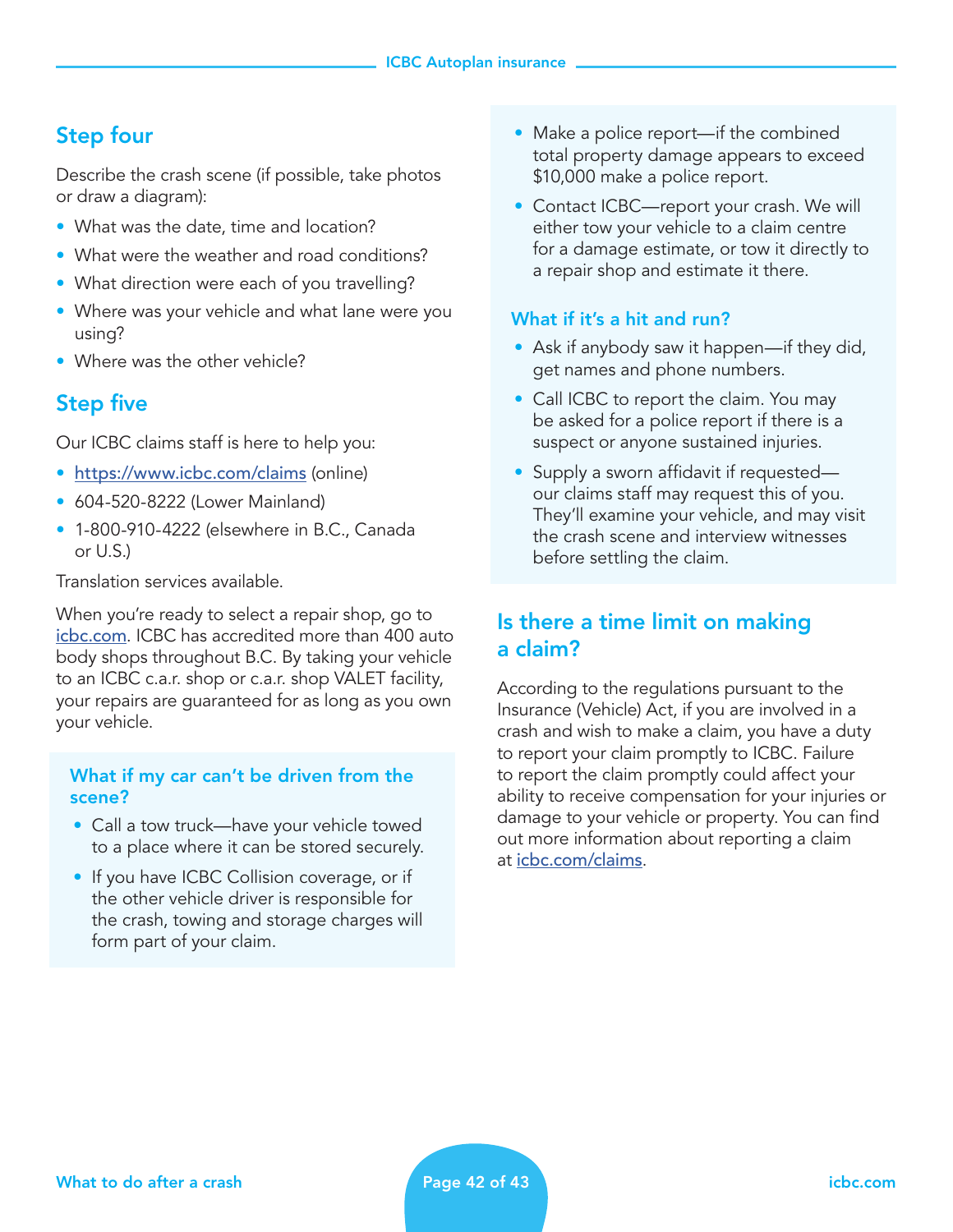## Step four

Describe the crash scene (if possible, take photos or draw a diagram):

- What was the date, time and location?
- What were the weather and road conditions?
- What direction were each of you travelling?
- Where was your vehicle and what lane were you using?
- Where was the other vehicle?

## Step five

Our ICBC claims staff is here to help you:

- https://www.icbc.com/claims (online)
- 604-520-8222 (Lower Mainland)
- 1-800-910-4222 (elsewhere in B.C., Canada or U.S.)

Translation services available.

When you're ready to select a repair shop, go to icbc.com. ICBC has accredited more than 400 auto body shops throughout B.C. By taking your vehicle to an ICBC c.a.r. shop or c.a.r. shop VALET facility, your repairs are guaranteed for as long as you own your vehicle.

### What if my car can't be driven from the scene?

- Call a tow truck—have your vehicle towed to a place where it can be stored securely.
- If you have ICBC Collision coverage, or if the other vehicle driver is responsible for the crash, towing and storage charges will form part of your claim.
- Make a police report—if the combined total property damage appears to exceed $10,000 make a police report.
- Contact ICBC—report your crash. We will either tow your vehicle to a claim centre for a damage estimate, or tow it directly to a repair shop and estimate it there.

### What if it's a hit and run?

- Ask if anybody saw it happen—if they did, get names and phone numbers.
- Call ICBC to report the claim. You may be asked for a police report if there is a suspect or anyone sustained injuries.
- Supply a sworn affidavit if requested—our claims staff may request this of you. They'll examine your vehicle, and may visit the crash scene and interview witnesses before settling the claim.

## Is there a time limit on making a claim?

According to the regulations pursuant to the Insurance (Vehicle) Act, if you are involved in a crash and wish to make a claim, you have a duty to report your claim promptly to ICBC. Failure to report the claim promptly could affect your ability to receive compensation for your injuries or damage to your vehicle or property. You can find out more information about reporting a claim at icbc.com/claims.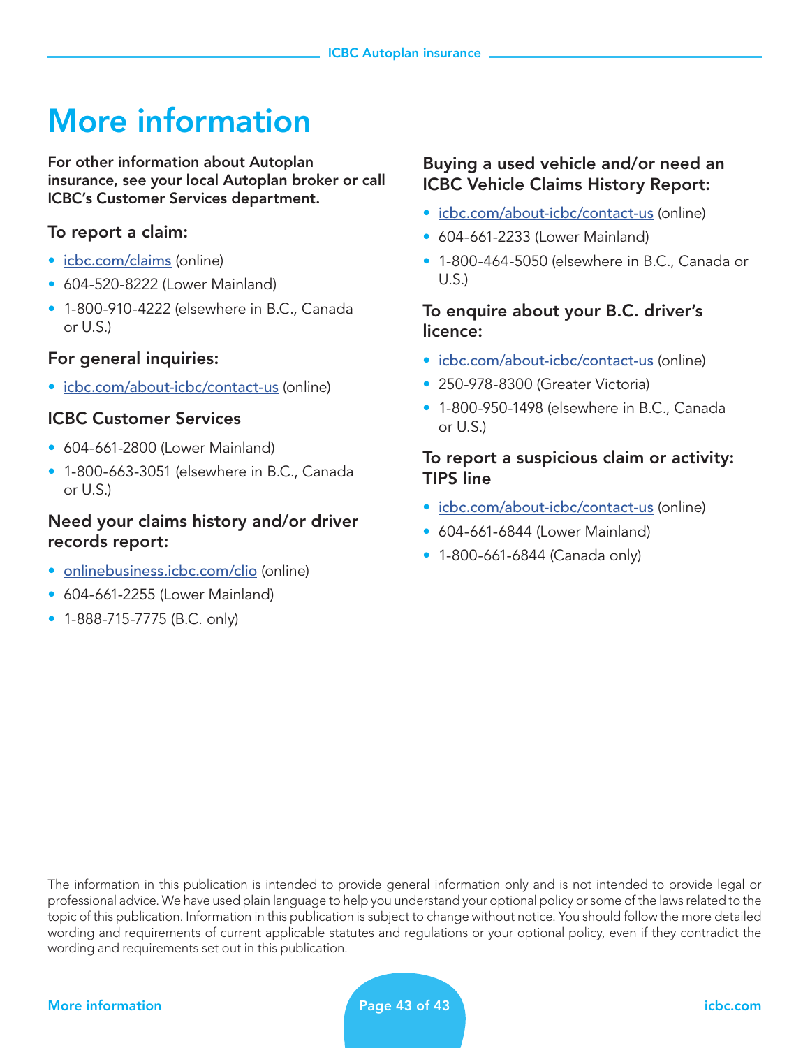# More information

**For other information about Autoplan insurance, see your local Autoplan broker or call ICBC's Customer Services department.**

### To report a claim:

- icbc.com/claims (online)
- 604-520-8222 (Lower Mainland)
- 1-800-910-4222 (elsewhere in B.C., Canada or U.S.)

### For general inquiries:

- icbc.com/about-icbc/contact-us (online)

### ICBC Customer Services

- 604-661-2800 (Lower Mainland)
- 1-800-663-3051 (elsewhere in B.C., Canada or U.S.)

### Need your claims history and/or driver records report:

- onlinebusiness.icbc.com/clio (online)
- 604-661-2255 (Lower Mainland)
- 1-888-715-7775 (B.C. only)

### Buying a used vehicle and/or need an ICBC Vehicle Claims History Report:

- icbc.com/about-icbc/contact-us (online)
- 604-661-2233 (Lower Mainland)
- 1-800-464-5050 (elsewhere in B.C., Canada or U.S.)

### To enquire about your B.C. driver's licence:

- icbc.com/about-icbc/contact-us (online)
- 250-978-8300 (Greater Victoria)
- 1-800-950-1498 (elsewhere in B.C., Canada or U.S.)

### To report a suspicious claim or activity: TIPS line

- icbc.com/about-icbc/contact-us (online)
- 604-661-6844 (Lower Mainland)
- 1-800-661-6844 (Canada only)

The information in this publication is intended to provide general information only and is not intended to provide legal or professional advice. We have used plain language to help you understand your optional policy or some of the laws related to the topic of this publication. Information in this publication is subject to change without notice. You should follow the more detailed wording and requirements of current applicable statutes and regulations or your optional policy, even if they contradict the wording and requirements set out in this publication.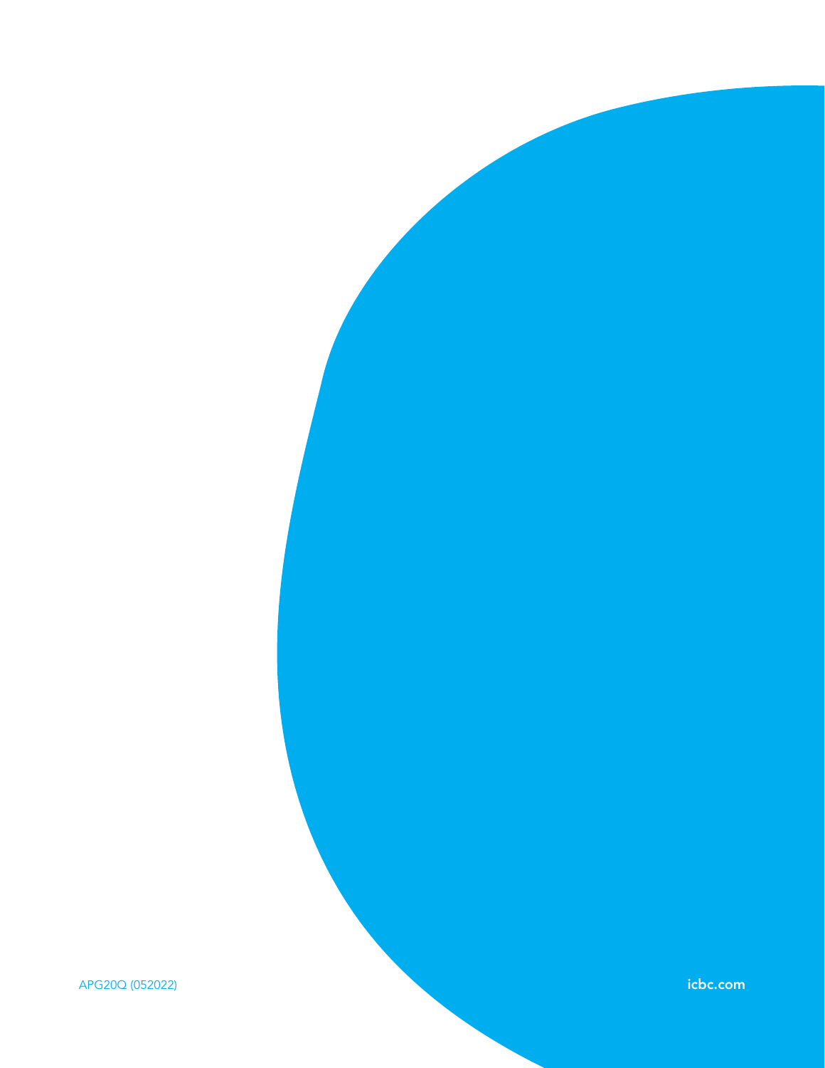APG20Q (052022)

icbc.com